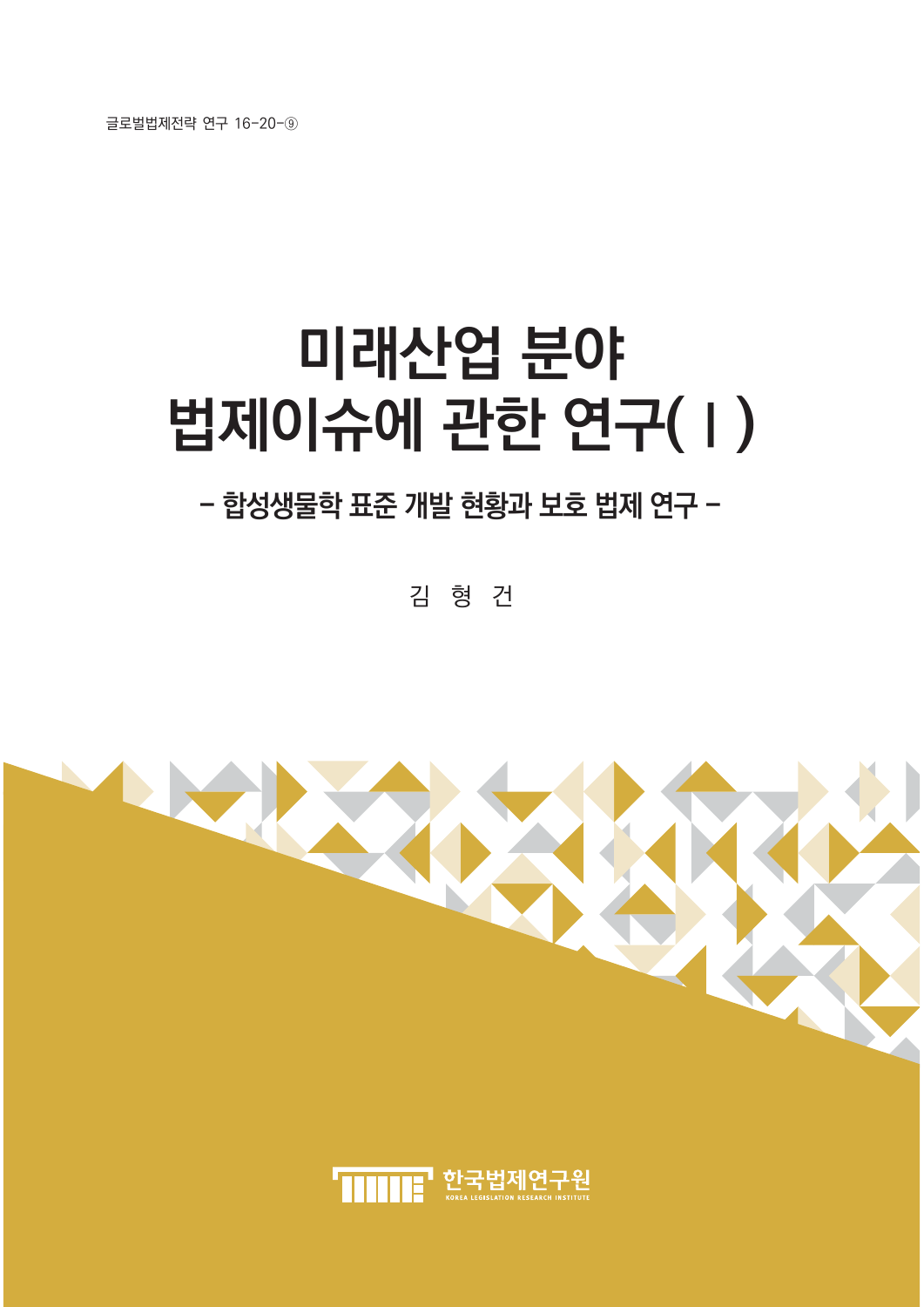글로벌법제전략 연구 16-20-⑨

# 미래산업 분야 법제이슈에 관한 연구(Ⅰ)

## - 합성생물학 표준 개발 현황과 보호 법제 연구 -

김 형 건

한국법제연구원

KOREA LEGISLATION RESEARCH INSTITUTE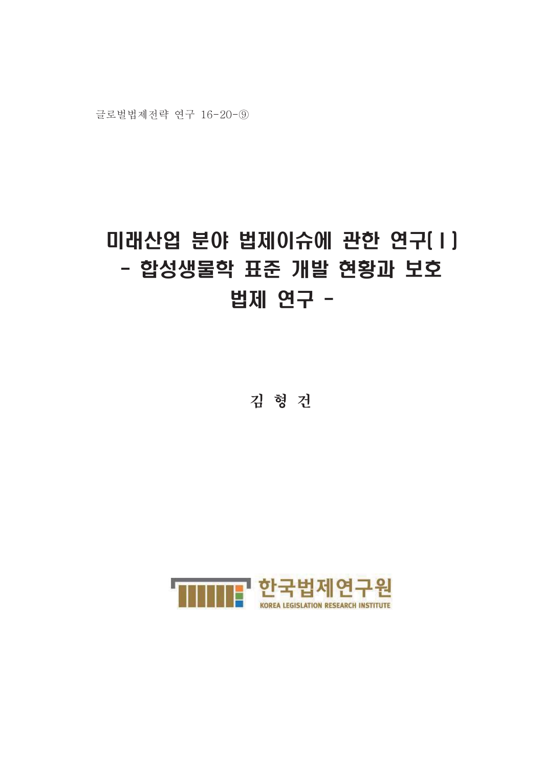글로벌법제전략 연구 16-20-⑨

# 미래산업 분야 법제이슈에 관한 연구(Ⅰ)
# - 합성생물학 표준 개발 현황과 보호 법제 연구 -

김 형 건

한국법제연구원

KOREA LEGISLATION RESEARCH INSTITUTE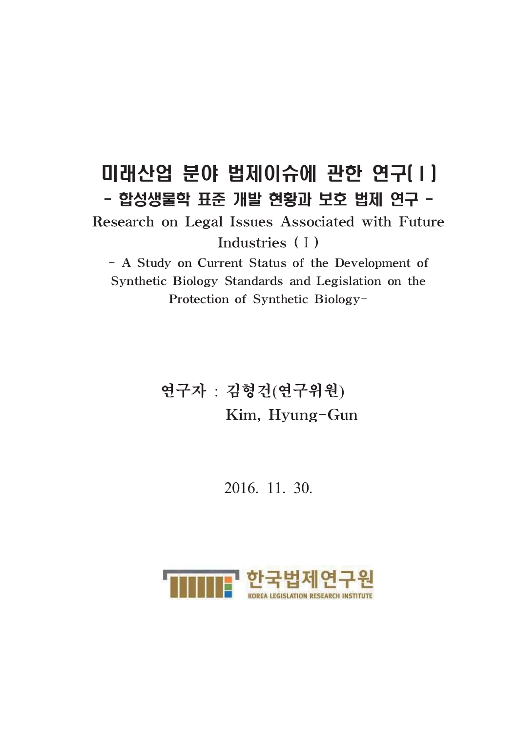# 미래산업 분야 법제이슈에 관한 연구[Ⅰ]

## - 합성생물학 표준 개발 현황과 보호 법제 연구 -

Research on Legal Issues Associated with Future Industries (Ⅰ)

- A Study on Current Status of the Development of Synthetic Biology Standards and Legislation on the Protection of Synthetic Biology-

연구자 : 김형건(연구위원)
Kim, Hyung-Gun

2016. 11. 30.

한국법제연구원
KOREA LEGISLATION RESEARCH INSTITUTE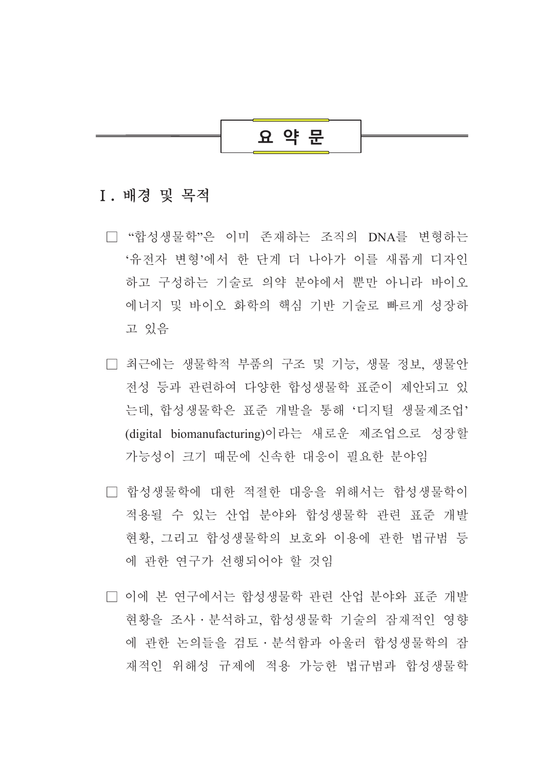# 요 약 문

## Ⅰ. 배경 및 목적

□ "합성생물학"은 이미 존재하는 조직의 DNA를 변형하는 '유전자 변형'에서 한 단계 더 나아가 이를 새롭게 디자인하고 구성하는 기술로 의약 분야에서 뿐만 아니라 바이오 에너지 및 바이오 화학의 핵심 기반 기술로 빠르게 성장하고 있음

□ 최근에는 생물학적 부품의 구조 및 기능, 생물 정보, 생물안전성 등과 관련하여 다양한 합성생물학 표준이 제안되고 있는데, 합성생물학은 표준 개발을 통해 '디지털 생물제조업' (digital biomanufacturing)이라는 새로운 제조업으로 성장할 가능성이 크기 때문에 신속한 대응이 필요한 분야임

□ 합성생물학에 대한 적절한 대응을 위해서는 합성생물학이 적용될 수 있는 산업 분야와 합성생물학 관련 표준 개발 현황, 그리고 합성생물학의 보호와 이용에 관한 법규범 등에 관한 연구가 선행되어야 할 것임

□ 이에 본 연구에서는 합성생물학 관련 산업 분야와 표준 개발 현황을 조사·분석하고, 합성생물학 기술의 잠재적인 영향에 관한 논의들을 검토·분석함과 아울러 합성생물학의 잠재적인 위해성 규제에 적용 가능한 법규범과 합성생물학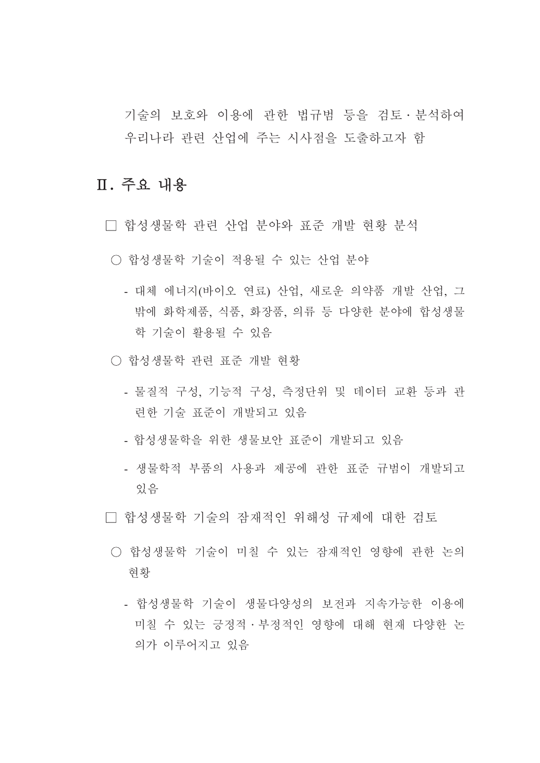기술의 보호와 이용에 관한 법규범 등을 검토·분석하여 우리나라 관련 산업에 주는 시사점을 도출하고자 함

## Ⅱ. 주요 내용

□ 합성생물학 관련 산업 분야와 표준 개발 현황 분석

○ 합성생물학 기술이 적용될 수 있는 산업 분야

- 대체 에너지(바이오 연료) 산업, 새로운 의약품 개발 산업, 그 밖에 화학제품, 식품, 화장품, 의류 등 다양한 분야에 합성생물학 기술이 활용될 수 있음

○ 합성생물학 관련 표준 개발 현황

- 물질적 구성, 기능적 구성, 측정단위 및 데이터 교환 등과 관련한 기술 표준이 개발되고 있음
- 합성생물학을 위한 생물보안 표준이 개발되고 있음
- 생물학적 부품의 사용과 제공에 관한 표준 규범이 개발되고 있음

□ 합성생물학 기술의 잠재적인 위해성 규제에 대한 검토

○ 합성생물학 기술이 미칠 수 있는 잠재적인 영향에 관한 논의 현황

- 합성생물학 기술이 생물다양성의 보전과 지속가능한 이용에 미칠 수 있는 긍정적·부정적인 영향에 대해 현재 다양한 논의가 이루어지고 있음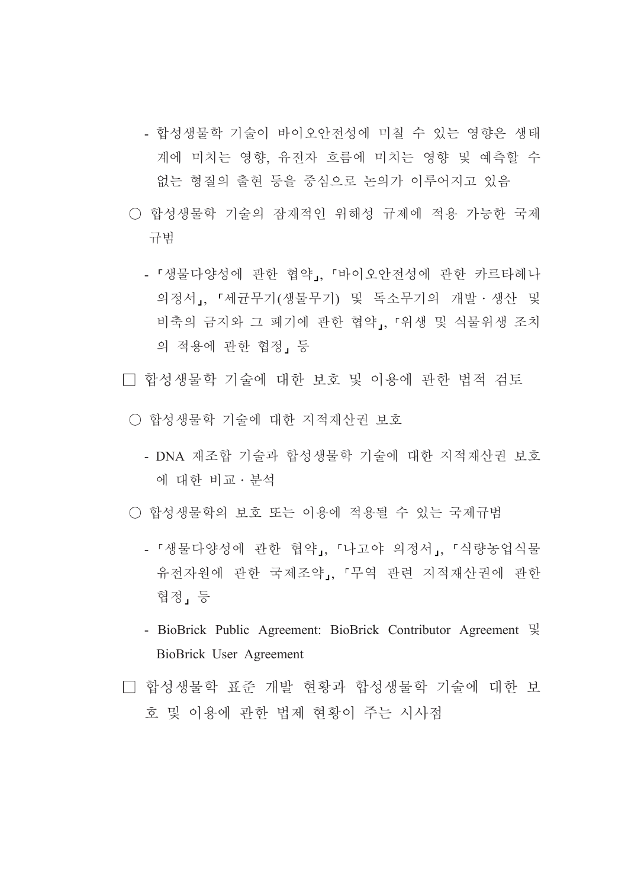- 합성생물학 기술이 바이오안전성에 미칠 수 있는 영향은 생태계에 미치는 영향, 유전자 흐름에 미치는 영향 및 예측할 수 없는 형질의 출현 등을 중심으로 논의가 이루어지고 있음

○ 합성생물학 기술의 잠재적인 위해성 규제에 적용 가능한 국제규범

- 「생물다양성에 관한 협약」, 「바이오안전성에 관한 카르타헤나 의정서」, 「세균무기(생물무기) 및 독소무기의 개발·생산 및 비축의 금지와 그 폐기에 관한 협약」, 「위생 및 식물위생 조치의 적용에 관한 협정」 등

□ 합성생물학 기술에 대한 보호 및 이용에 관한 법적 검토

○ 합성생물학 기술에 대한 지적재산권 보호

- DNA 재조합 기술과 합성생물학 기술에 대한 지적재산권 보호에 대한 비교·분석

○ 합성생물학의 보호 또는 이용에 적용될 수 있는 국제규범

- 「생물다양성에 관한 협약」, 「나고야 의정서」, 「식량농업식물유전자원에 관한 국제조약」, 「무역 관련 지적재산권에 관한 협정」 등

- BioBrick Public Agreement: BioBrick Contributor Agreement 및 BioBrick User Agreement

□ 합성생물학 표준 개발 현황과 합성생물학 기술에 대한 보호 및 이용에 관한 법제 현황이 주는 시사점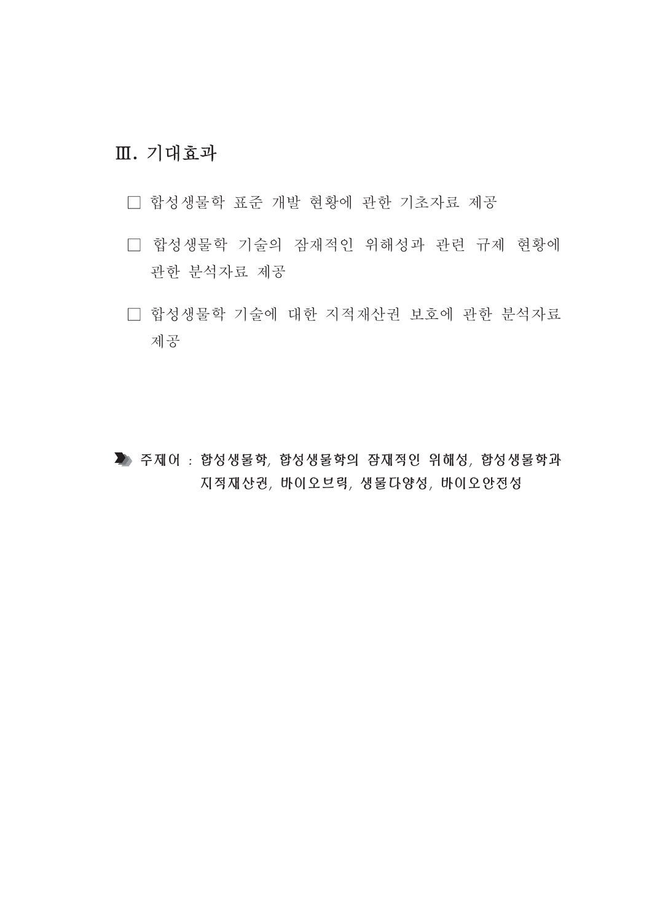## Ⅲ. 기대효과

□ 합성생물학 표준 개발 현황에 관한 기초자료 제공

□ 합성생물학 기술의 잠재적인 위해성과 관련 규제 현황에 관한 분석자료 제공

□ 합성생물학 기술에 대한 지적재산권 보호에 관한 분석자료 제공

**주제어 : 합성생물학, 합성생물학의 잠재적인 위해성, 합성생물학과 지적재산권, 바이오브릭, 생물다양성, 바이오안전성**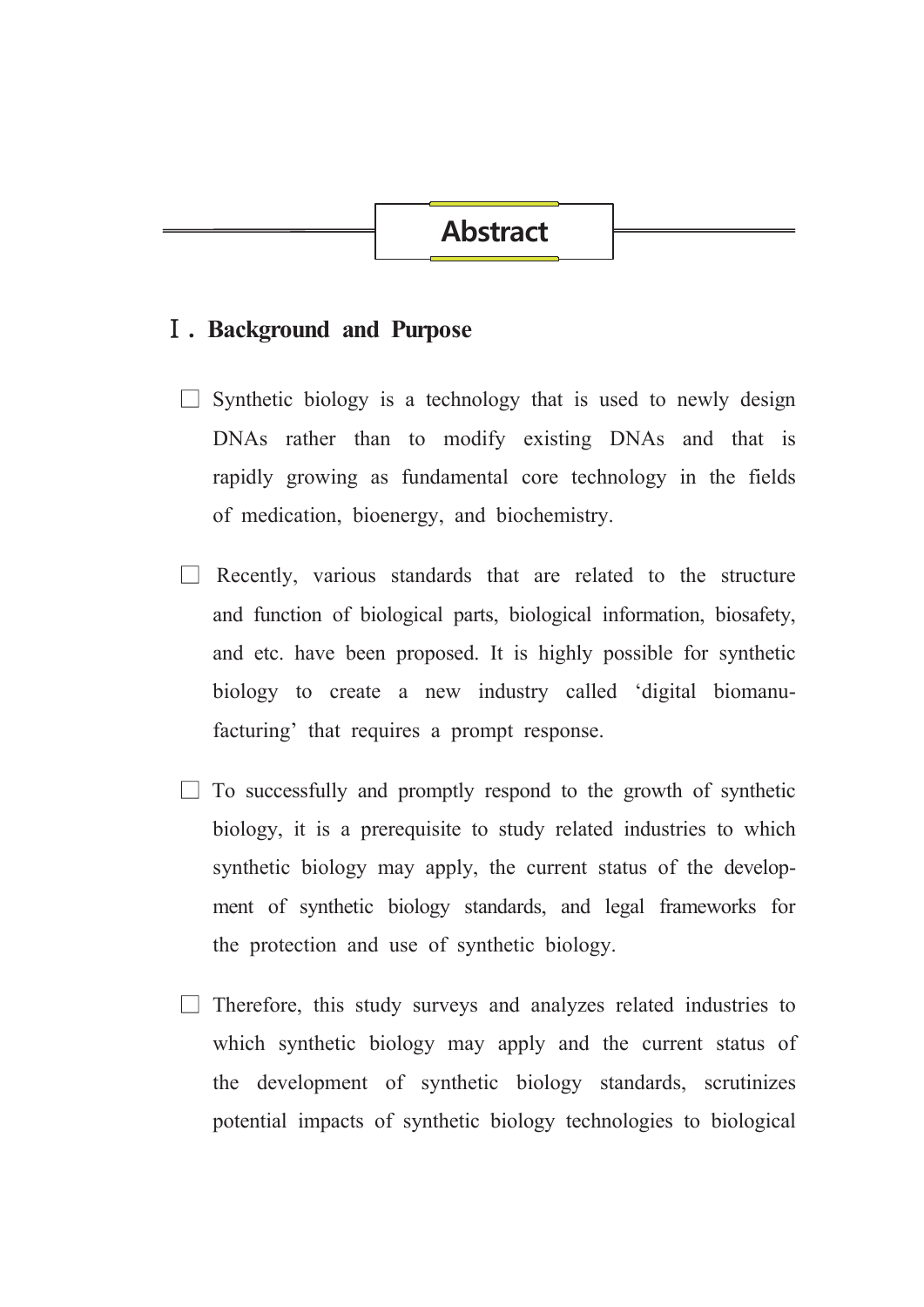# Abstract

## Ⅰ. Background and Purpose

- ☐ Synthetic biology is a technology that is used to newly design DNAs rather than to modify existing DNAs and that is rapidly growing as fundamental core technology in the fields of medication, bioenergy, and biochemistry.

- ☐ Recently, various standards that are related to the structure and function of biological parts, biological information, biosafety, and etc. have been proposed. It is highly possible for synthetic biology to create a new industry called 'digital biomanufacturing' that requires a prompt response.

- ☐ To successfully and promptly respond to the growth of synthetic biology, it is a prerequisite to study related industries to which synthetic biology may apply, the current status of the development of synthetic biology standards, and legal frameworks for the protection and use of synthetic biology.

- ☐ Therefore, this study surveys and analyzes related industries to which synthetic biology may apply and the current status of the development of synthetic biology standards, scrutinizes potential impacts of synthetic biology technologies to biological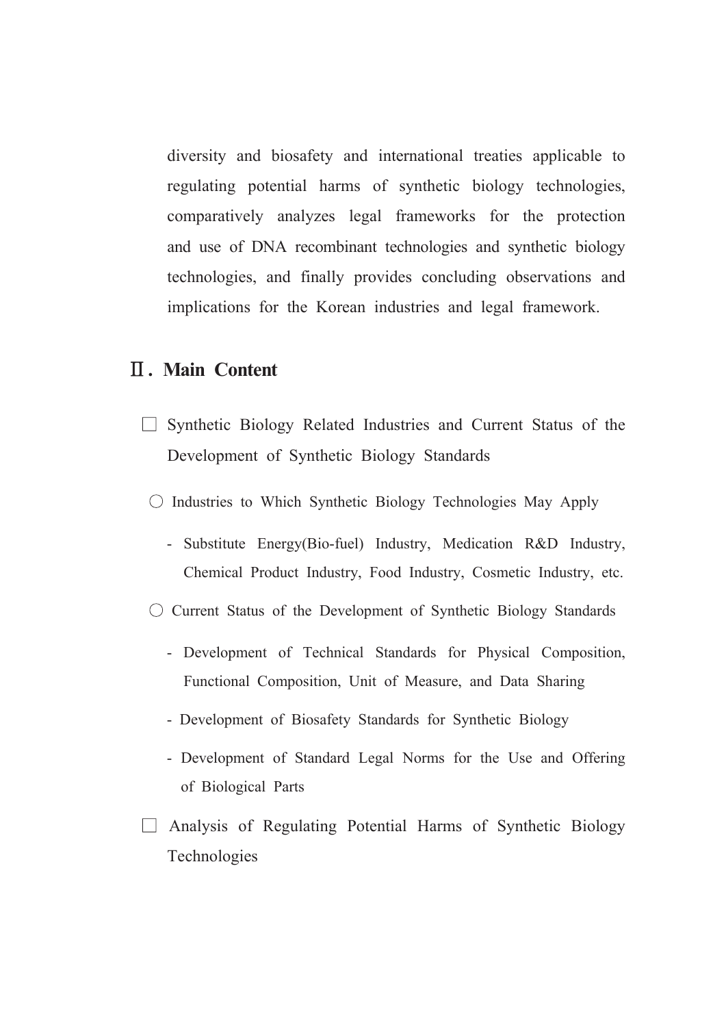diversity and biosafety and international treaties applicable to regulating potential harms of synthetic biology technologies, comparatively analyzes legal frameworks for the protection and use of DNA recombinant technologies and synthetic biology technologies, and finally provides concluding observations and implications for the Korean industries and legal framework.

## Ⅱ. Main Content

□ Synthetic Biology Related Industries and Current Status of the Development of Synthetic Biology Standards

○ Industries to Which Synthetic Biology Technologies May Apply

- Substitute Energy(Bio-fuel) Industry, Medication R&D Industry, Chemical Product Industry, Food Industry, Cosmetic Industry, etc.

○ Current Status of the Development of Synthetic Biology Standards

- Development of Technical Standards for Physical Composition, Functional Composition, Unit of Measure, and Data Sharing
- Development of Biosafety Standards for Synthetic Biology
- Development of Standard Legal Norms for the Use and Offering of Biological Parts

□ Analysis of Regulating Potential Harms of Synthetic Biology Technologies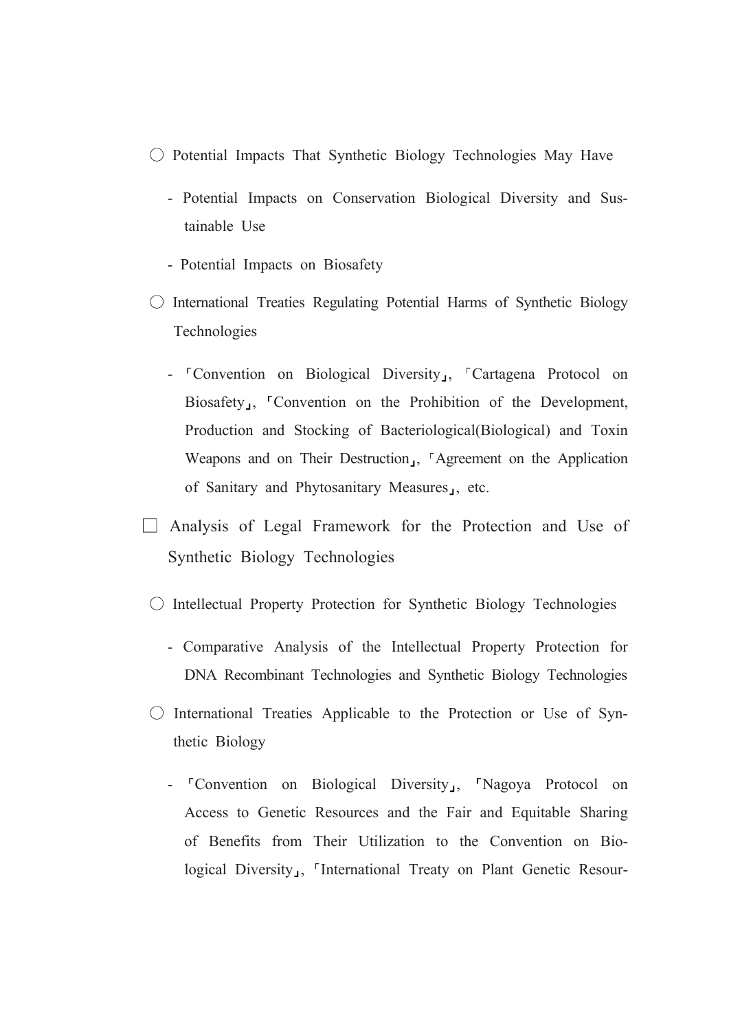○ Potential Impacts That Synthetic Biology Technologies May Have

- Potential Impacts on Conservation Biological Diversity and Sustainable Use
- Potential Impacts on Biosafety

○ International Treaties Regulating Potential Harms of Synthetic Biology Technologies

- 「Convention on Biological Diversity」, 「Cartagena Protocol on Biosafety」, 「Convention on the Prohibition of the Development, Production and Stocking of Bacteriological(Biological) and Toxin Weapons and on Their Destruction」, 「Agreement on the Application of Sanitary and Phytosanitary Measures」, etc.

□ Analysis of Legal Framework for the Protection and Use of Synthetic Biology Technologies

○ Intellectual Property Protection for Synthetic Biology Technologies

- Comparative Analysis of the Intellectual Property Protection for DNA Recombinant Technologies and Synthetic Biology Technologies

○ International Treaties Applicable to the Protection or Use of Synthetic Biology

- 「Convention on Biological Diversity」, 「Nagoya Protocol on Access to Genetic Resources and the Fair and Equitable Sharing of Benefits from Their Utilization to the Convention on Biological Diversity」, 「International Treaty on Plant Genetic Resour-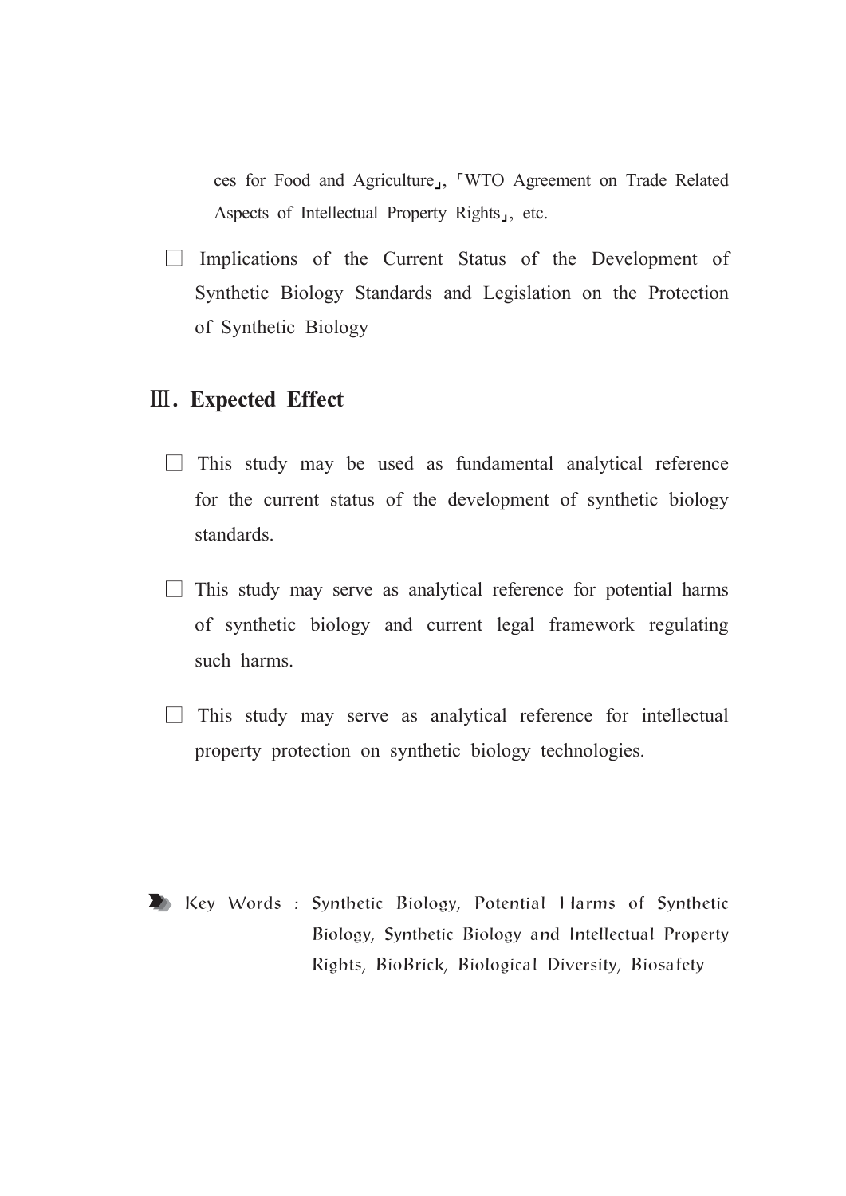ces for Food and Agriculture」, 「WTO Agreement on Trade Related Aspects of Intellectual Property Rights」, etc.

□ Implications of the Current Status of the Development of Synthetic Biology Standards and Legislation on the Protection of Synthetic Biology

## Ⅲ. Expected Effect

□ This study may be used as fundamental analytical reference for the current status of the development of synthetic biology standards.

□ This study may serve as analytical reference for potential harms of synthetic biology and current legal framework regulating such harms.

□ This study may serve as analytical reference for intellectual property protection on synthetic biology technologies.

Key Words : Synthetic Biology, Potential Harms of Synthetic Biology, Synthetic Biology and Intellectual Property Rights, BioBrick, Biological Diversity, Biosafety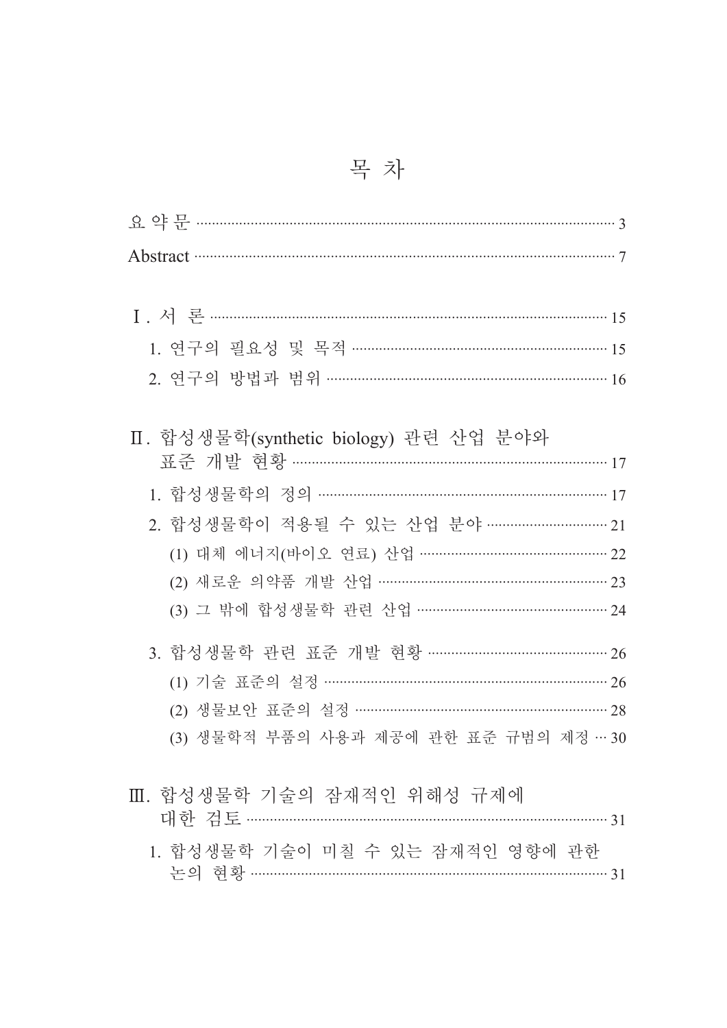# 목 차

요 약 문 ······································································· 3

Abstract ······································································· 7

Ⅰ. 서 론 ······································································· 15

1. 연구의 필요성 및 목적 ·················································· 15
2. 연구의 방법과 범위 ······················································ 16

Ⅱ. 합성생물학(synthetic biology) 관련 산업 분야와 표준 개발 현황 ······································································· 17

1. 합성생물학의 정의 ························································ 17
2. 합성생물학이 적용될 수 있는 산업 분야 ···························· 21
   - (1) 대체 에너지(바이오 연료) 산업 ········································ 22
   - (2) 새로운 의약품 개발 산업 ··············································· 23
   - (3) 그 밖에 합성생물학 관련 산업 ········································ 24
3. 합성생물학 관련 표준 개발 현황 ······································· 26
   - (1) 기술 표준의 설정 ························································· 26
   - (2) 생물보안 표준의 설정 ···················································· 28
   - (3) 생물학적 부품의 사용과 제공에 관한 표준 규범의 제정 ··· 30

Ⅲ. 합성생물학 기술의 잠재적인 위해성 규제에 대한 검토 ······································································· 31

1. 합성생물학 기술이 미칠 수 있는 잠재적인 영향에 관한 논의 현황 ······································································· 31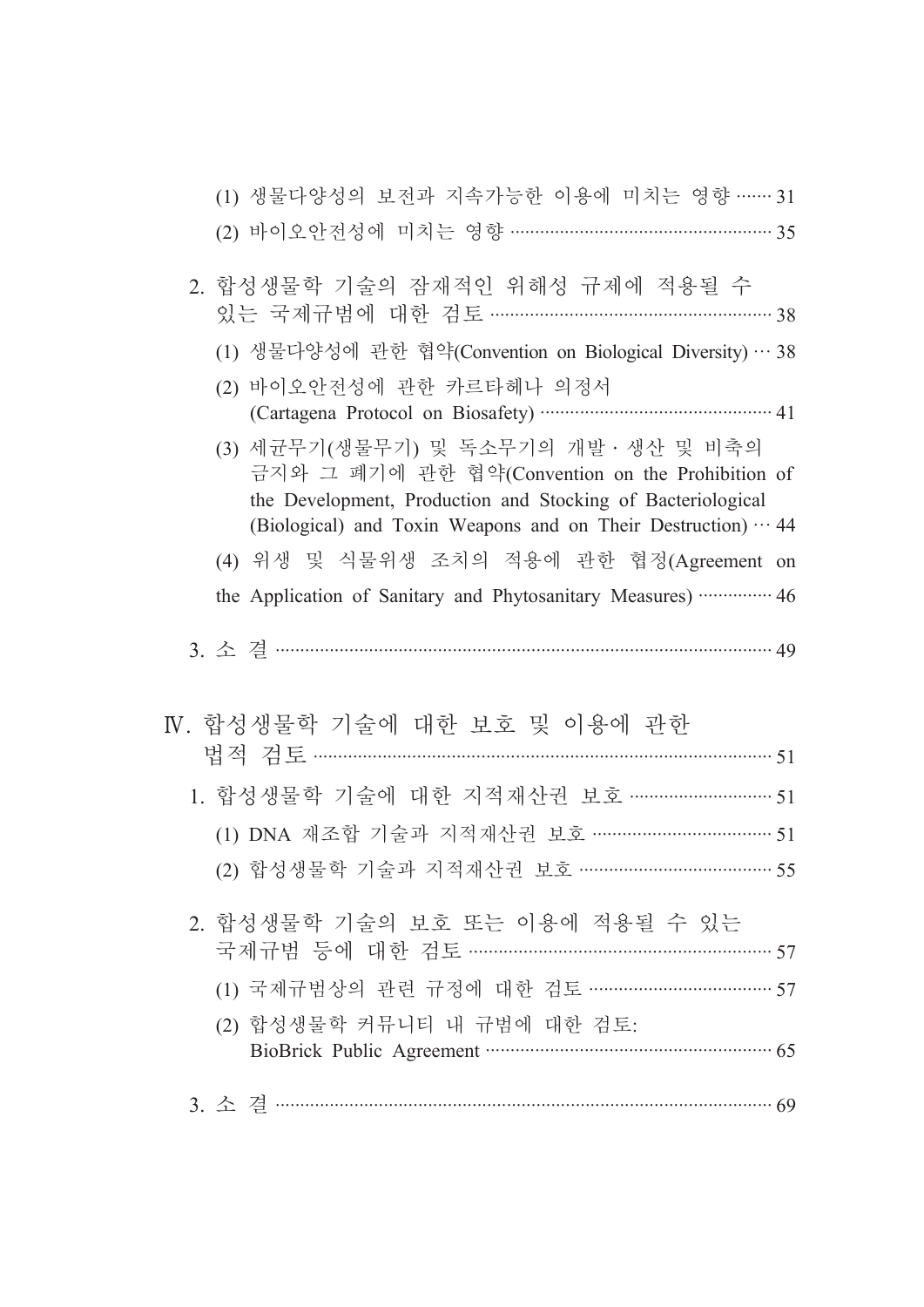(1) 생물다양성의 보전과 지속가능한 이용에 미치는 영향 ······· 31

(2) 바이오안전성에 미치는 영향 ······················································ 35

2. 합성생물학 기술의 잠재적인 위해성 규제에 적용될 수 있는 국제규범에 대한 검토 ························································ 38

(1) 생물다양성에 관한 협약(Convention on Biological Diversity) ··· 38

(2) 바이오안전성에 관한 카르타헤나 의정서 (Cartagena Protocol on Biosafety) ·············································· 41

(3) 세균무기(생물무기) 및 독소무기의 개발 · 생산 및 비축의 금지와 그 폐기에 관한 협약(Convention on the Prohibition of the Development, Production and Stocking of Bacteriological (Biological) and Toxin Weapons and on Their Destruction) ··· 44

(4) 위생 및 식물위생 조치의 적용에 관한 협정(Agreement on the Application of Sanitary and Phytosanitary Measures) ··············· 46

3. 소 결 ··················································································· 49

Ⅳ. 합성생물학 기술에 대한 보호 및 이용에 관한 법적 검토 ······························································································ 51

1. 합성생물학 기술에 대한 지적재산권 보호 ···························· 51

(1) DNA 재조합 기술과 지적재산권 보호 ································· 51

(2) 합성생물학 기술과 지적재산권 보호 ···································· 55

2. 합성생물학 기술의 보호 또는 이용에 적용될 수 있는 국제규범 등에 대한 검토 ···························································· 57

(1) 국제규범상의 관련 규정에 대한 검토 ··································· 57

(2) 합성생물학 커뮤니티 내 규범에 대한 검토: BioBrick Public Agreement ························································ 65

3. 소 결 ··················································································· 69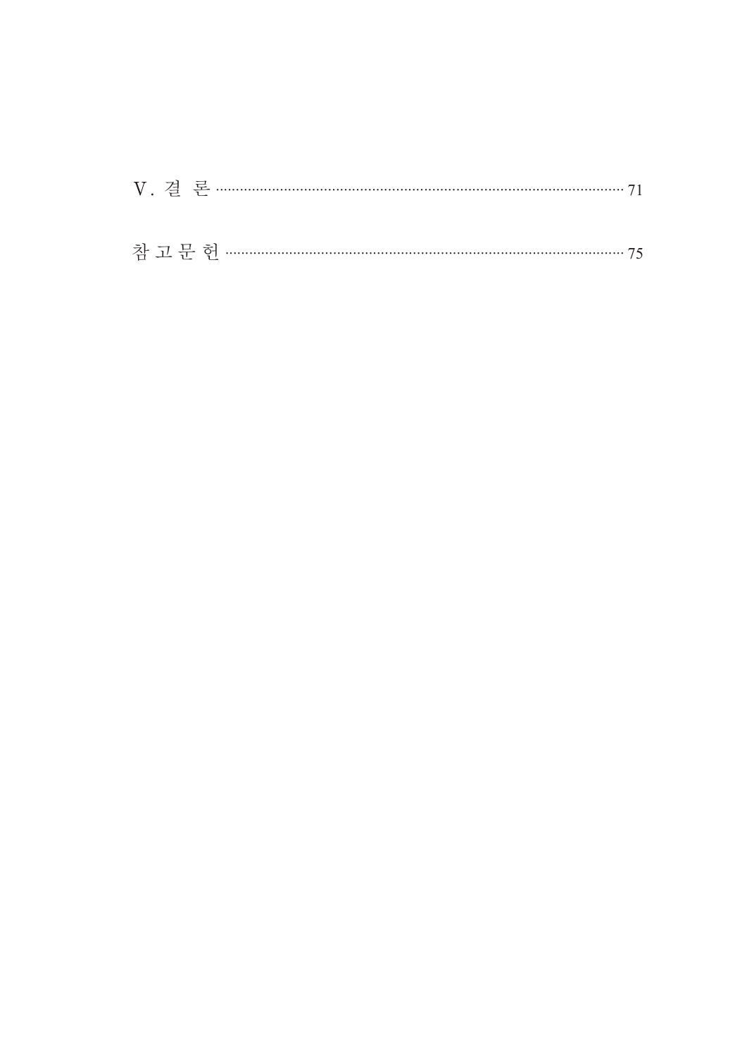Ⅴ. 결 론 ······································································································· 71

참 고 문 헌 ···································································································· 75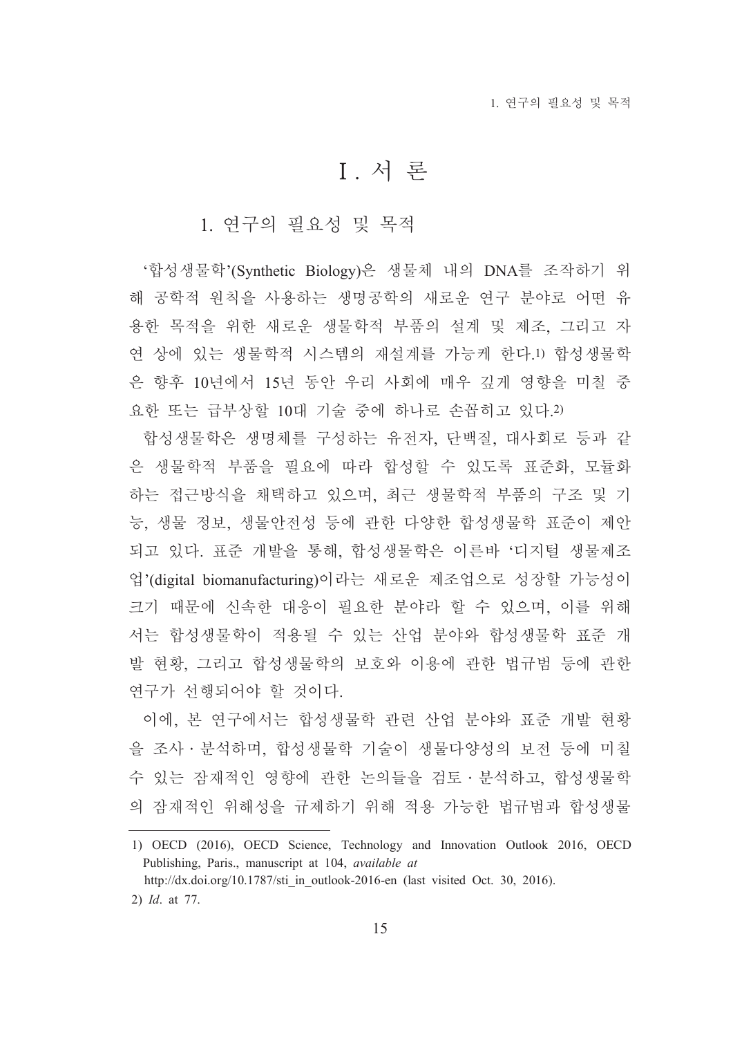# Ⅰ. 서 론

## 1. 연구의 필요성 및 목적

‘합성생물학’(Synthetic Biology)은 생물체 내의 DNA를 조작하기 위해 공학적 원칙을 사용하는 생명공학의 새로운 연구 분야로 어떤 유용한 목적을 위한 새로운 생물학적 부품의 설계 및 제조, 그리고 자연 상에 있는 생물학적 시스템의 재설계를 가능케 한다.[1] 합성생물학은 향후 10년에서 15년 동안 우리 사회에 매우 깊게 영향을 미칠 중요한 또는 급부상할 10대 기술 중에 하나로 손꼽히고 있다.[2]

합성생물학은 생명체를 구성하는 유전자, 단백질, 대사회로 등과 같은 생물학적 부품을 필요에 따라 합성할 수 있도록 표준화, 모듈화하는 접근방식을 채택하고 있으며, 최근 생물학적 부품의 구조 및 기능, 생물 정보, 생물안전성 등에 관한 다양한 합성생물학 표준이 제안되고 있다. 표준 개발을 통해, 합성생물학은 이른바 ‘디지털 생물제조업’(digital biomanufacturing)이라는 새로운 제조업으로 성장할 가능성이 크기 때문에 신속한 대응이 필요한 분야라 할 수 있으며, 이를 위해서는 합성생물학이 적용될 수 있는 산업 분야와 합성생물학 표준 개발 현황, 그리고 합성생물학의 보호와 이용에 관한 법규범 등에 관한 연구가 선행되어야 할 것이다.

이에, 본 연구에서는 합성생물학 관련 산업 분야와 표준 개발 현황을 조사 · 분석하며, 합성생물학 기술이 생물다양성의 보전 등에 미칠 수 있는 잠재적인 영향에 관한 논의들을 검토 · 분석하고, 합성생물학의 잠재적인 위해성을 규제하기 위해 적용 가능한 법규범과 합성생물

---

1) OECD (2016), OECD Science, Technology and Innovation Outlook 2016, OECD Publishing, Paris., manuscript at 104, *available at* http://dx.doi.org/10.1787/sti_in_outlook-2016-en (last visited Oct. 30, 2016).

2) *Id*. at 77.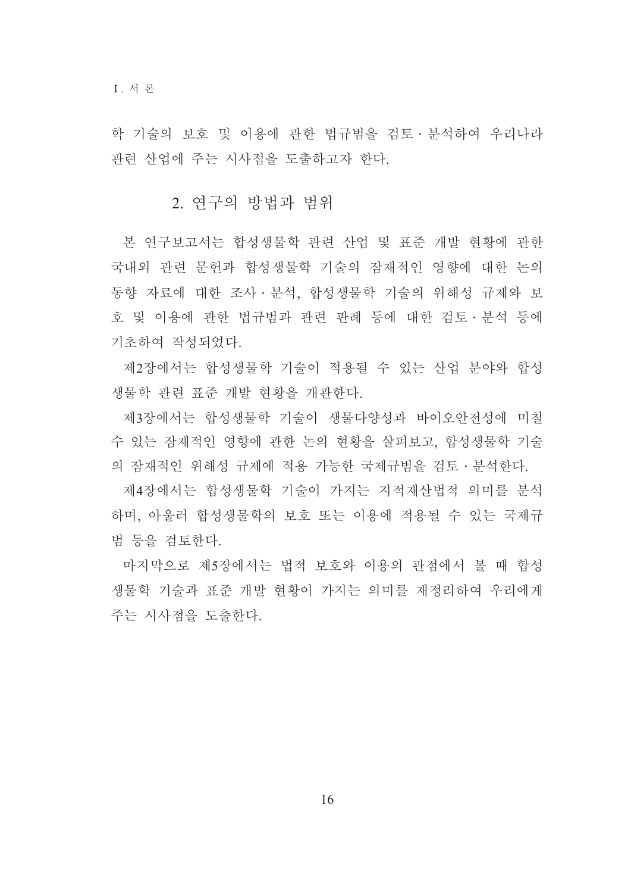학 기술의 보호 및 이용에 관한 법규범을 검토·분석하여 우리나라 관련 산업에 주는 시사점을 도출하고자 한다.

## 2. 연구의 방법과 범위

본 연구보고서는 합성생물학 관련 산업 및 표준 개발 현황에 관한 국내외 관련 문헌과 합성생물학 기술의 잠재적인 영향에 대한 논의 동향 자료에 대한 조사·분석, 합성생물학 기술의 위해성 규제와 보호 및 이용에 관한 법규범과 관련 판례 등에 대한 검토·분석 등에 기초하여 작성되었다.

제2장에서는 합성생물학 기술이 적용될 수 있는 산업 분야와 합성생물학 관련 표준 개발 현황을 개관한다.

제3장에서는 합성생물학 기술이 생물다양성과 바이오안전성에 미칠 수 있는 잠재적인 영향에 관한 논의 현황을 살펴보고, 합성생물학 기술의 잠재적인 위해성 규제에 적용 가능한 국제규범을 검토·분석한다.

제4장에서는 합성생물학 기술이 가지는 지적재산법적 의미를 분석하며, 아울러 합성생물학의 보호 또는 이용에 적용될 수 있는 국제규범 등을 검토한다.

마지막으로 제5장에서는 법적 보호와 이용의 관점에서 볼 때 합성생물학 기술과 표준 개발 현황이 가지는 의미를 재정리하여 우리에게 주는 시사점을 도출한다.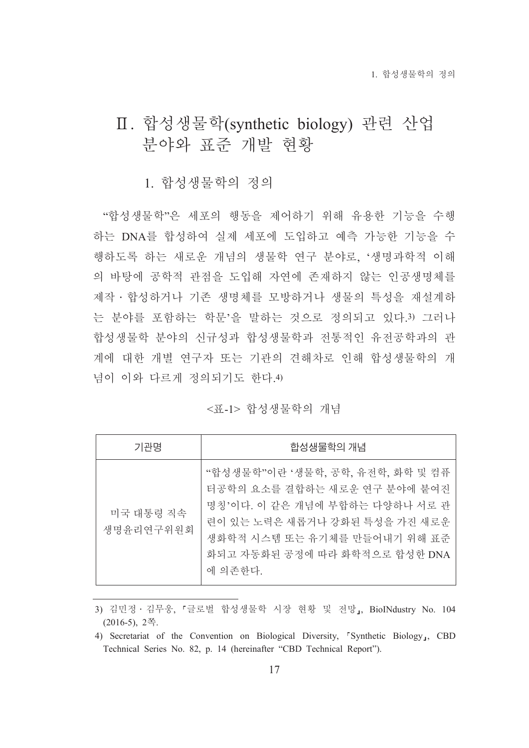# Ⅱ. 합성생물학(synthetic biology) 관련 산업 분야와 표준 개발 현황

## 1. 합성생물학의 정의

"합성생물학"은 세포의 행동을 제어하기 위해 유용한 기능을 수행하는 DNA를 합성하여 실제 세포에 도입하고 예측 가능한 기능을 수행하도록 하는 새로운 개념의 생물학 연구 분야로, '생명과학적 이해의 바탕에 공학적 관점을 도입해 자연에 존재하지 않는 인공생명체를 제작·합성하거나 기존 생명체를 모방하거나 생물의 특성을 재설계하는 분야를 포함하는 학문'을 말하는 것으로 정의되고 있다.[3] 그러나 합성생물학 분야의 신규성과 합성생물학과 전통적인 유전공학과의 관계에 대한 개별 연구자 또는 기관의 견해차로 인해 합성생물학의 개념이 이와 다르게 정의되기도 한다.[4]

<표-1> 합성생물학의 개념

| 기관명 | 합성생물학의 개념 |
|---|---|
| 미국 대통령 직속 생명윤리연구위원회 | "합성생물학"이란 '생물학, 공학, 유전학, 화학 및 컴퓨터공학의 요소를 결합하는 새로운 연구 분야에 붙여진 명칭'이다. 이 같은 개념에 부합하는 다양하나 서로 관련이 있는 노력은 새롭거나 강화된 특성을 가진 새로운 생화학적 시스템 또는 유기체를 만들어내기 위해 표준화되고 자동화된 공정에 따라 화학적으로 합성한 DNA에 의존한다. |

---

3) 김민정·김무웅, 「글로벌 합성생물학 시장 현황 및 전망」, BioINdustry No. 104 (2016-5), 2쪽.

4) Secretariat of the Convention on Biological Diversity, 「Synthetic Biology」, CBD Technical Series No. 82, p. 14 (hereinafter "CBD Technical Report").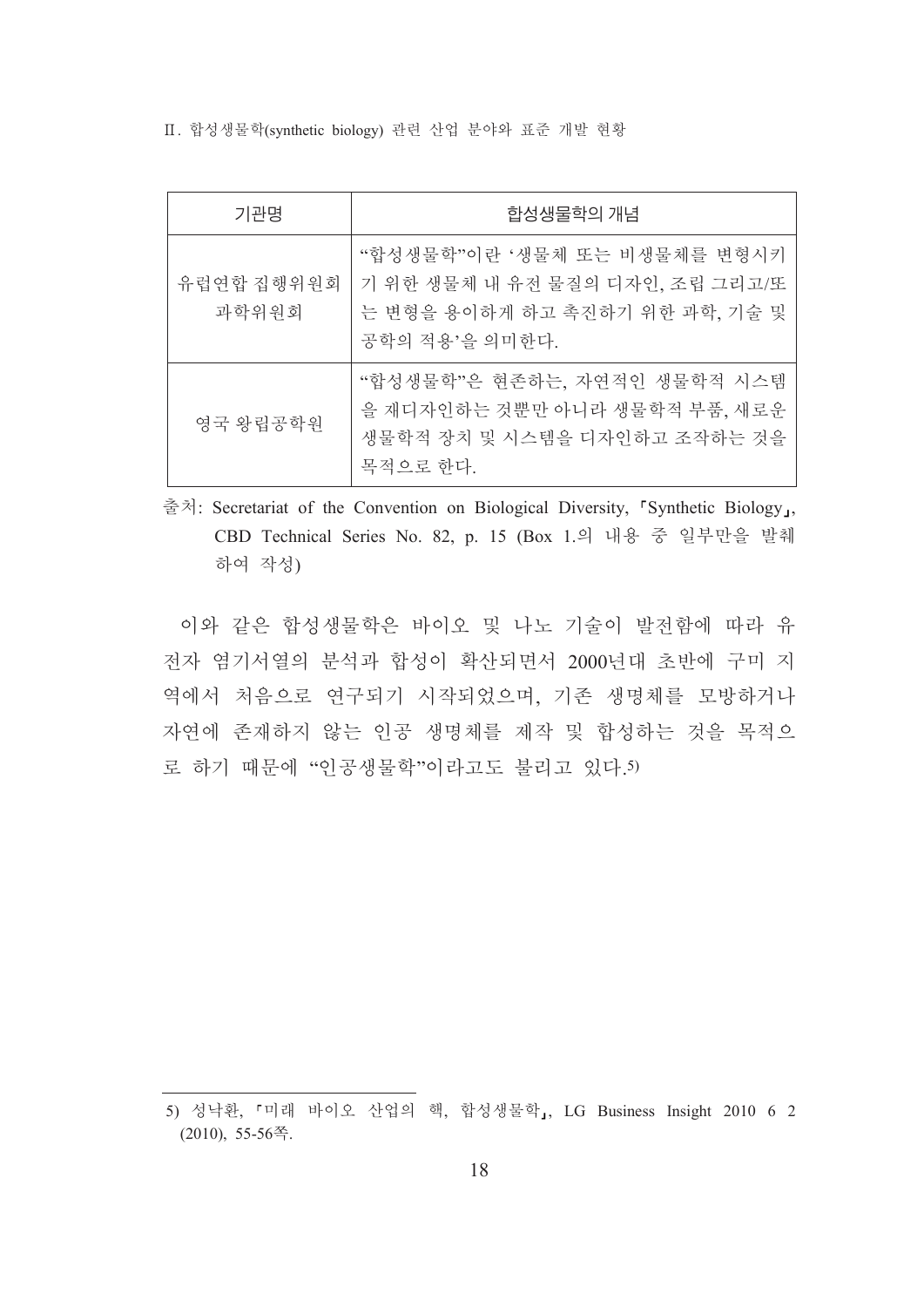| 기관명 | 합성생물학의 개념 |
| --- | --- |
| 유럽연합 집행위원회 과학위원회 | "합성생물학"이란 '생물체 또는 비생물체를 변형시키기 위한 생물체 내 유전 물질의 디자인, 조립 그리고/또는 변형을 용이하게 하고 촉진하기 위한 과학, 기술 및 공학의 적용'을 의미한다. |
| 영국 왕립공학원 | "합성생물학"은 현존하는, 자연적인 생물학적 시스템을 재디자인하는 것뿐만 아니라 생물학적 부품, 새로운 생물학적 장치 및 시스템을 디자인하고 조작하는 것을 목적으로 한다. |

출처: Secretariat of the Convention on Biological Diversity, 「Synthetic Biology」, CBD Technical Series No. 82, p. 15 (Box 1.의 내용 중 일부만을 발췌하여 작성)

이와 같은 합성생물학은 바이오 및 나노 기술이 발전함에 따라 유전자 염기서열의 분석과 합성이 확산되면서 2000년대 초반에 구미 지역에서 처음으로 연구되기 시작되었으며, 기존 생명체를 모방하거나 자연에 존재하지 않는 인공 생명체를 제작 및 합성하는 것을 목적으로 하기 때문에 "인공생물학"이라고도 불리고 있다.[5]

---

5) 성낙환, 「미래 바이오 산업의 핵, 합성생물학」, LG Business Insight 2010 6 2 (2010), 55-56쪽.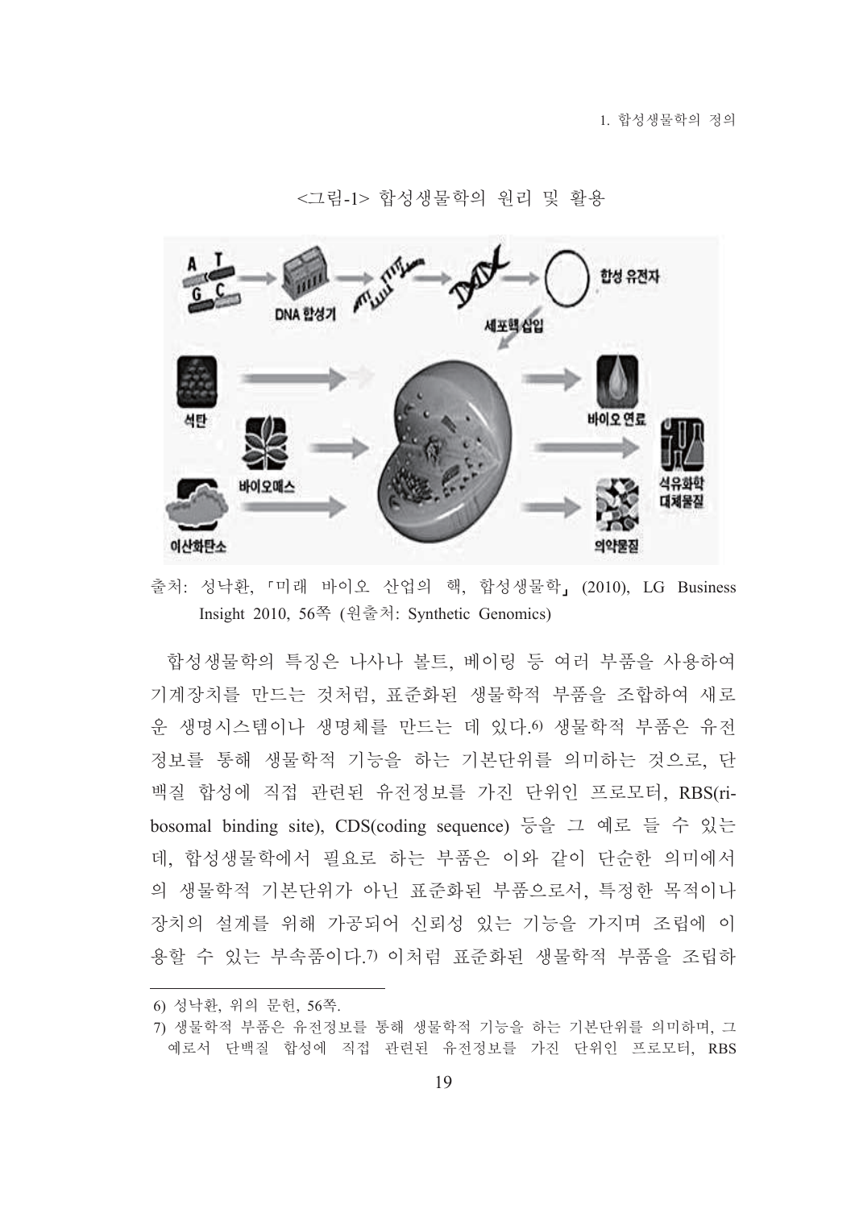<그림-1> 합성생물학의 원리 및 활용

출처: 성낙환, 「미래 바이오 산업의 핵, 합성생물학」 (2010), LG Business Insight 2010, 56쪽 (원출처: Synthetic Genomics)

합성생물학의 특징은 나사나 볼트, 베이링 등 여러 부품을 사용하여 기계장치를 만드는 것처럼, 표준화된 생물학적 부품을 조합하여 새로운 생명시스템이나 생명체를 만드는 데 있다.[6] 생물학적 부품은 유전정보를 통해 생물학적 기능을 하는 기본단위를 의미하는 것으로, 단백질 합성에 직접 관련된 유전정보를 가진 단위인 프로모터, RBS(ribosomal binding site), CDS(coding sequence) 등을 그 예로 들 수 있는데, 합성생물학에서 필요로 하는 부품은 이와 같이 단순한 의미에서의 생물학적 기본단위가 아닌 표준화된 부품으로서, 특정한 목적이나 장치의 설계를 위해 가공되어 신뢰성 있는 기능을 가지며 조립에 이용할 수 있는 부속품이다.[7] 이처럼 표준화된 생물학적 부품을 조립하

---

6) 성낙환, 위의 문헌, 56쪽.

7) 생물학적 부품은 유전정보를 통해 생물학적 기능을 하는 기본단위를 의미하며, 그 예로서 단백질 합성에 직접 관련된 유전정보를 가진 단위인 프로모터, RBS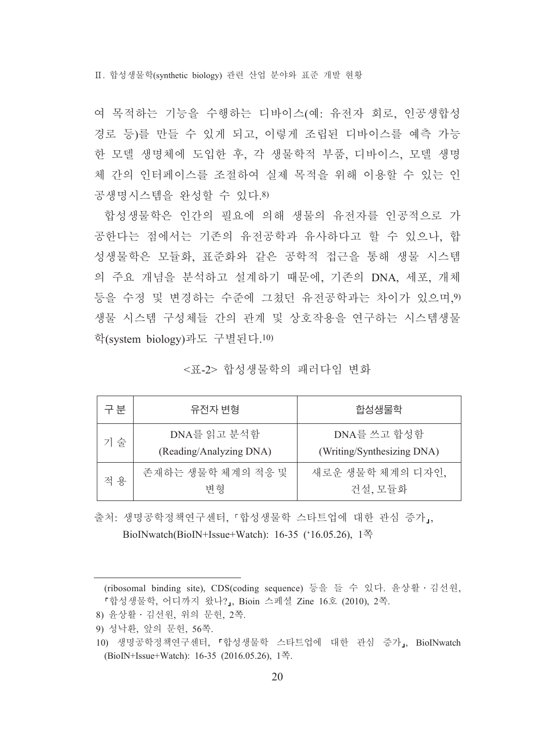여 목적하는 기능을 수행하는 디바이스(예: 유전자 회로, 인공생합성 경로 등)를 만들 수 있게 되고, 이렇게 조립된 디바이스를 예측 가능한 모델 생명체에 도입한 후, 각 생물학적 부품, 디바이스, 모델 생명체 간의 인터페이스를 조절하여 실제 목적을 위해 이용할 수 있는 인공생명시스템을 완성할 수 있다.[8)]

합성생물학은 인간의 필요에 의해 생물의 유전자를 인공적으로 가공한다는 점에서는 기존의 유전공학과 유사하다고 할 수 있으나, 합성생물학은 모듈화, 표준화와 같은 공학적 접근을 통해 생물 시스템의 주요 개념을 분석하고 설계하기 때문에, 기존의 DNA, 세포, 개체 등을 수정 및 변경하는 수준에 그쳤던 유전공학과는 차이가 있으며,[9)] 생물 시스템 구성체들 간의 관계 및 상호작용을 연구하는 시스템생물학(system biology)과도 구별된다.[10)]

<표-2> 합성생물학의 패러다임 변화

| 구 분 | 유전자 변형 | 합성생물학 |
|---|---|---|
| 기 술 | DNA를 읽고 분석함 (Reading/Analyzing DNA) | DNA를 쓰고 합성함 (Writing/Synthesizing DNA) |
| 적 용 | 존재하는 생물학 체계의 적응 및 변형 | 새로운 생물학 체계의 디자인, 건설, 모듈화 |

출처: 생명공학정책연구센터, 「합성생물학 스타트업에 대한 관심 증가」, BioINwatch(BioIN+Issue+Watch): 16-35 ('16.05.26), 1쪽

---

(ribosomal binding site), CDS(coding sequence) 등을 들 수 있다. 윤상활 · 김선원, 「합성생물학, 어디까지 왔나?」, Bioin 스페셜 Zine 16호 (2010), 2쪽.

8) 윤상활 · 김선원, 위의 문헌, 2쪽.

9) 성낙환, 앞의 문헌, 56쪽.

10) 생명공학정책연구센터, 「합성생물학 스타트업에 대한 관심 증가」, BioINwatch (BioIN+Issue+Watch): 16-35 (2016.05.26), 1쪽.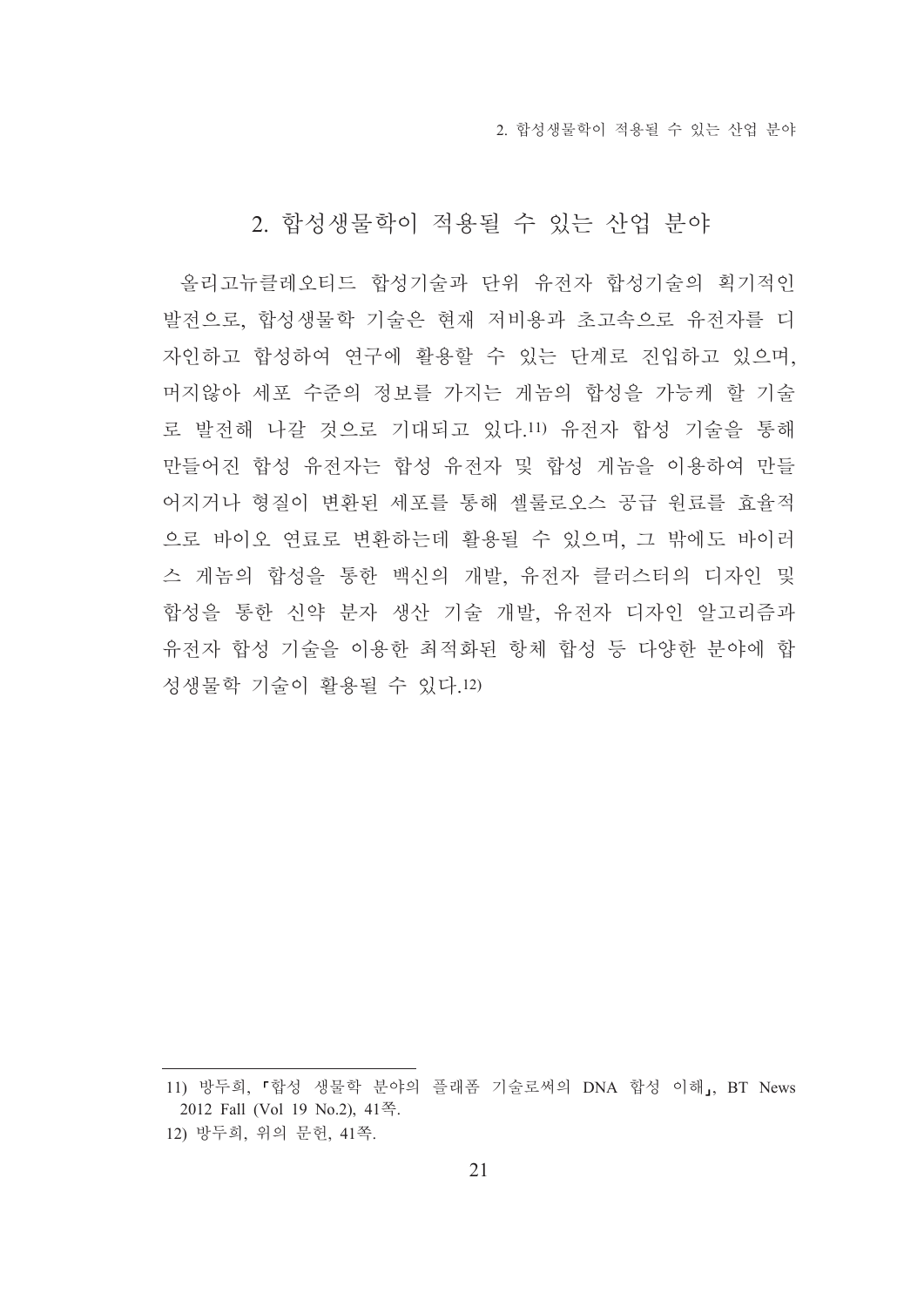## 2. 합성생물학이 적용될 수 있는 산업 분야

올리고뉴클레오티드 합성기술과 단위 유전자 합성기술의 획기적인 발전으로, 합성생물학 기술은 현재 저비용과 초고속으로 유전자를 디자인하고 합성하여 연구에 활용할 수 있는 단계로 진입하고 있으며, 머지않아 세포 수준의 정보를 가지는 게놈의 합성을 가능케 할 기술로 발전해 나갈 것으로 기대되고 있다.[11] 유전자 합성 기술을 통해 만들어진 합성 유전자는 합성 유전자 및 합성 게놈을 이용하여 만들어지거나 형질이 변환된 세포를 통해 셀룰로오스 공급 원료를 효율적으로 바이오 연료로 변환하는데 활용될 수 있으며, 그 밖에도 바이러스 게놈의 합성을 통한 백신의 개발, 유전자 클러스터의 디자인 및 합성을 통한 신약 분자 생산 기술 개발, 유전자 디자인 알고리즘과 유전자 합성 기술을 이용한 최적화된 항체 합성 등 다양한 분야에 합성생물학 기술이 활용될 수 있다.[12]

---

11) 방두희, 「합성 생물학 분야의 플래폼 기술로써의 DNA 합성 이해」, BT News 2012 Fall (Vol 19 No.2), 41쪽.

12) 방두희, 위의 문헌, 41쪽.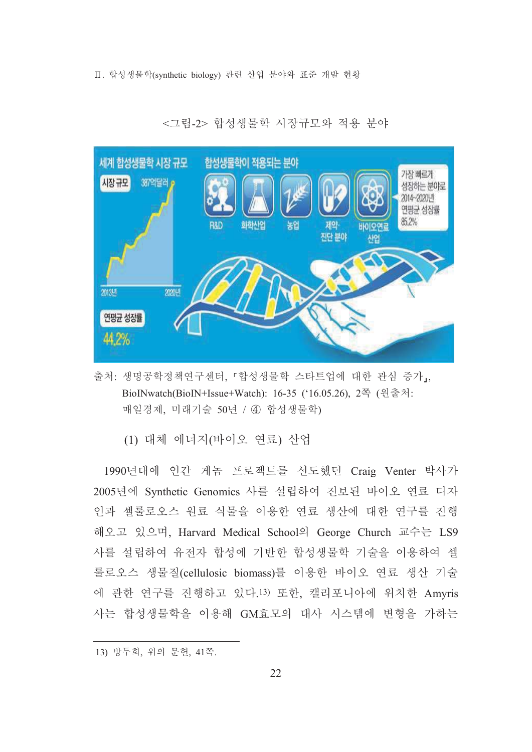<그림-2> 합성생물학 시장규모와 적용 분야

세계 합성생물학 시장 규모

시장 규모 387억달러

2013년 2020년

연평균 성장률 44.2%

합성생물학이 적용되는 분야

R&D 화학산업 농업 제약·진단 분야 바이오연료 산업

가장 빠르게 성장하는 분야로 2014~2020년 연평균 성장률 85.2%

출처: 생명공학정책연구센터, 「합성생물학 스타트업에 대한 관심 증가」, BioINwatch(BioIN+Issue+Watch): 16-35 ('16.05.26), 2쪽 (원출처: 매일경제, 미래기술 50년 / ④ 합성생물학)

(1) 대체 에너지(바이오 연료) 산업

1990년대에 인간 게놈 프로젝트를 선도했던 Craig Venter 박사가 2005년에 Synthetic Genomics 사를 설립하여 진보된 바이오 연료 디자인과 셀룰로오스 원료 식물을 이용한 연료 생산에 대한 연구를 진행해오고 있으며, Harvard Medical School의 George Church 교수는 LS9 사를 설립하여 유전자 합성에 기반한 합성생물학 기술을 이용하여 셀룰로오스 생물질(cellulosic biomass)를 이용한 바이오 연료 생산 기술에 관한 연구를 진행하고 있다.[13] 또한, 캘리포니아에 위치한 Amyris 사는 합성생물학을 이용해 GM효모의 대사 시스템에 변형을 가하는

13) 방두희, 위의 문헌, 41쪽.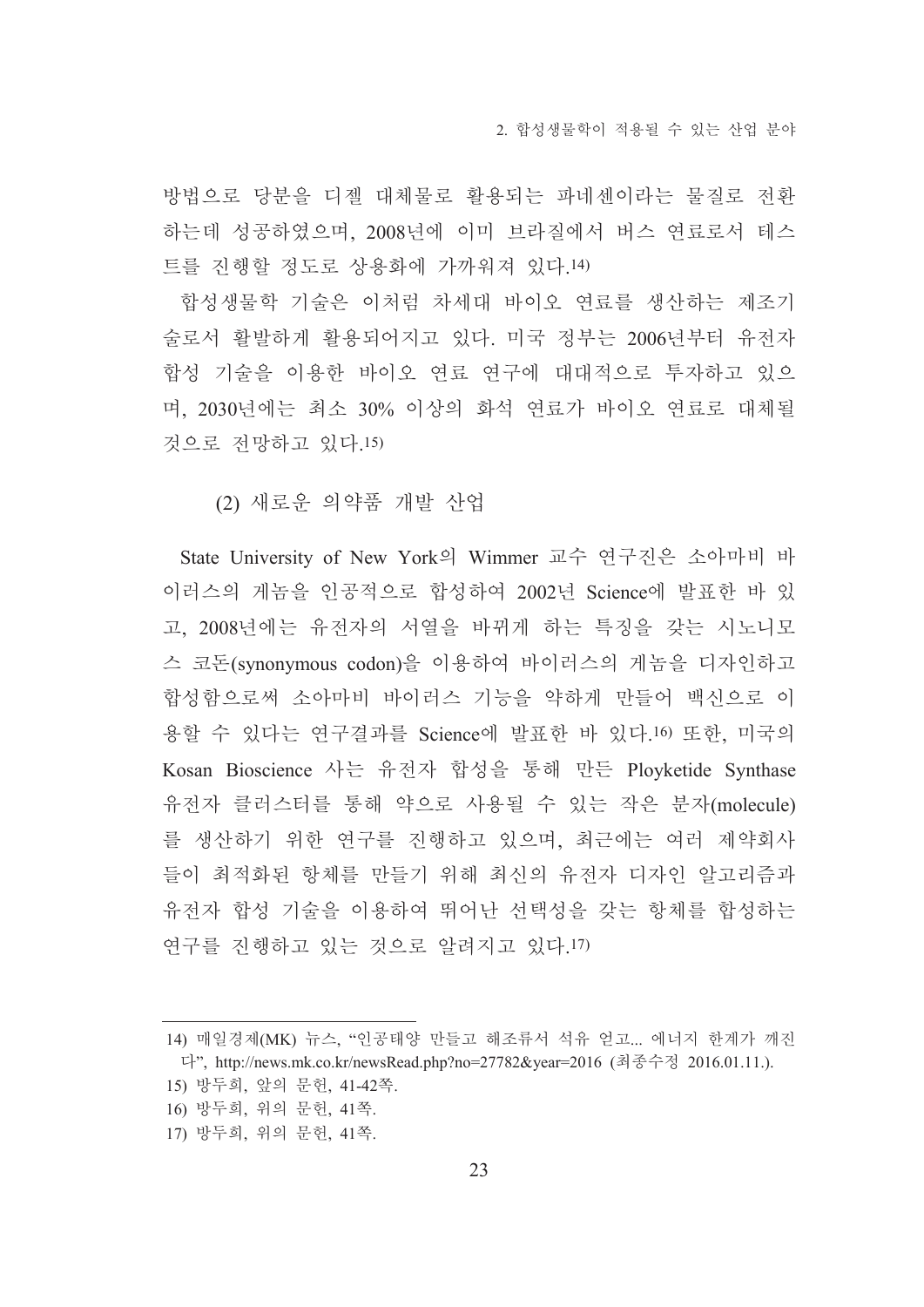방법으로 당분을 디젤 대체물로 활용되는 파네센이라는 물질로 전환하는데 성공하였으며, 2008년에 이미 브라질에서 버스 연료로서 테스트를 진행할 정도로 상용화에 가까워져 있다.[14]

합성생물학 기술은 이처럼 차세대 바이오 연료를 생산하는 제조기술로서 활발하게 활용되어지고 있다. 미국 정부는 2006년부터 유전자 합성 기술을 이용한 바이오 연료 연구에 대대적으로 투자하고 있으며, 2030년에는 최소 30% 이상의 화석 연료가 바이오 연료로 대체될 것으로 전망하고 있다.[15]

### (2) 새로운 의약품 개발 산업

State University of New York의 Wimmer 교수 연구진은 소아마비 바이러스의 게놈을 인공적으로 합성하여 2002년 Science에 발표한 바 있고, 2008년에는 유전자의 서열을 바뀌게 하는 특징을 갖는 시노니모스 코돈(synonymous codon)을 이용하여 바이러스의 게놈을 디자인하고 합성함으로써 소아마비 바이러스 기능을 약하게 만들어 백신으로 이용할 수 있다는 연구결과를 Science에 발표한 바 있다.[16] 또한, 미국의 Kosan Bioscience 사는 유전자 합성을 통해 만든 Ployketide Synthase 유전자 클러스터를 통해 약으로 사용될 수 있는 작은 분자(molecule)를 생산하기 위한 연구를 진행하고 있으며, 최근에는 여러 제약회사들이 최적화된 항체를 만들기 위해 최신의 유전자 디자인 알고리즘과 유전자 합성 기술을 이용하여 뛰어난 선택성을 갖는 항체를 합성하는 연구를 진행하고 있는 것으로 알려지고 있다.[17]

---

14) 매일경제(MK) 뉴스, "인공태양 만들고 해조류서 석유 얻고... 에너지 한계가 깨진다", http://news.mk.co.kr/newsRead.php?no=27782&year=2016 (최종수정 2016.01.11.).

15) 방두희, 앞의 문헌, 41-42쪽.

16) 방두희, 위의 문헌, 41쪽.

17) 방두희, 위의 문헌, 41쪽.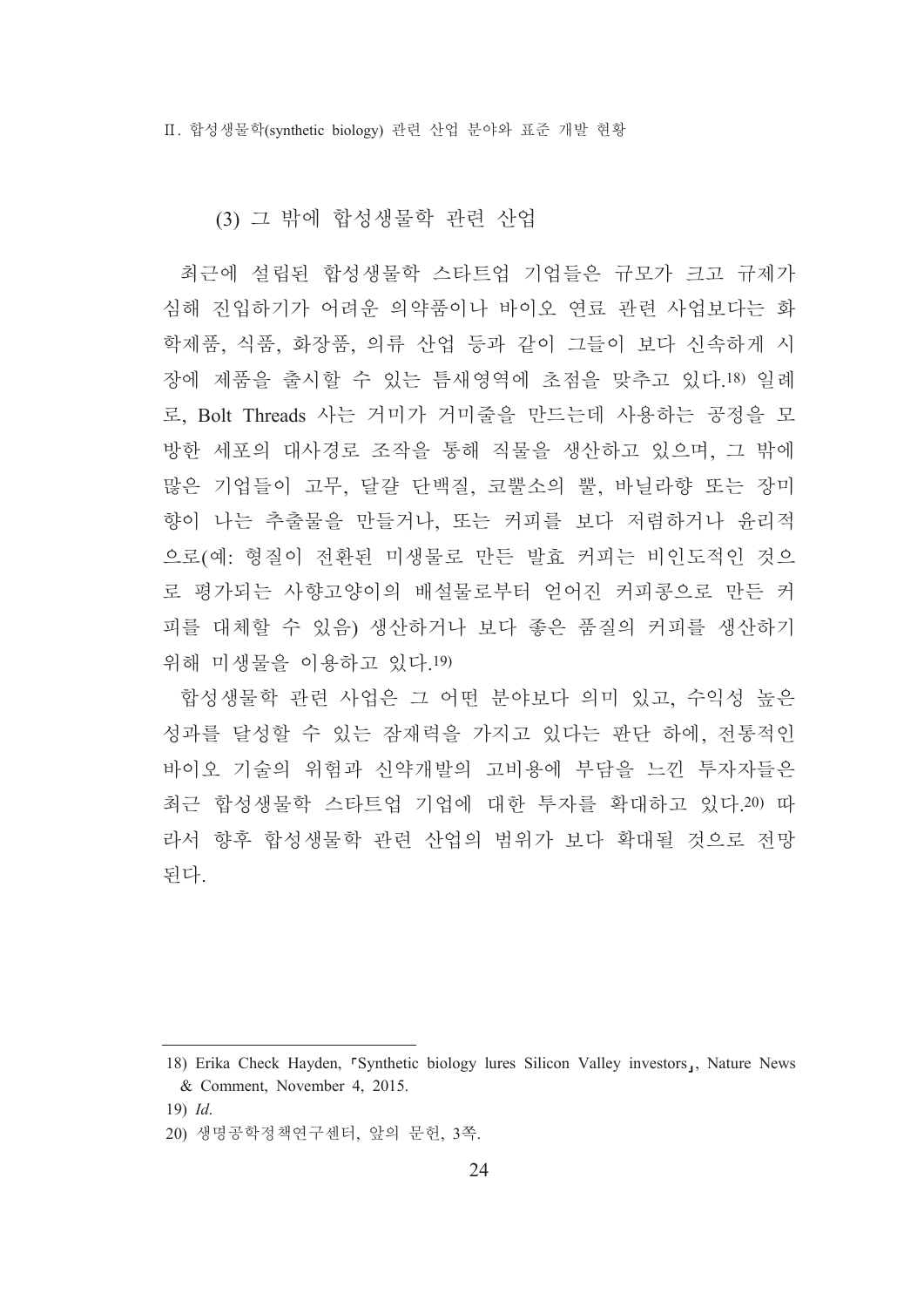### (3) 그 밖에 합성생물학 관련 산업

최근에 설립된 합성생물학 스타트업 기업들은 규모가 크고 규제가 심해 진입하기가 어려운 의약품이나 바이오 연료 관련 사업보다는 화학제품, 식품, 화장품, 의류 산업 등과 같이 그들이 보다 신속하게 시장에 제품을 출시할 수 있는 틈새영역에 초점을 맞추고 있다.[18] 일례로, Bolt Threads 사는 거미가 거미줄을 만드는데 사용하는 공정을 모방한 세포의 대사경로 조작을 통해 직물을 생산하고 있으며, 그 밖에 많은 기업들이 고무, 달걀 단백질, 코뿔소의 뿔, 바닐라향 또는 장미향이 나는 추출물을 만들거나, 또는 커피를 보다 저렴하거나 윤리적으로(예: 형질이 전환된 미생물로 만든 발효 커피는 비인도적인 것으로 평가되는 사향고양이의 배설물로부터 얻어진 커피콩으로 만든 커피를 대체할 수 있음) 생산하거나 보다 좋은 품질의 커피를 생산하기 위해 미생물을 이용하고 있다.[19]

합성생물학 관련 사업은 그 어떤 분야보다 의미 있고, 수익성 높은 성과를 달성할 수 있는 잠재력을 가지고 있다는 판단 하에, 전통적인 바이오 기술의 위험과 신약개발의 고비용에 부담을 느낀 투자자들은 최근 합성생물학 스타트업 기업에 대한 투자를 확대하고 있다.[20] 따라서 향후 합성생물학 관련 산업의 범위가 보다 확대될 것으로 전망된다.

---

18) Erika Check Hayden, 「Synthetic biology lures Silicon Valley investors」, Nature News & Comment, November 4, 2015.

19) *Id*.

20) 생명공학정책연구센터, 앞의 문헌, 3쪽.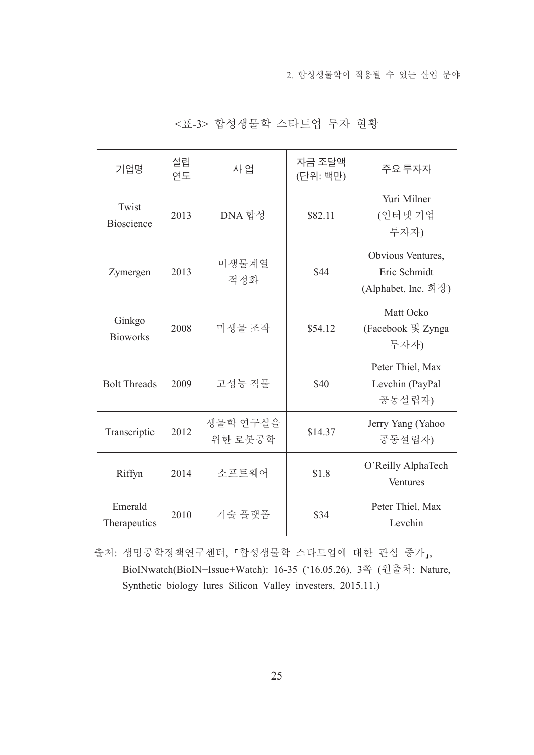<표-3> 합성생물학 스타트업 투자 현황

| 기업명 | 설립 연도 | 사 업 | 자금 조달액 (단위: 백만) | 주요 투자자 |
| --- | --- | --- | --- | --- |
| Twist Bioscience | 2013 | DNA 합성 | $82.11 | Yuri Milner (인터넷 기업 투자자) |
| Zymergen | 2013 | 미생물계열 적정화 | $44 | Obvious Ventures, Eric Schmidt (Alphabet, Inc. 회장) |
| Ginkgo Bioworks | 2008 | 미생물 조작 | $54.12 | Matt Ocko (Facebook 및 Zynga 투자자) |
| Bolt Threads | 2009 | 고성능 직물 | $40 | Peter Thiel, Max Levchin (PayPal 공동설립자) |
| Transcriptic | 2012 | 생물학 연구실을 위한 로봇공학 | $14.37 | Jerry Yang (Yahoo 공동설립자) |
| Riffyn | 2014 | 소프트웨어 | $1.8 | O'Reilly AlphaTech Ventures |
| Emerald Therapeutics | 2010 | 기술 플랫폼 | $34 | Peter Thiel, Max Levchin |

출처: 생명공학정책연구센터, 「합성생물학 스타트업에 대한 관심 증가」, BioINwatch(BioIN+Issue+Watch): 16-35 ('16.05.26), 3쪽 (원출처: Nature, Synthetic biology lures Silicon Valley investers, 2015.11.)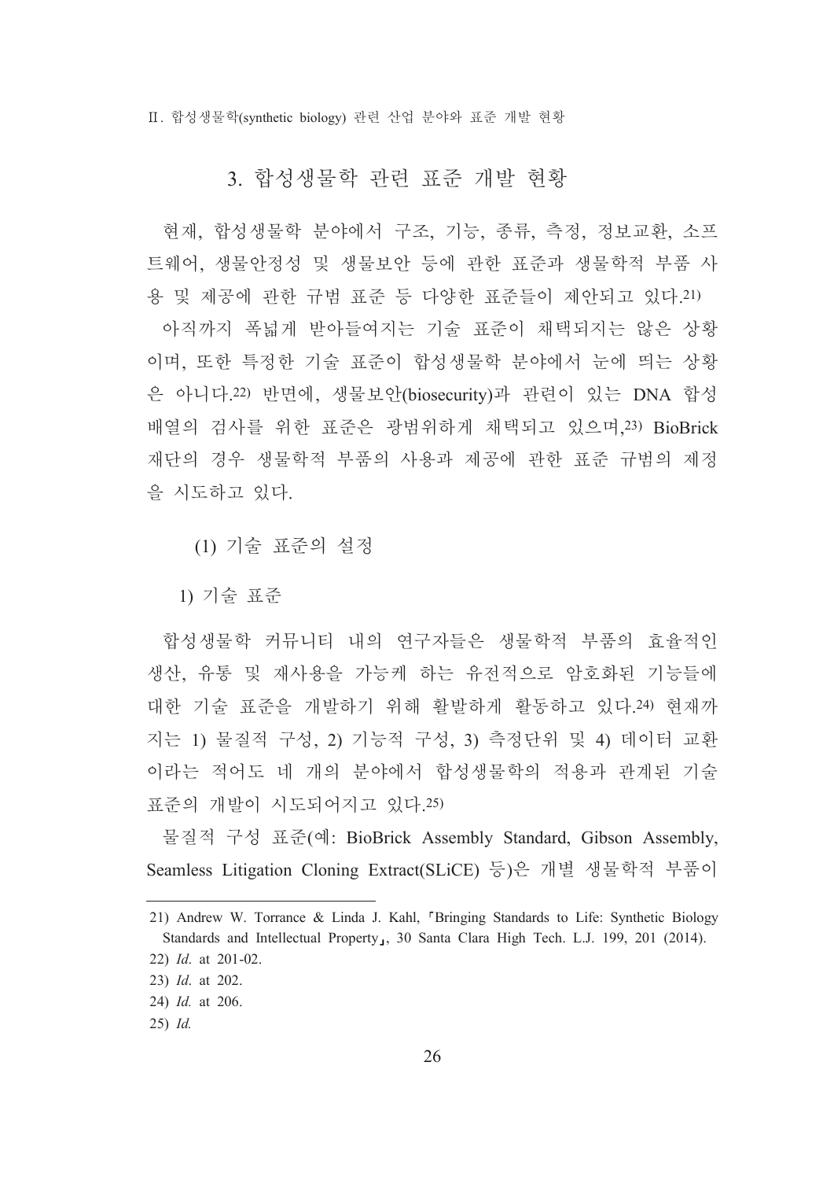## 3. 합성생물학 관련 표준 개발 현황

현재, 합성생물학 분야에서 구조, 기능, 종류, 측정, 정보교환, 소프트웨어, 생물안정성 및 생물보안 등에 관한 표준과 생물학적 부품 사용 및 제공에 관한 규범 표준 등 다양한 표준들이 제안되고 있다.[21)]

아직까지 폭넓게 받아들여지는 기술 표준이 채택되지는 않은 상황이며, 또한 특정한 기술 표준이 합성생물학 분야에서 눈에 띄는 상황은 아니다.[22)] 반면에, 생물보안(biosecurity)과 관련이 있는 DNA 합성 배열의 검사를 위한 표준은 광범위하게 채택되고 있으며,[23)] BioBrick 재단의 경우 생물학적 부품의 사용과 제공에 관한 표준 규범의 제정을 시도하고 있다.

### (1) 기술 표준의 설정

#### 1) 기술 표준

합성생물학 커뮤니티 내의 연구자들은 생물학적 부품의 효율적인 생산, 유통 및 재사용을 가능케 하는 유전적으로 암호화된 기능들에 대한 기술 표준을 개발하기 위해 활발하게 활동하고 있다.[24)] 현재까지는 1) 물질적 구성, 2) 기능적 구성, 3) 측정단위 및 4) 데이터 교환이라는 적어도 네 개의 분야에서 합성생물학의 적용과 관계된 기술 표준의 개발이 시도되어지고 있다.[25)]

물질적 구성 표준(예: BioBrick Assembly Standard, Gibson Assembly, Seamless Litigation Cloning Extract(SLiCE) 등)은 개별 생물학적 부품이

---

21) Andrew W. Torrance & Linda J. Kahl, 「Bringing Standards to Life: Synthetic Biology Standards and Intellectual Property」, 30 Santa Clara High Tech. L.J. 199, 201 (2014).

22) *Id.* at 201-02.

23) *Id.* at 202.

24) *Id.* at 206.

25) *Id.*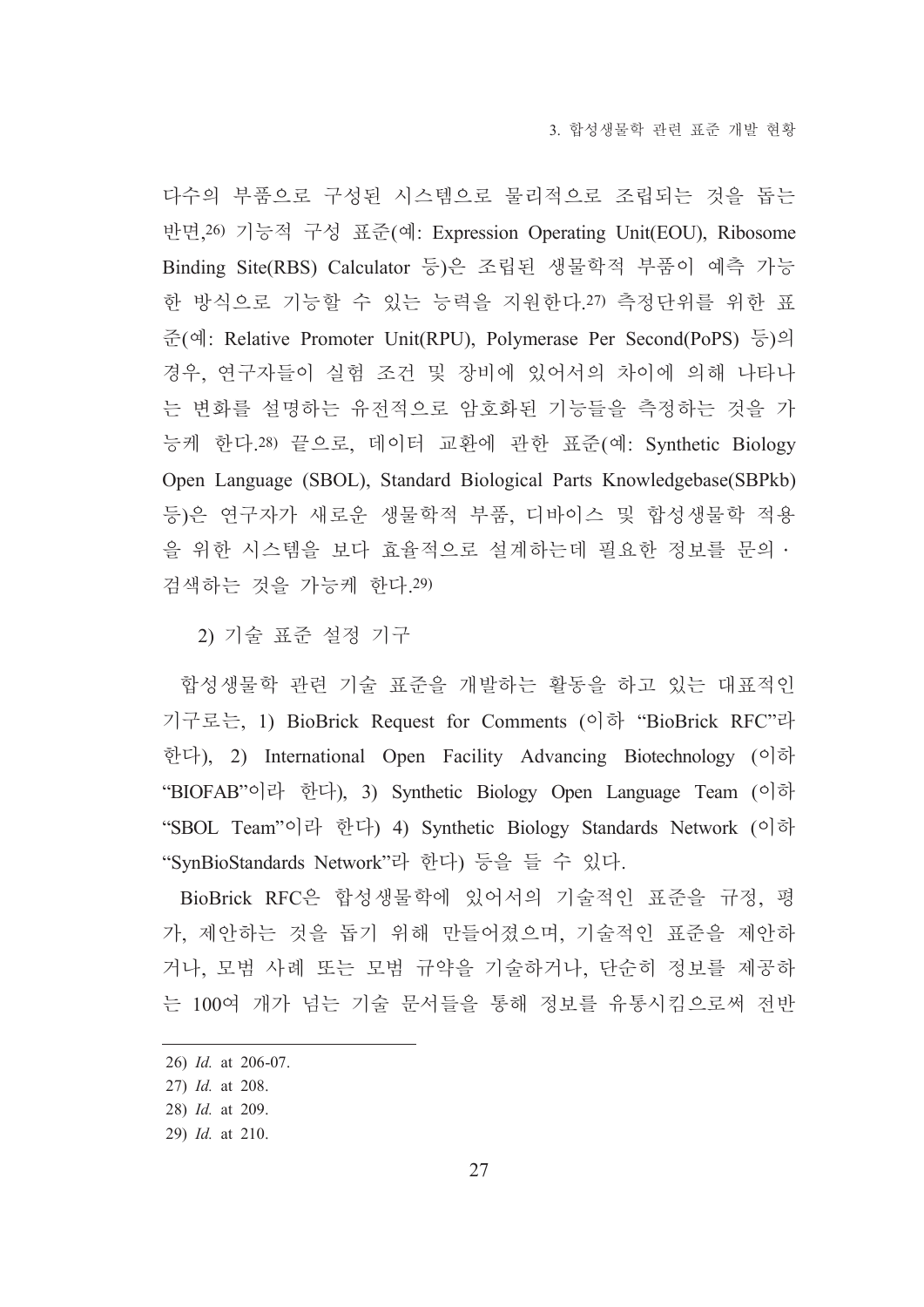다수의 부품으로 구성된 시스템으로 물리적으로 조립되는 것을 돕는 반면,[26] 기능적 구성 표준(예: Expression Operating Unit(EOU), Ribosome Binding Site(RBS) Calculator 등)은 조립된 생물학적 부품이 예측 가능한 방식으로 기능할 수 있는 능력을 지원한다.[27] 측정단위를 위한 표준(예: Relative Promoter Unit(RPU), Polymerase Per Second(PoPS) 등)의 경우, 연구자들이 실험 조건 및 장비에 있어서의 차이에 의해 나타나는 변화를 설명하는 유전적으로 암호화된 기능들을 측정하는 것을 가능케 한다.[28] 끝으로, 데이터 교환에 관한 표준(예: Synthetic Biology Open Language (SBOL), Standard Biological Parts Knowledgebase(SBPkb) 등)은 연구자가 새로운 생물학적 부품, 디바이스 및 합성생물학 적용을 위한 시스템을 보다 효율적으로 설계하는데 필요한 정보를 문의 · 검색하는 것을 가능케 한다.[29]

### 2) 기술 표준 설정 기구

합성생물학 관련 기술 표준을 개발하는 활동을 하고 있는 대표적인 기구로는, 1) BioBrick Request for Comments (이하 "BioBrick RFC"라 한다), 2) International Open Facility Advancing Biotechnology (이하 "BIOFAB"이라 한다), 3) Synthetic Biology Open Language Team (이하 "SBOL Team"이라 한다) 4) Synthetic Biology Standards Network (이하 "SynBioStandards Network"라 한다) 등을 들 수 있다.

BioBrick RFC은 합성생물학에 있어서의 기술적인 표준을 규정, 평가, 제안하는 것을 돕기 위해 만들어졌으며, 기술적인 표준을 제안하거나, 모범 사례 또는 모범 규약을 기술하거나, 단순히 정보를 제공하는 100여 개가 넘는 기술 문서들을 통해 정보를 유통시킴으로써 전반

---

26) *Id.* at 206-07.

27) *Id.* at 208.

28) *Id.* at 209.

29) *Id.* at 210.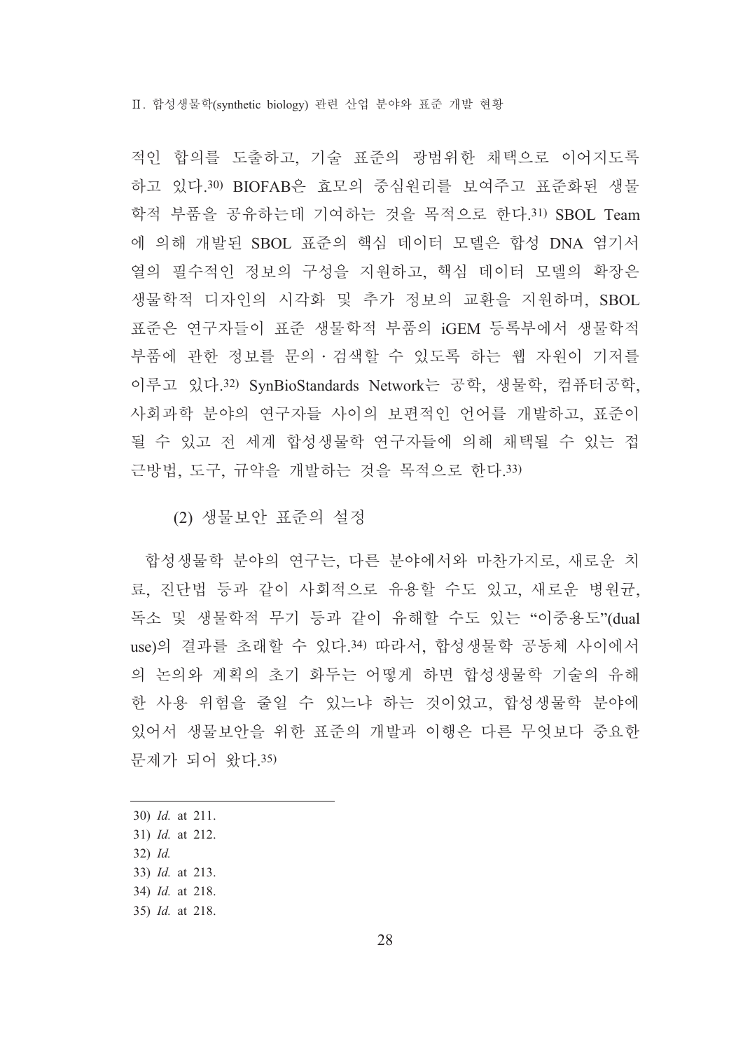적인 합의를 도출하고, 기술 표준의 광범위한 채택으로 이어지도록 하고 있다.[30] BIOFAB은 효모의 중심원리를 보여주고 표준화된 생물학적 부품을 공유하는데 기여하는 것을 목적으로 한다.[31] SBOL Team에 의해 개발된 SBOL 표준의 핵심 데이터 모델은 합성 DNA 염기서열의 필수적인 정보의 구성을 지원하고, 핵심 데이터 모델의 확장은 생물학적 디자인의 시각화 및 추가 정보의 교환을 지원하며, SBOL 표준은 연구자들이 표준 생물학적 부품의 iGEM 등록부에서 생물학적 부품에 관한 정보를 문의·검색할 수 있도록 하는 웹 자원이 기저를 이루고 있다.[32] SynBioStandards Network는 공학, 생물학, 컴퓨터공학, 사회과학 분야의 연구자들 사이의 보편적인 언어를 개발하고, 표준이 될 수 있고 전 세계 합성생물학 연구자들에 의해 채택될 수 있는 접근방법, 도구, 규약을 개발하는 것을 목적으로 한다.[33]

### (2) 생물보안 표준의 설정

합성생물학 분야의 연구는, 다른 분야에서와 마찬가지로, 새로운 치료, 진단법 등과 같이 사회적으로 유용할 수도 있고, 새로운 병원균, 독소 및 생물학적 무기 등과 같이 유해할 수도 있는 "이중용도"(dual use)의 결과를 초래할 수 있다.[34] 따라서, 합성생물학 공동체 사이에서의 논의와 계획의 초기 화두는 어떻게 하면 합성생물학 기술의 유해한 사용 위험을 줄일 수 있느냐 하는 것이었고, 합성생물학 분야에 있어서 생물보안을 위한 표준의 개발과 이행은 다른 무엇보다 중요한 문제가 되어 왔다.[35]

---

30) *Id.* at 211.
31) *Id.* at 212.
32) *Id.*
33) *Id.* at 213.
34) *Id.* at 218.
35) *Id.* at 218.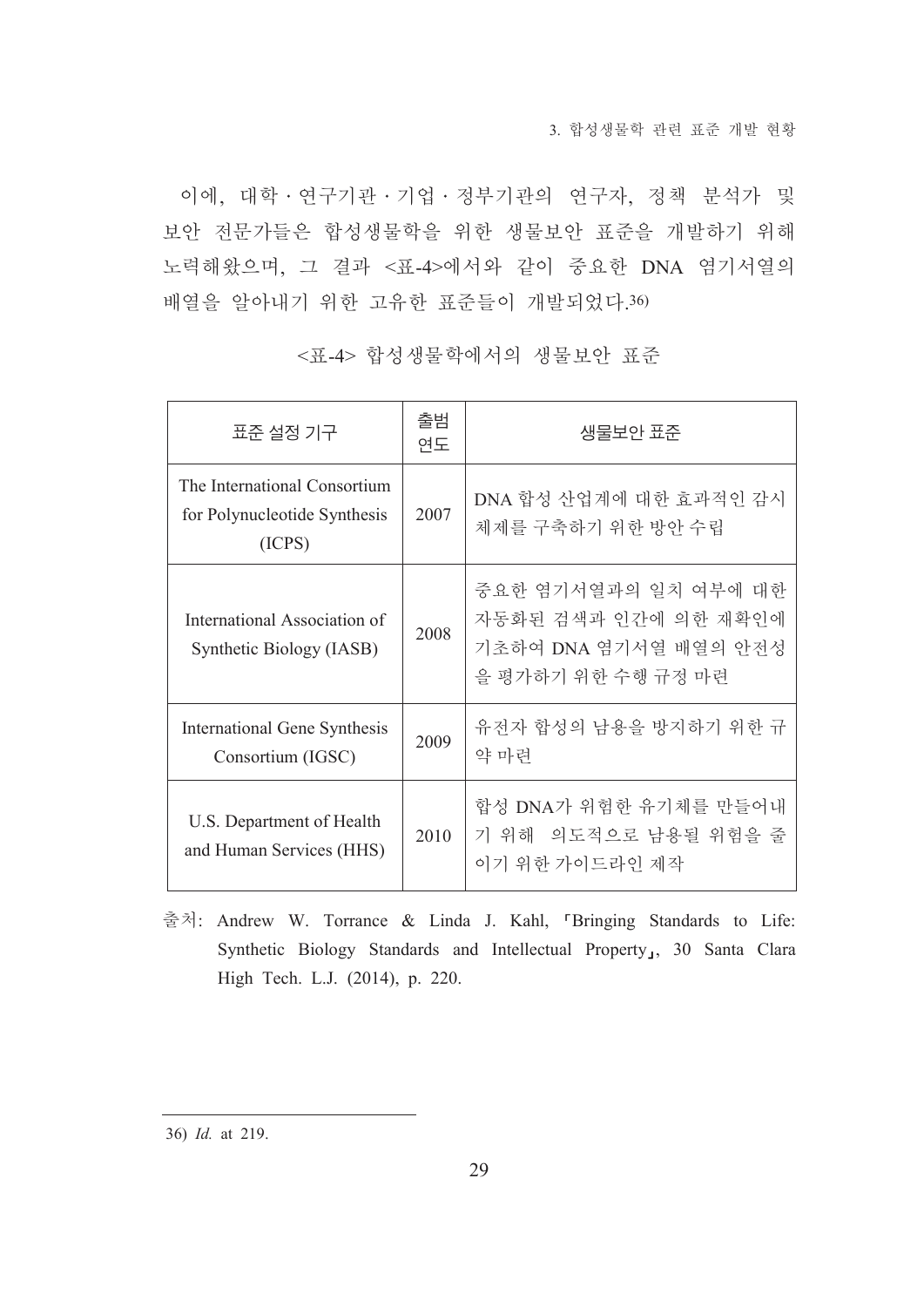이에, 대학 · 연구기관 · 기업 · 정부기관의 연구자, 정책 분석가 및 보안 전문가들은 합성생물학을 위한 생물보안 표준을 개발하기 위해 노력해왔으며, 그 결과 <표-4>에서와 같이 중요한 DNA 염기서열의 배열을 알아내기 위한 고유한 표준들이 개발되었다.[36)]

<표-4> 합성생물학에서의 생물보안 표준

| 표준 설정 기구 | 출범 연도 | 생물보안 표준 |
|---|---|---|
| The International Consortium for Polynucleotide Synthesis (ICPS) | 2007 | DNA 합성 산업계에 대한 효과적인 감시 체제를 구축하기 위한 방안 수립 |
| International Association of Synthetic Biology (IASB) | 2008 | 중요한 염기서열과의 일치 여부에 대한 자동화된 검색과 인간에 의한 재확인에 기초하여 DNA 염기서열 배열의 안전성을 평가하기 위한 수행 규정 마련 |
| International Gene Synthesis Consortium (IGSC) | 2009 | 유전자 합성의 남용을 방지하기 위한 규약 마련 |
| U.S. Department of Health and Human Services (HHS) | 2010 | 합성 DNA가 위험한 유기체를 만들어내기 위해 의도적으로 남용될 위험을 줄이기 위한 가이드라인 제작 |

출처: Andrew W. Torrance & Linda J. Kahl, 「Bringing Standards to Life: Synthetic Biology Standards and Intellectual Property」, 30 Santa Clara High Tech. L.J. (2014), p. 220.

---

36) *Id.* at 219.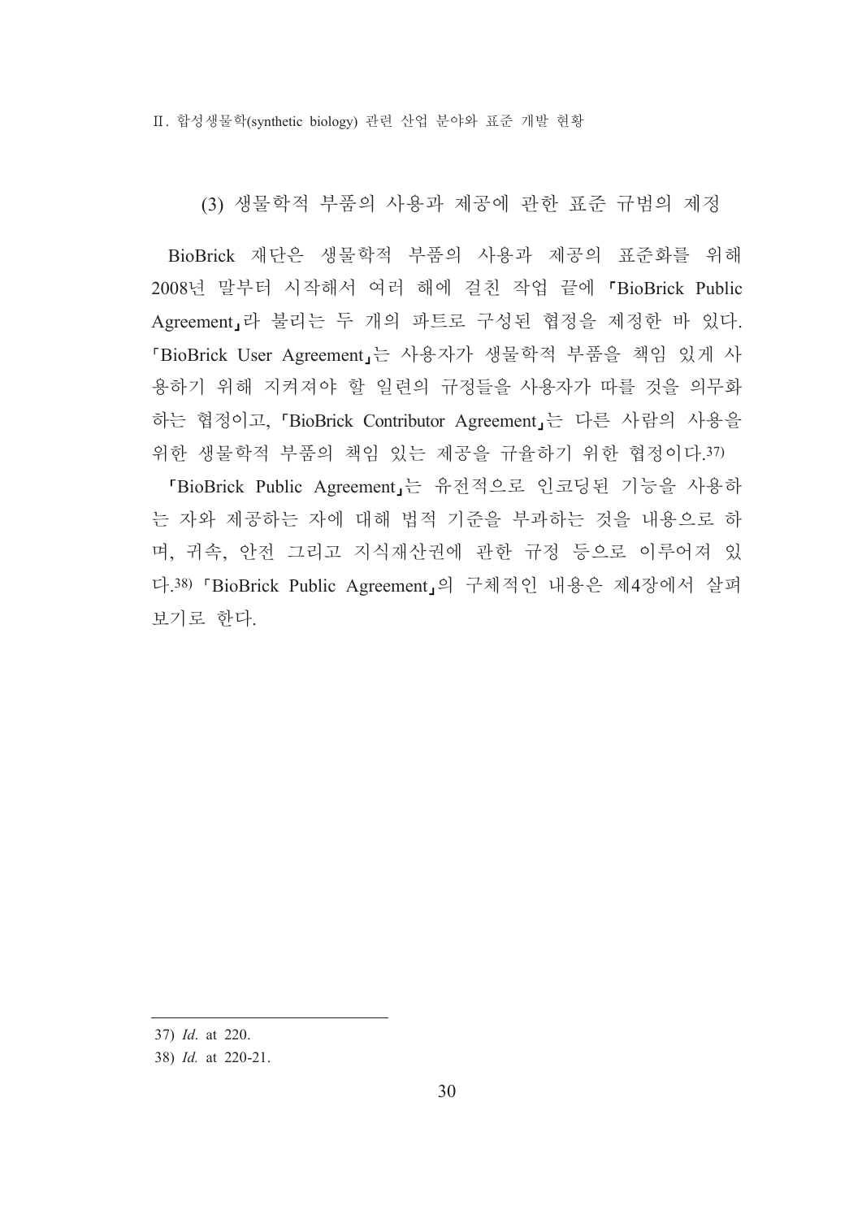### (3) 생물학적 부품의 사용과 제공에 관한 표준 규범의 제정

BioBrick 재단은 생물학적 부품의 사용과 제공의 표준화를 위해 2008년 말부터 시작해서 여러 해에 걸친 작업 끝에 「BioBrick Public Agreement」라 불리는 두 개의 파트로 구성된 협정을 제정한 바 있다. 「BioBrick User Agreement」는 사용자가 생물학적 부품을 책임 있게 사용하기 위해 지켜져야 할 일련의 규정들을 사용자가 따를 것을 의무화하는 협정이고, 「BioBrick Contributor Agreement」는 다른 사람의 사용을 위한 생물학적 부품의 책임 있는 제공을 규율하기 위한 협정이다.[37]

「BioBrick Public Agreement」는 유전적으로 인코딩된 기능을 사용하는 자와 제공하는 자에 대해 법적 기준을 부과하는 것을 내용으로 하며, 귀속, 안전 그리고 지식재산권에 관한 규정 등으로 이루어져 있다.[38] 「BioBrick Public Agreement」의 구체적인 내용은 제4장에서 살펴보기로 한다.

---

37) *Id*. at 220.

38) *Id.* at 220-21.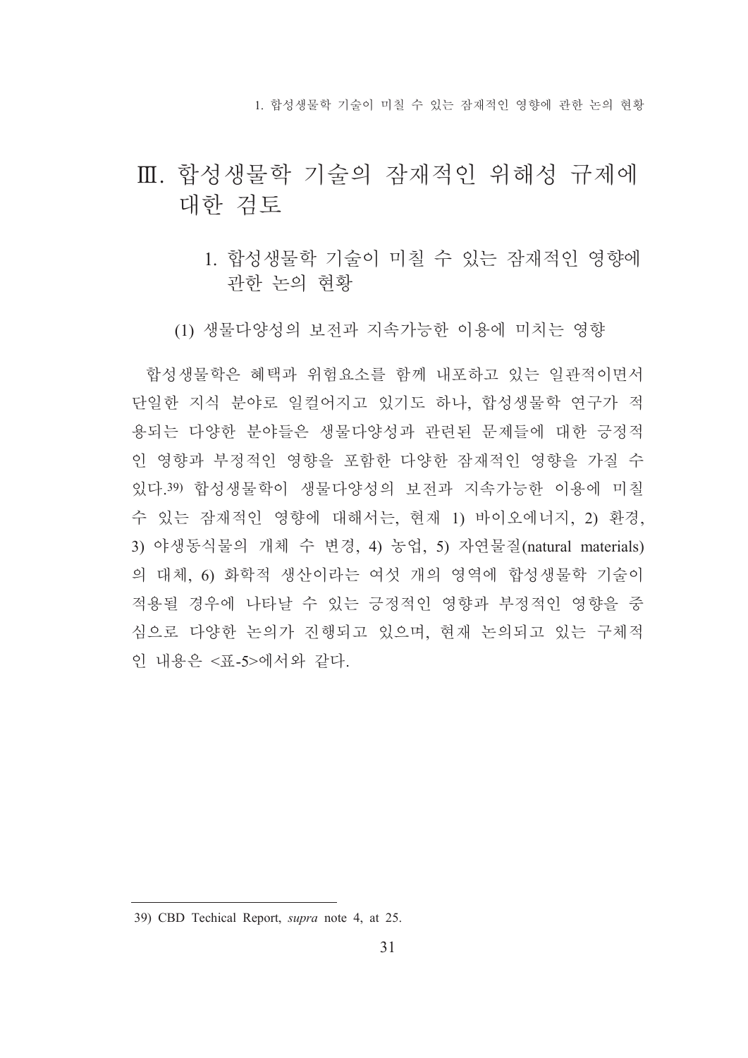# Ⅲ. 합성생물학 기술의 잠재적인 위해성 규제에 대한 검토

## 1. 합성생물학 기술이 미칠 수 있는 잠재적인 영향에 관한 논의 현황

### (1) 생물다양성의 보전과 지속가능한 이용에 미치는 영향

합성생물학은 혜택과 위험요소를 함께 내포하고 있는 일관적이면서 단일한 지식 분야로 일컬어지고 있기도 하나, 합성생물학 연구가 적용되는 다양한 분야들은 생물다양성과 관련된 문제들에 대한 긍정적인 영향과 부정적인 영향을 포함한 다양한 잠재적인 영향을 가질 수 있다.[39] 합성생물학이 생물다양성의 보전과 지속가능한 이용에 미칠 수 있는 잠재적인 영향에 대해서는, 현재 1) 바이오에너지, 2) 환경, 3) 야생동식물의 개체 수 변경, 4) 농업, 5) 자연물질(natural materials)의 대체, 6) 화학적 생산이라는 여섯 개의 영역에 합성생물학 기술이 적용될 경우에 나타날 수 있는 긍정적인 영향과 부정적인 영향을 중심으로 다양한 논의가 진행되고 있으며, 현재 논의되고 있는 구체적인 내용은 <표-5>에서와 같다.

---

39) CBD Techical Report, *supra* note 4, at 25.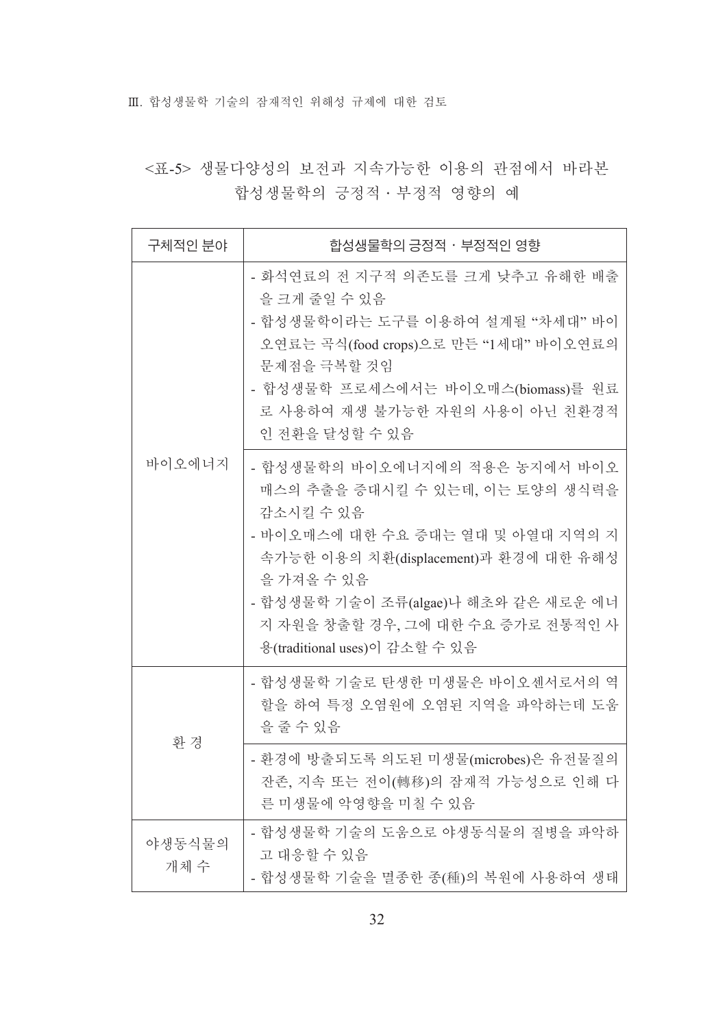<표-5> 생물다양성의 보전과 지속가능한 이용의 관점에서 바라본 합성생물학의 긍정적 · 부정적 영향의 예

| 구체적인 분야 | 합성생물학의 긍정적 · 부정적인 영향 |
|---|---|
| 바이오에너지 | - 화석연료의 전 지구적 의존도를 크게 낮추고 유해한 배출을 크게 줄일 수 있음<br>- 합성생물학이라는 도구를 이용하여 설계될 "차세대" 바이오연료는 곡식(food crops)으로 만든 "1세대" 바이오연료의 문제점을 극복할 것임<br>- 합성생물학 프로세스에서는 바이오매스(biomass)를 원료로 사용하여 재생 불가능한 자원의 사용이 아닌 친환경적인 전환을 달성할 수 있음 |
| | - 합성생물학의 바이오에너지에의 적용은 농지에서 바이오매스의 추출을 증대시킬 수 있는데, 이는 토양의 생식력을 감소시킬 수 있음<br>- 바이오매스에 대한 수요 증대는 열대 및 아열대 지역의 지속가능한 이용의 치환(displacement)과 환경에 대한 유해성을 가져올 수 있음<br>- 합성생물학 기술이 조류(algae)나 해초와 같은 새로운 에너지 자원을 창출할 경우, 그에 대한 수요 증가로 전통적인 사용(traditional uses)이 감소할 수 있음 |
| 환 경 | - 합성생물학 기술로 탄생한 미생물은 바이오센서로서의 역할을 하여 특정 오염원에 오염된 지역을 파악하는데 도움을 줄 수 있음 |
| | - 환경에 방출되도록 의도된 미생물(microbes)은 유전물질의 잔존, 지속 또는 전이(轉移)의 잠재적 가능성으로 인해 다른 미생물에 악영향을 미칠 수 있음 |
| 야생동식물의 개체 수 | - 합성생물학 기술의 도움으로 야생동식물의 질병을 파악하고 대응할 수 있음<br>- 합성생물학 기술을 멸종한 종(種)의 복원에 사용하여 생태 |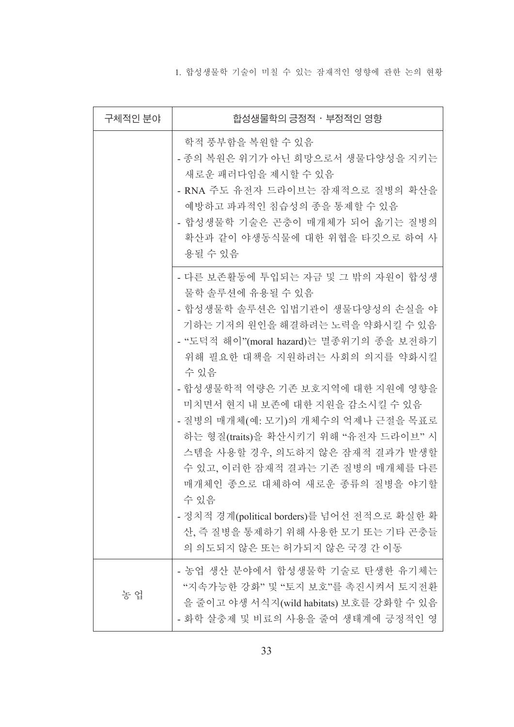| 구체적인 분야 | 합성생물학의 긍정적 · 부정적인 영향 |
| --- | --- |
| | 학적 풍부함을 복원할 수 있음<br>- 종의 복원은 위기가 아닌 희망으로서 생물다양성을 지키는 새로운 패러다임을 제시할 수 있음<br>- RNA 주도 유전자 드라이브는 잠재적으로 질병의 확산을 예방하고 파괴적인 침습성의 종을 통제할 수 있음<br>- 합성생물학 기술은 곤충이 매개체가 되어 옮기는 질병의 확산과 같이 야생동식물에 대한 위협을 타깃으로 하여 사용될 수 있음 |
| | - 다른 보존활동에 투입되는 자금 및 그 밖의 자원이 합성생물학 솔루션에 유용될 수 있음<br>- 합성생물학 솔루션은 입법기관이 생물다양성의 손실을 야기하는 기저의 원인을 해결하려는 노력을 약화시킬 수 있음<br>- "도덕적 해이"(moral hazard)는 멸종위기의 종을 보전하기 위해 필요한 대책을 지원하려는 사회의 의지를 약화시킬 수 있음<br>- 합성생물학적 역량은 기존 보호지역에 대한 지원에 영향을 미치면서 현지 내 보존에 대한 지원을 감소시킬 수 있음<br>- 질병의 매개체(예: 모기)의 개체수의 억제나 근절을 목표로 하는 형질(traits)을 확산시키기 위해 "유전자 드라이브" 시스템을 사용할 경우, 의도하지 않은 잠재적 결과가 발생할 수 있고, 이러한 잠재적 결과는 기존 질병의 매개체를 다른 매개체인 종으로 대체하여 새로운 종류의 질병을 야기할 수 있음<br>- 정치적 경계(political borders)를 넘어선 전적으로 확실한 확산, 즉 질병을 통제하기 위해 사용한 모기 또는 기타 곤충들의 의도되지 않은 또는 허가되지 않은 국경 간 이동 |
| 농 업 | - 농업 생산 분야에서 합성생물학 기술로 탄생한 유기체는 "지속가능한 강화" 및 "토지 보호"를 촉진시켜서 토지전환을 줄이고 야생 서식지(wild habitats) 보호를 강화할 수 있음<br>- 화학 살충제 및 비료의 사용을 줄여 생태계에 긍정적인 영 |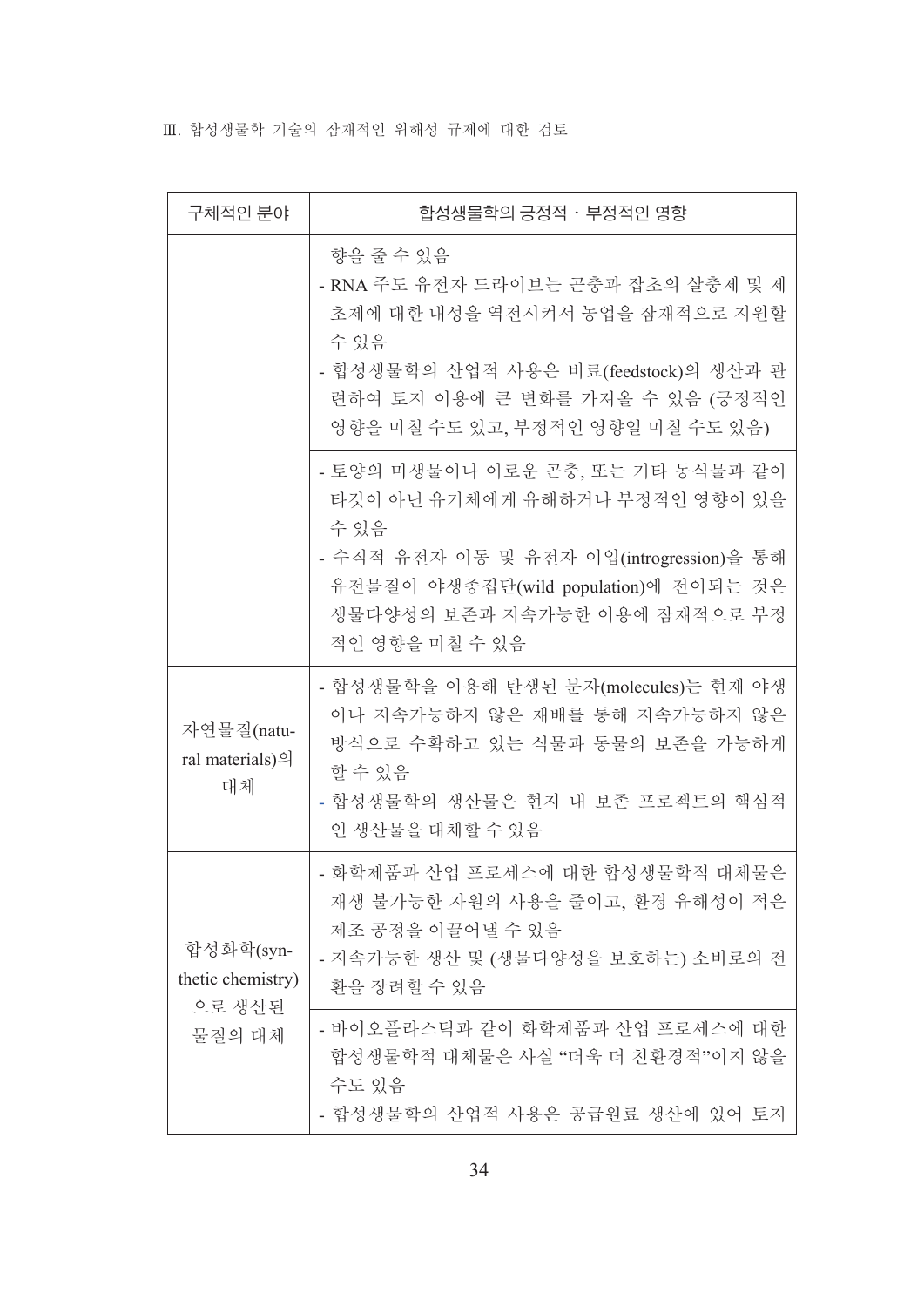| 구체적인 분야 | 합성생물학의 긍정적・부정적인 영향 |
|---|---|
| | 향을 줄 수 있음<br>- RNA 주도 유전자 드라이브는 곤충과 잡초의 살충제 및 제초제에 대한 내성을 역전시켜서 농업을 잠재적으로 지원할 수 있음<br>- 합성생물학의 산업적 사용은 비료(feedstock)의 생산과 관련하여 토지 이용에 큰 변화를 가져올 수 있음 (긍정적인 영향을 미칠 수도 있고, 부정적인 영향일 미칠 수도 있음) |
| | - 토양의 미생물이나 이로운 곤충, 또는 기타 동식물과 같이 타깃이 아닌 유기체에게 유해하거나 부정적인 영향이 있을 수 있음<br>- 수직적 유전자 이동 및 유전자 이입(introgression)을 통해 유전물질이 야생종집단(wild population)에 전이되는 것은 생물다양성의 보존과 지속가능한 이용에 잠재적으로 부정적인 영향을 미칠 수 있음 |
| 자연물질(natural materials)의 대체 | - 합성생물학을 이용해 탄생된 분자(molecules)는 현재 야생이나 지속가능하지 않은 재배를 통해 지속가능하지 않은 방식으로 수확하고 있는 식물과 동물의 보존을 가능하게 할 수 있음<br>- 합성생물학의 생산물은 현지 내 보존 프로젝트의 핵심적인 생산물을 대체할 수 있음 |
| 합성화학(synthetic chemistry)으로 생산된 물질의 대체 | - 화학제품과 산업 프로세스에 대한 합성생물학적 대체물은 재생 불가능한 자원의 사용을 줄이고, 환경 유해성이 적은 제조 공정을 이끌어낼 수 있음<br>- 지속가능한 생산 및 (생물다양성을 보호하는) 소비로의 전환을 장려할 수 있음 |
| | - 바이오플라스틱과 같이 화학제품과 산업 프로세스에 대한 합성생물학적 대체물은 사실 "더욱 더 친환경적"이지 않을 수도 있음<br>- 합성생물학의 산업적 사용은 공급원료 생산에 있어 토지 |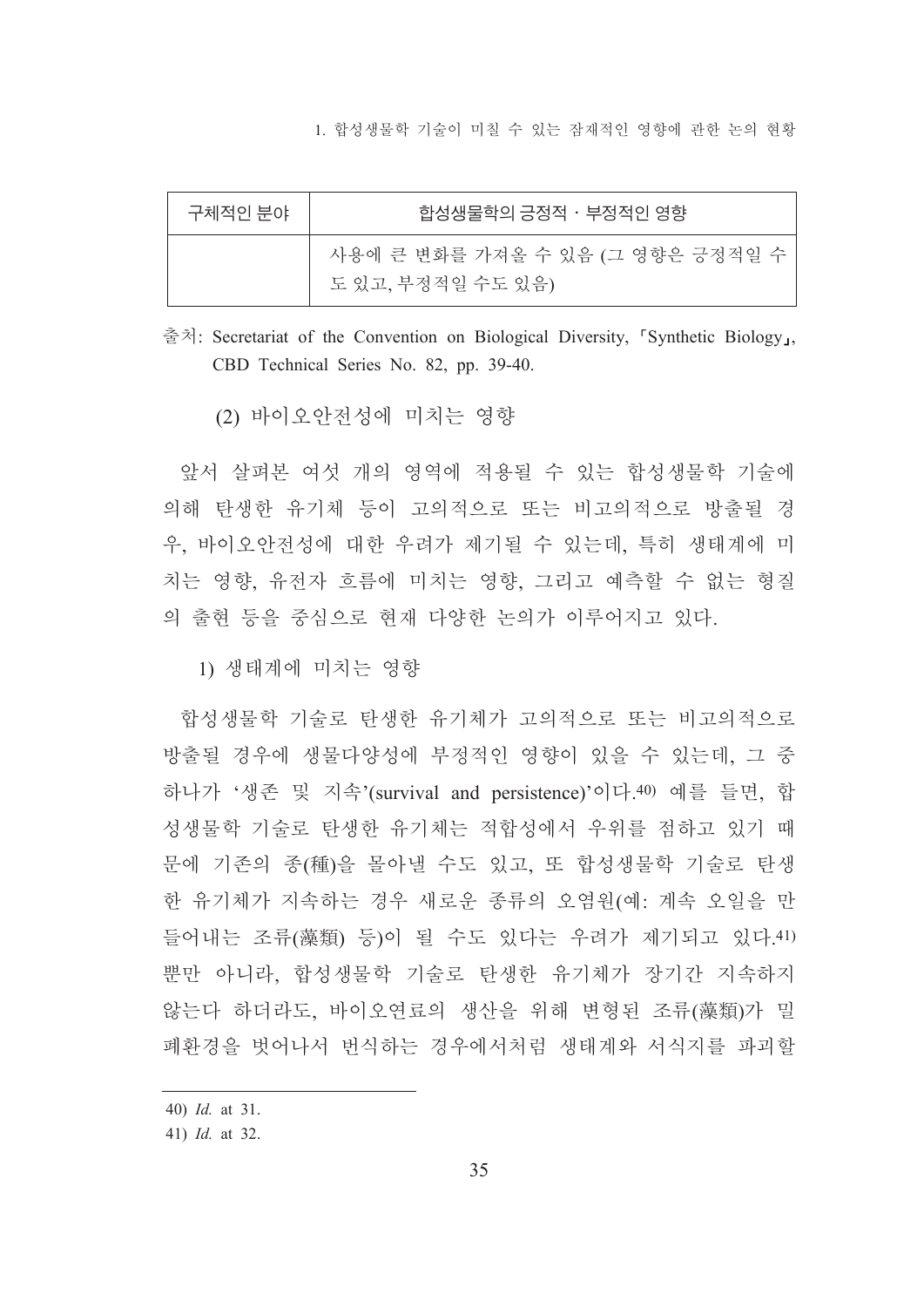| 구체적인 분야 | 합성생물학의 긍정적 · 부정적인 영향 |
|---|---|
| | 사용에 큰 변화를 가져올 수 있음 (그 영향은 긍정적일 수도 있고, 부정적일 수도 있음) |

출처: Secretariat of the Convention on Biological Diversity, 「Synthetic Biology」, CBD Technical Series No. 82, pp. 39-40.

### (2) 바이오안전성에 미치는 영향

앞서 살펴본 여섯 개의 영역에 적용될 수 있는 합성생물학 기술에 의해 탄생한 유기체 등이 고의적으로 또는 비고의적으로 방출될 경우, 바이오안전성에 대한 우려가 제기될 수 있는데, 특히 생태계에 미치는 영향, 유전자 흐름에 미치는 영향, 그리고 예측할 수 없는 형질의 출현 등을 중심으로 현재 다양한 논의가 이루어지고 있다.

#### 1) 생태계에 미치는 영향

합성생물학 기술로 탄생한 유기체가 고의적으로 또는 비고의적으로 방출될 경우에 생물다양성에 부정적인 영향이 있을 수 있는데, 그 중 하나가 '생존 및 지속'(survival and persistence)'이다.[40] 예를 들면, 합성생물학 기술로 탄생한 유기체는 적합성에서 우위를 점하고 있기 때문에 기존의 종(種)을 몰아낼 수도 있고, 또 합성생물학 기술로 탄생한 유기체가 지속하는 경우 새로운 종류의 오염원(예: 계속 오일을 만들어내는 조류(藻類) 등)이 될 수도 있다는 우려가 제기되고 있다.[41] 뿐만 아니라, 합성생물학 기술로 탄생한 유기체가 장기간 지속하지 않는다 하더라도, 바이오연료의 생산을 위해 변형된 조류(藻類)가 밀폐환경을 벗어나서 번식하는 경우에서처럼 생태계와 서식지를 파괴할

---

40) *Id.* at 31.

41) *Id.* at 32.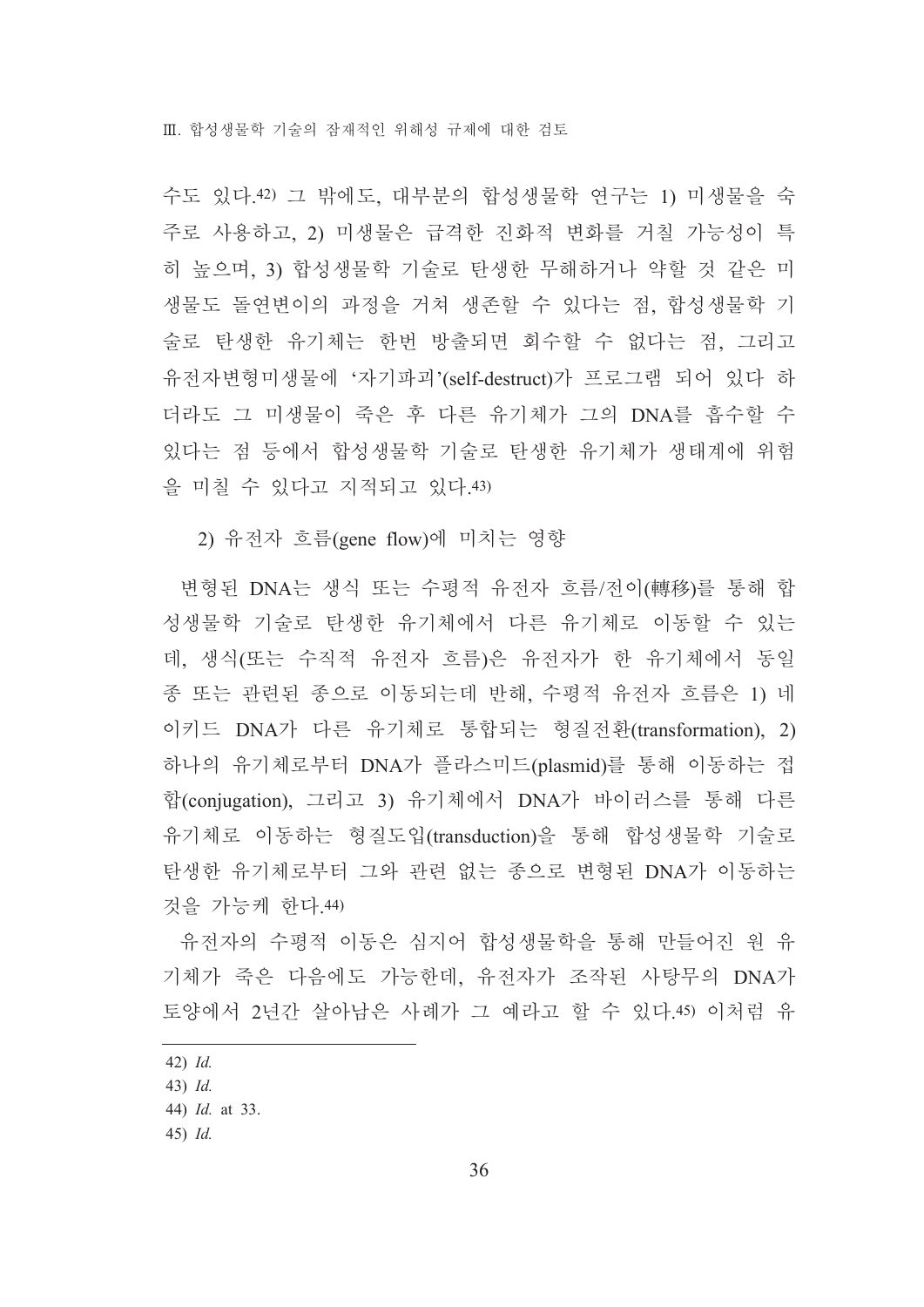수도 있다.[42] 그 밖에도, 대부분의 합성생물학 연구는 1) 미생물을 숙주로 사용하고, 2) 미생물은 급격한 진화적 변화를 거칠 가능성이 특히 높으며, 3) 합성생물학 기술로 탄생한 무해하거나 약할 것 같은 미생물도 돌연변이의 과정을 거쳐 생존할 수 있다는 점, 합성생물학 기술로 탄생한 유기체는 한번 방출되면 회수할 수 없다는 점, 그리고 유전자변형미생물에 '자기파괴'(self-destruct)가 프로그램 되어 있다 하더라도 그 미생물이 죽은 후 다른 유기체가 그의 DNA를 흡수할 수 있다는 점 등에서 합성생물학 기술로 탄생한 유기체가 생태계에 위험을 미칠 수 있다고 지적되고 있다.[43]

2) 유전자 흐름(gene flow)에 미치는 영향

변형된 DNA는 생식 또는 수평적 유전자 흐름/전이(轉移)를 통해 합성생물학 기술로 탄생한 유기체에서 다른 유기체로 이동할 수 있는데, 생식(또는 수직적 유전자 흐름)은 유전자가 한 유기체에서 동일 종 또는 관련된 종으로 이동되는데 반해, 수평적 유전자 흐름은 1) 네이키드 DNA가 다른 유기체로 통합되는 형질전환(transformation), 2) 하나의 유기체로부터 DNA가 플라스미드(plasmid)를 통해 이동하는 접합(conjugation), 그리고 3) 유기체에서 DNA가 바이러스를 통해 다른 유기체로 이동하는 형질도입(transduction)을 통해 합성생물학 기술로 탄생한 유기체로부터 그와 관련 없는 종으로 변형된 DNA가 이동하는 것을 가능케 한다.[44]

유전자의 수평적 이동은 심지어 합성생물학을 통해 만들어진 원 유기체가 죽은 다음에도 가능한데, 유전자가 조작된 사탕무의 DNA가 토양에서 2년간 살아남은 사례가 그 예라고 할 수 있다.[45] 이처럼 유

---

42) *Id.*

43) *Id.*

44) *Id.* at 33.

45) *Id.*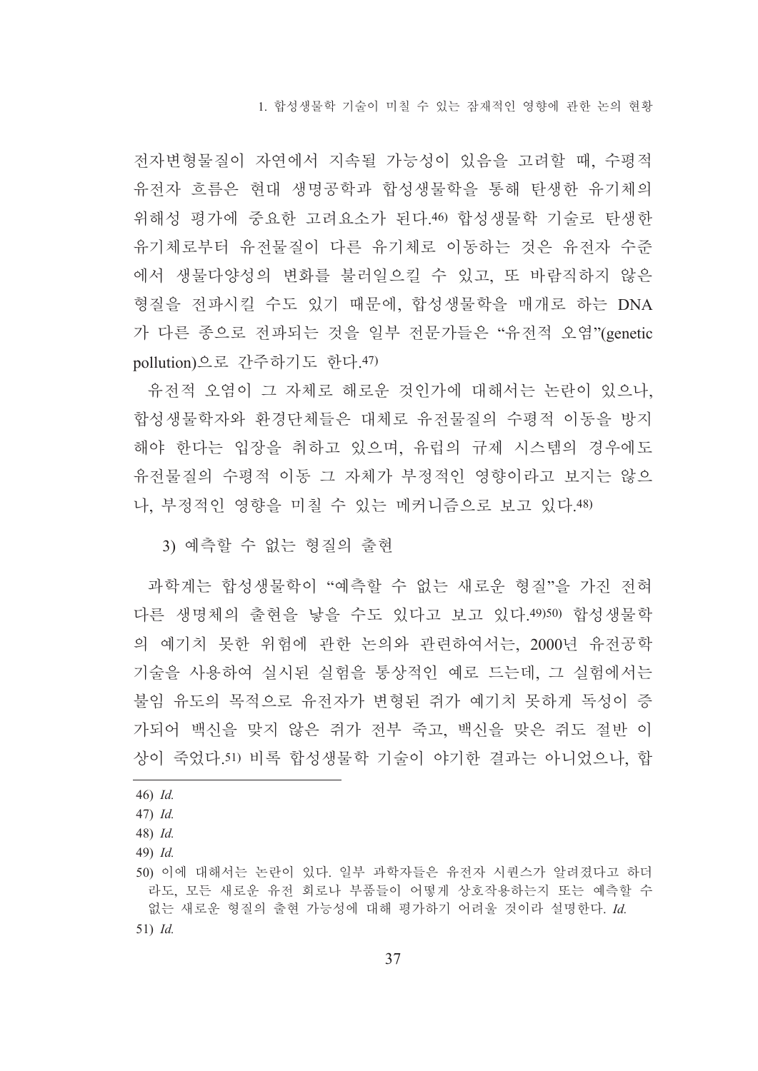전자변형물질이 자연에서 지속될 가능성이 있음을 고려할 때, 수평적 유전자 흐름은 현대 생명공학과 합성생물학을 통해 탄생한 유기체의 위해성 평가에 중요한 고려요소가 된다.[46] 합성생물학 기술로 탄생한 유기체로부터 유전물질이 다른 유기체로 이동하는 것은 유전자 수준에서 생물다양성의 변화를 불러일으킬 수 있고, 또 바람직하지 않은 형질을 전파시킬 수도 있기 때문에, 합성생물학을 매개로 하는 DNA가 다른 종으로 전파되는 것을 일부 전문가들은 "유전적 오염"(genetic pollution)으로 간주하기도 한다.[47]

유전적 오염이 그 자체로 해로운 것인가에 대해서는 논란이 있으나, 합성생물학자와 환경단체들은 대체로 유전물질의 수평적 이동을 방지해야 한다는 입장을 취하고 있으며, 유럽의 규제 시스템의 경우에도 유전물질의 수평적 이동 그 자체가 부정적인 영향이라고 보지는 않으나, 부정적인 영향을 미칠 수 있는 메커니즘으로 보고 있다.[48]

### 3) 예측할 수 없는 형질의 출현

과학계는 합성생물학이 "예측할 수 없는 새로운 형질"을 가진 전혀 다른 생명체의 출현을 낳을 수도 있다고 보고 있다.[49][50] 합성생물학의 예기치 못한 위험에 관한 논의와 관련하여서는, 2000년 유전공학 기술을 사용하여 실시된 실험을 통상적인 예로 드는데, 그 실험에서는 불임 유도의 목적으로 유전자가 변형된 쥐가 예기치 못하게 독성이 증가되어 백신을 맞지 않은 쥐가 전부 죽고, 백신을 맞은 쥐도 절반 이상이 죽었다.[51] 비록 합성생물학 기술이 야기한 결과는 아니었으나, 합

---

46) *Id.*

47) *Id.*

48) *Id.*

49) *Id.*

50) 이에 대해서는 논란이 있다. 일부 과학자들은 유전자 시퀀스가 알려졌다고 하더라도, 모든 새로운 유전 회로나 부품들이 어떻게 상호작용하는지 또는 예측할 수 없는 새로운 형질의 출현 가능성에 대해 평가하기 어려울 것이라 설명한다. *Id.*

51) *Id.*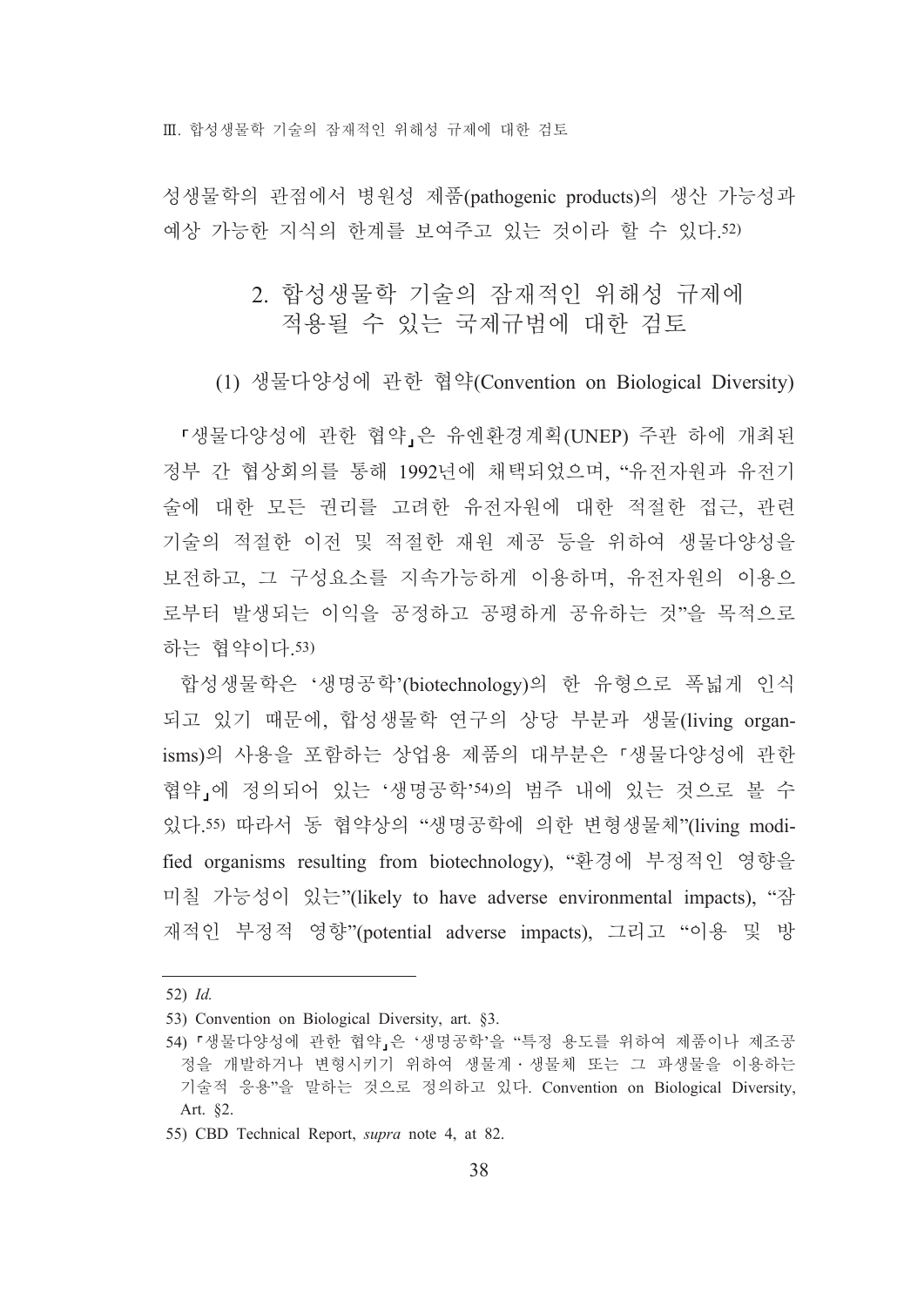성생물학의 관점에서 병원성 제품(pathogenic products)의 생산 가능성과 예상 가능한 지식의 한계를 보여주고 있는 것이라 할 수 있다.[52)]

## 2. 합성생물학 기술의 잠재적인 위해성 규제에 적용될 수 있는 국제규범에 대한 검토

### (1) 생물다양성에 관한 협약(Convention on Biological Diversity)

「생물다양성에 관한 협약」은 유엔환경계획(UNEP) 주관 하에 개최된 정부 간 협상회의를 통해 1992년에 채택되었으며, "유전자원과 유전기술에 대한 모든 권리를 고려한 유전자원에 대한 적절한 접근, 관련 기술의 적절한 이전 및 적절한 재원 제공 등을 위하여 생물다양성을 보전하고, 그 구성요소를 지속가능하게 이용하며, 유전자원의 이용으로부터 발생되는 이익을 공정하고 공평하게 공유하는 것"을 목적으로 하는 협약이다.[53)]

합성생물학은 '생명공학'(biotechnology)의 한 유형으로 폭넓게 인식되고 있기 때문에, 합성생물학 연구의 상당 부분과 생물(living organisms)의 사용을 포함하는 상업용 제품의 대부분은 「생물다양성에 관한 협약」에 정의되어 있는 '생명공학'[54)]의 범주 내에 있는 것으로 볼 수 있다.[55)] 따라서 동 협약상의 "생명공학에 의한 변형생물체"(living modified organisms resulting from biotechnology), "환경에 부정적인 영향을 미칠 가능성이 있는"(likely to have adverse environmental impacts), "잠재적인 부정적 영향"(potential adverse impacts), 그리고 "이용 및 방

---

52) *Id.*

53) Convention on Biological Diversity, art. §3.

54) 「생물다양성에 관한 협약」은 '생명공학'을 "특정 용도를 위하여 제품이나 제조공정을 개발하거나 변형시키기 위하여 생물계·생물체 또는 그 파생물을 이용하는 기술적 응용"을 말하는 것으로 정의하고 있다. Convention on Biological Diversity, Art. §2.

55) CBD Technical Report, *supra* note 4, at 82.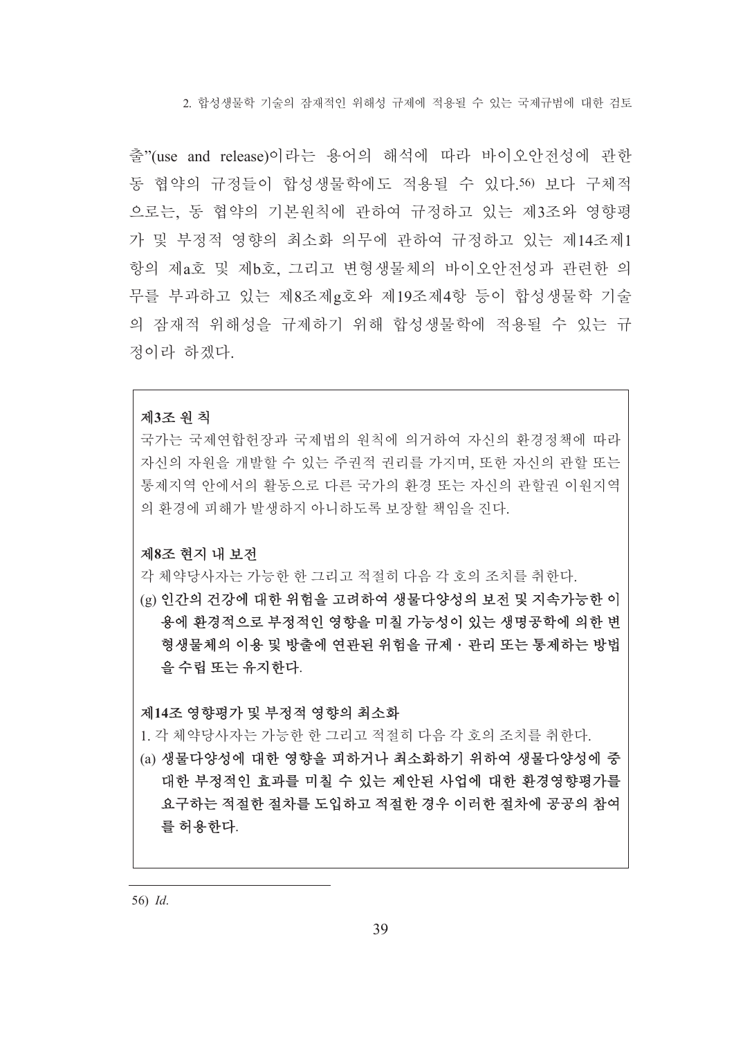출”(use and release)이라는 용어의 해석에 따라 바이오안전성에 관한 동 협약의 규정들이 합성생물학에도 적용될 수 있다.[56] 보다 구체적으로는, 동 협약의 기본원칙에 관하여 규정하고 있는 제3조와 영향평가 및 부정적 영향의 최소화 의무에 관하여 규정하고 있는 제14조제1항의 제a호 및 제b호, 그리고 변형생물체의 바이오안전성과 관련한 의무를 부과하고 있는 제8조제g호와 제19조제4항 등이 합성생물학 기술의 잠재적 위해성을 규제하기 위해 합성생물학에 적용될 수 있는 규정이라 하겠다.

> **제3조 원 칙**
>
> 국가는 국제연합헌장과 국제법의 원칙에 의거하여 자신의 환경정책에 따라 자신의 자원을 개발할 수 있는 주권적 권리를 가지며, 또한 자신의 관할 또는 통제지역 안에서의 활동으로 다른 국가의 환경 또는 자신의 관할권 이원지역의 환경에 피해가 발생하지 아니하도록 보장할 책임을 진다.
>
> **제8조 현지 내 보전**
>
> 각 체약당사자는 가능한 한 그리고 적절히 다음 각 호의 조치를 취한다.
>
> (g) **인간의 건강에 대한 위험을 고려하여 생물다양성의 보전 및 지속가능한 이용에 환경적으로 부정적인 영향을 미칠 가능성이 있는 생명공학에 의한 변형생물체의 이용 및 방출에 연관된 위험을 규제ㆍ관리 또는 통제하는 방법을 수립 또는 유지한다.**
>
> **제14조 영향평가 및 부정적 영향의 최소화**
>
> 1. 각 체약당사자는 가능한 한 그리고 적절히 다음 각 호의 조치를 취한다.
>
> (a) **생물다양성에 대한 영향을 피하거나 최소화하기 위하여 생물다양성에 중대한 부정적인 효과를 미칠 수 있는 제안된 사업에 대한 환경영향평가를 요구하는 적절한 절차를 도입하고 적절한 경우 이러한 절차에 공공의 참여를 허용한다.**

---

56) *Id*.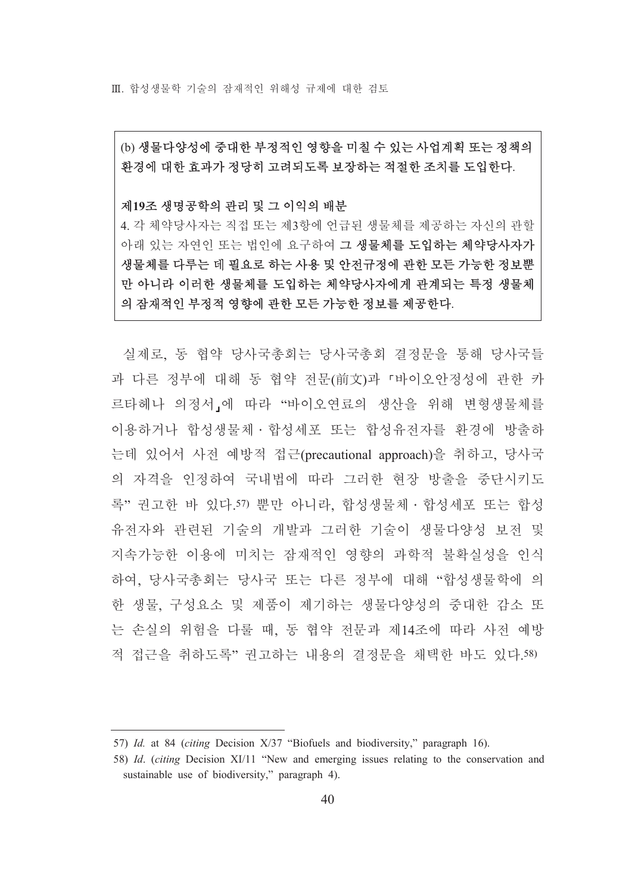(b) **생물다양성에 중대한 부정적인 영향을 미칠 수 있는 사업계획 또는 정책의 환경에 대한 효과가 정당히 고려되도록 보장하는 적절한 조치를 도입한다.**

**제19조 생명공학의 관리 및 그 이익의 배분**

4. 각 체약당사자는 직접 또는 제3항에 언급된 생물체를 제공하는 자신의 관할 아래 있는 자연인 또는 법인에 요구하여 **그 생물체를 도입하는 체약당사자가 생물체를 다루는 데 필요로 하는 사용 및 안전규정에 관한 모든 가능한 정보뿐만 아니라 이러한 생물체를 도입하는 체약당사자에게 관계되는 특정 생물체의 잠재적인 부정적 영향에 관한 모든 가능한 정보를 제공한다.**

실제로, 동 협약 당사국총회는 당사국총회 결정문을 통해 당사국들과 다른 정부에 대해 동 협약 전문(前文)과 「바이오안정성에 관한 카르타헤나 의정서」에 따라 "바이오연료의 생산을 위해 변형생물체를 이용하거나 합성생물체 · 합성세포 또는 합성유전자를 환경에 방출하는데 있어서 사전 예방적 접근(precautional approach)을 취하고, 당사국의 자격을 인정하여 국내법에 따라 그러한 현장 방출을 중단시키도록" 권고한 바 있다.[57] 뿐만 아니라, 합성생물체 · 합성세포 또는 합성유전자와 관련된 기술의 개발과 그러한 기술이 생물다양성 보전 및 지속가능한 이용에 미치는 잠재적인 영향의 과학적 불확실성을 인식하여, 당사국총회는 당사국 또는 다른 정부에 대해 "합성생물학에 의한 생물, 구성요소 및 제품이 제기하는 생물다양성의 중대한 감소 또는 손실의 위험을 다룰 때, 동 협약 전문과 제14조에 따라 사전 예방적 접근을 취하도록" 권고하는 내용의 결정문을 채택한 바도 있다.[58]

---

57) *Id.* at 84 (*citing* Decision X/37 "Biofuels and biodiversity," paragraph 16).

58) *Id*. (*citing* Decision XI/11 "New and emerging issues relating to the conservation and sustainable use of biodiversity," paragraph 4).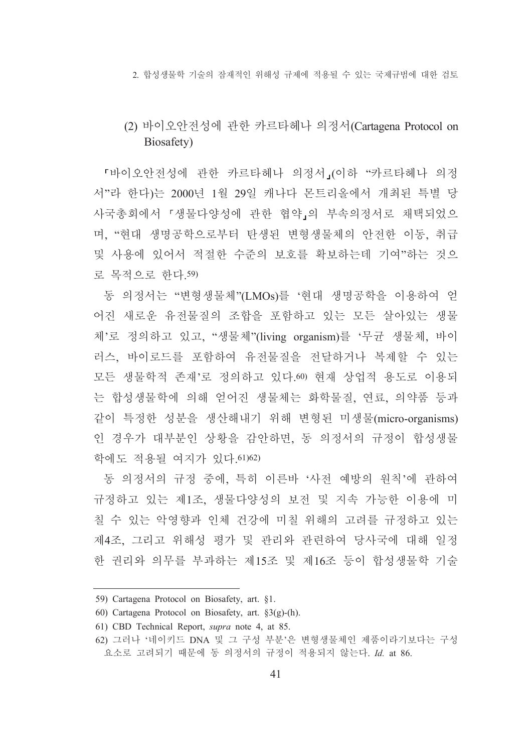### (2) 바이오안전성에 관한 카르타헤나 의정서(Cartagena Protocol on Biosafety)

「바이오안전성에 관한 카르타헤나 의정서」(이하 "카르타헤나 의정서"라 한다)는 2000년 1월 29일 캐나다 몬트리올에서 개최된 특별 당사국총회에서 「생물다양성에 관한 협약」의 부속의정서로 채택되었으며, "현대 생명공학으로부터 탄생된 변형생물체의 안전한 이동, 취급 및 사용에 있어서 적절한 수준의 보호를 확보하는데 기여"하는 것으로 목적으로 한다.[59]

동 의정서는 "변형생물체"(LMOs)를 '현대 생명공학을 이용하여 얻어진 새로운 유전물질의 조합을 포함하고 있는 모든 살아있는 생물체'로 정의하고 있고, "생물체"(living organism)를 '무균 생물체, 바이러스, 바이로드를 포함하여 유전물질을 전달하거나 복제할 수 있는 모든 생물학적 존재'로 정의하고 있다.[60] 현재 상업적 용도로 이용되는 합성생물학에 의해 얻어진 생물체는 화학물질, 연료, 의약품 등과 같이 특정한 성분을 생산해내기 위해 변형된 미생물(micro-organisms)인 경우가 대부분인 상황을 감안하면, 동 의정서의 규정이 합성생물학에도 적용될 여지가 있다.[61][62]

동 의정서의 규정 중에, 특히 이른바 '사전 예방의 원칙'에 관하여 규정하고 있는 제1조, 생물다양성의 보전 및 지속 가능한 이용에 미칠 수 있는 악영향과 인체 건강에 미칠 위해의 고려를 규정하고 있는 제4조, 그리고 위해성 평가 및 관리와 관련하여 당사국에 대해 일정한 권리와 의무를 부과하는 제15조 및 제16조 등이 합성생물학 기술

---

59) Cartagena Protocol on Biosafety, art. §1.

60) Cartagena Protocol on Biosafety, art. §3(g)-(h).

61) CBD Technical Report, *supra* note 4, at 85.

62) 그러나 '네이키드 DNA 및 그 구성 부분'은 변형생물체인 제품이라기보다는 구성요소로 고려되기 때문에 동 의정서의 규정이 적용되지 않는다. *Id.* at 86.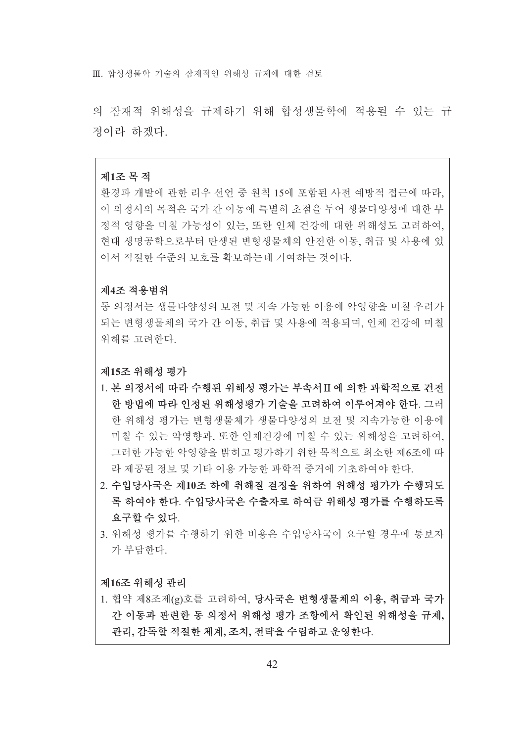의 잠재적 위해성을 규제하기 위해 합성생물학에 적용될 수 있는 규정이라 하겠다.

**제1조 목 적**

환경과 개발에 관한 리우 선언 중 원칙 15에 포함된 사전 예방적 접근에 따라, 이 의정서의 목적은 국가 간 이동에 특별히 초점을 두어 생물다양성에 대한 부정적 영향을 미칠 가능성이 있는, 또한 인체 건강에 대한 위해성도 고려하여, 현대 생명공학으로부터 탄생된 변형생물체의 안전한 이동, 취급 및 사용에 있어서 적절한 수준의 보호를 확보하는데 기여하는 것이다.

**제4조 적용범위**

동 의정서는 생물다양성의 보전 및 지속 가능한 이용에 악영향을 미칠 우려가 되는 변형생물체의 국가 간 이동, 취급 및 사용에 적용되며, 인체 건강에 미칠 위해를 고려한다.

**제15조 위해성 평가**

1. **본 의정서에 따라 수행된 위해성 평가는 부속서Ⅱ에 의한 과학적으로 건전한 방법에 따라 인정된 위해성평가 기술을 고려하여 이루어져야 한다**. 그러한 위해성 평가는 변형생물체가 생물다양성의 보전 및 지속가능한 이용에 미칠 수 있는 악영향과, 또한 인체건강에 미칠 수 있는 위해성을 고려하여, 그러한 가능한 악영향을 밝히고 평가하기 위한 목적으로 최소한 제6조에 따라 제공된 정보 및 기타 이용 가능한 과학적 증거에 기초하여야 한다.
2. **수입당사국은 제10조 하에 취해질 결정을 위하여 위해성 평가가 수행되도록 하여야 한다. 수입당사국은 수출자로 하여금 위해성 평가를 수행하도록 요구할 수 있다**.
3. 위해성 평가를 수행하기 위한 비용은 수입당사국이 요구할 경우에 통보자가 부담한다.

**제16조 위해성 관리**

1. 협약 제8조제(g)호를 고려하여, **당사국은 변형생물체의 이용, 취급과 국가 간 이동과 관련한 동 의정서 위해성 평가 조항에서 확인된 위해성을 규제, 관리, 감독할 적절한 체계, 조치, 전략을 수립하고 운영한다**.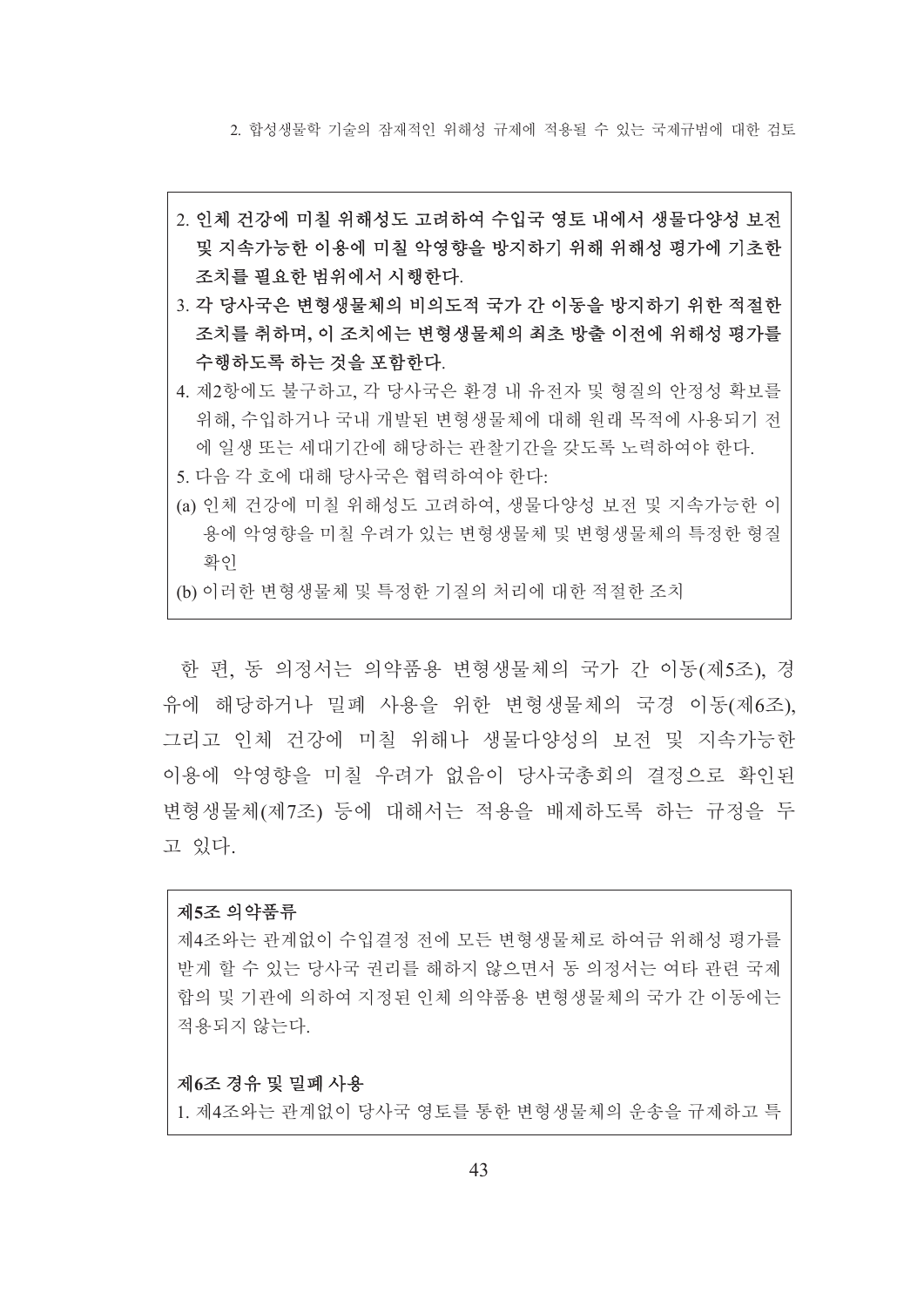2. **인체 건강에 미칠 위해성도 고려하여 수입국 영토 내에서 생물다양성 보전 및 지속가능한 이용에 미칠 악영향을 방지하기 위해 위해성 평가에 기초한 조치를 필요한 범위에서 시행한다.**
3. **각 당사국은 변형생물체의 비의도적 국가 간 이동을 방지하기 위한 적절한 조치를 취하며, 이 조치에는 변형생물체의 최초 방출 이전에 위해성 평가를 수행하도록 하는 것을 포함한다.**
4. 제2항에도 불구하고, 각 당사국은 환경 내 유전자 및 형질의 안정성 확보를 위해, 수입하거나 국내 개발된 변형생물체에 대해 원래 목적에 사용되기 전에 일생 또는 세대기간에 해당하는 관찰기간을 갖도록 노력하여야 한다.
5. 다음 각 호에 대해 당사국은 협력하여야 한다:

(a) 인체 건강에 미칠 위해성도 고려하여, 생물다양성 보전 및 지속가능한 이용에 악영향을 미칠 우려가 있는 변형생물체 및 변형생물체의 특정한 형질 확인

(b) 이러한 변형생물체 및 특정한 기질의 처리에 대한 적절한 조치

한 편, 동 의정서는 의약품용 변형생물체의 국가 간 이동(제5조), 경유에 해당하거나 밀폐 사용을 위한 변형생물체의 국경 이동(제6조), 그리고 인체 건강에 미칠 위해나 생물다양성의 보전 및 지속가능한 이용에 악영향을 미칠 우려가 없음이 당사국총회의 결정으로 확인된 변형생물체(제7조) 등에 대해서는 적용을 배제하도록 하는 규정을 두고 있다.

**제5조 의약품류**

제4조와는 관계없이 수입결정 전에 모든 변형생물체로 하여금 위해성 평가를 받게 할 수 있는 당사국 권리를 해하지 않으면서 동 의정서는 여타 관련 국제 합의 및 기관에 의하여 지정된 인체 의약품용 변형생물체의 국가 간 이동에는 적용되지 않는다.

**제6조 경유 및 밀폐 사용**

1. 제4조와는 관계없이 당사국 영토를 통한 변형생물체의 운송을 규제하고 특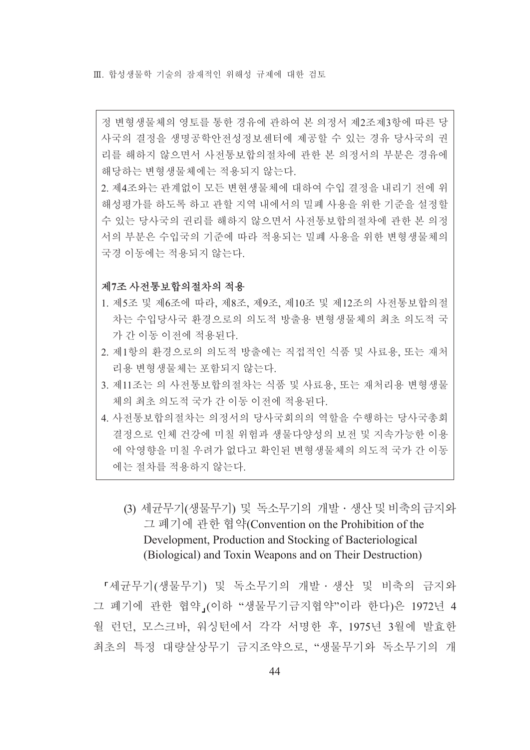정 변형생물체의 영토를 통한 경유에 관하여 본 의정서 제2조제3항에 따른 당사국의 결정을 생명공학안전성정보센터에 제공할 수 있는 경유 당사국의 권리를 해하지 않으면서 사전통보합의절차에 관한 본 의정서의 부분은 경유에 해당하는 변형생물체에는 적용되지 않는다.

2. 제4조와는 관계없이 모든 변현생물체에 대하여 수입 결정을 내리기 전에 위해성평가를 하도록 하고 관할 지역 내에서의 밀폐 사용을 위한 기준을 설정할 수 있는 당사국의 권리를 해하지 않으면서 사전통보합의절차에 관한 본 의정서의 부분은 수입국의 기준에 따라 적용되는 밀폐 사용을 위한 변형생물체의 국경 이동에는 적용되지 않는다.

**제7조 사전통보합의절차의 적용**

1. 제5조 및 제6조에 따라, 제8조, 제9조, 제10조 및 제12조의 사전통보합의절차는 수입당사국 환경으로의 의도적 방출용 변형생물체의 최초 의도적 국가 간 이동 이전에 적용된다.
2. 제1항의 환경으로의 의도적 방출에는 직접적인 식품 및 사료용, 또는 재처리용 변형생물체는 포함되지 않는다.
3. 제11조는 의 사전통보합의절차는 식품 및 사료용, 또는 재처리용 변형생물체의 최초 의도적 국가 간 이동 이전에 적용된다.
4. 사전통보합의절차는 의정서의 당사국회의의 역할을 수행하는 당사국총회 결정으로 인체 건강에 미칠 위험과 생물다양성의 보전 및 지속가능한 이용에 악영향을 미칠 우려가 없다고 확인된 변형생물체의 의도적 국가 간 이동에는 절차를 적용하지 않는다.

(3) 세균무기(생물무기) 및 독소무기의 개발 · 생산 및 비축의 금지와 그 폐기에 관한 협약(Convention on the Prohibition of the Development, Production and Stocking of Bacteriological (Biological) and Toxin Weapons and on Their Destruction)

「세균무기(생물무기) 및 독소무기의 개발 · 생산 및 비축의 금지와 그 폐기에 관한 협약」(이하 "생물무기금지협약"이라 한다)은 1972년 4월 런던, 모스크바, 워싱턴에서 각각 서명한 후, 1975년 3월에 발효한 최초의 특정 대량살상무기 금지조약으로, "생물무기와 독소무기의 개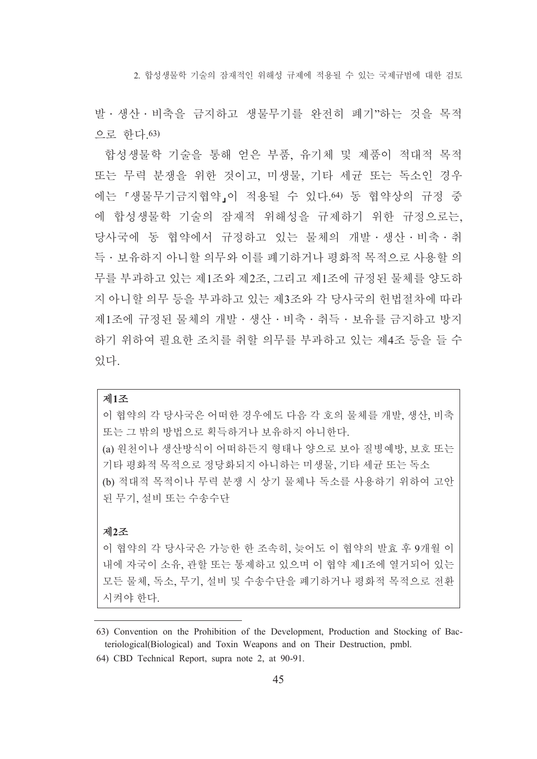발·생산·비축을 금지하고 생물무기를 완전히 폐기"하는 것을 목적으로 한다.[63)]

합성생물학 기술을 통해 얻은 부품, 유기체 및 제품이 적대적 목적 또는 무력 분쟁을 위한 것이고, 미생물, 기타 세균 또는 독소인 경우에는 「생물무기금지협약」이 적용될 수 있다.[64)] 동 협약상의 규정 중에 합성생물학 기술의 잠재적 위해성을 규제하기 위한 규정으로는, 당사국에 동 협약에서 규정하고 있는 물체의 개발·생산·비축·취득·보유하지 아니할 의무와 이를 폐기하거나 평화적 목적으로 사용할 의무를 부과하고 있는 제1조와 제2조, 그리고 제1조에 규정된 물체를 양도하지 아니할 의무 등을 부과하고 있는 제3조와 각 당사국의 헌법절차에 따라 제1조에 규정된 물체의 개발·생산·비축·취득·보유를 금지하고 방지하기 위하여 필요한 조치를 취할 의무를 부과하고 있는 제4조 등을 들 수 있다.

> **제1조**
> 이 협약의 각 당사국은 어떠한 경우에도 다음 각 호의 물체를 개발, 생산, 비축 또는 그 밖의 방법으로 획득하거나 보유하지 아니한다.
> (a) 원천이나 생산방식이 어떠하든지 형태나 양으로 보아 질병예방, 보호 또는 기타 평화적 목적으로 정당화되지 아니하는 미생물, 기타 세균 또는 독소
> (b) 적대적 목적이나 무력 분쟁 시 상기 물체나 독소를 사용하기 위하여 고안된 무기, 설비 또는 수송수단
>
> **제2조**
> 이 협약의 각 당사국은 가능한 한 조속히, 늦어도 이 협약의 발효 후 9개월 이내에 자국이 소유, 관할 또는 통제하고 있으며 이 협약 제1조에 열거되어 있는 모든 물체, 독소, 무기, 설비 및 수송수단을 폐기하거나 평화적 목적으로 전환시켜야 한다.

---

63) Convention on the Prohibition of the Development, Production and Stocking of Bacteriological(Biological) and Toxin Weapons and on Their Destruction, pmbl.

64) CBD Technical Report, supra note 2, at 90-91.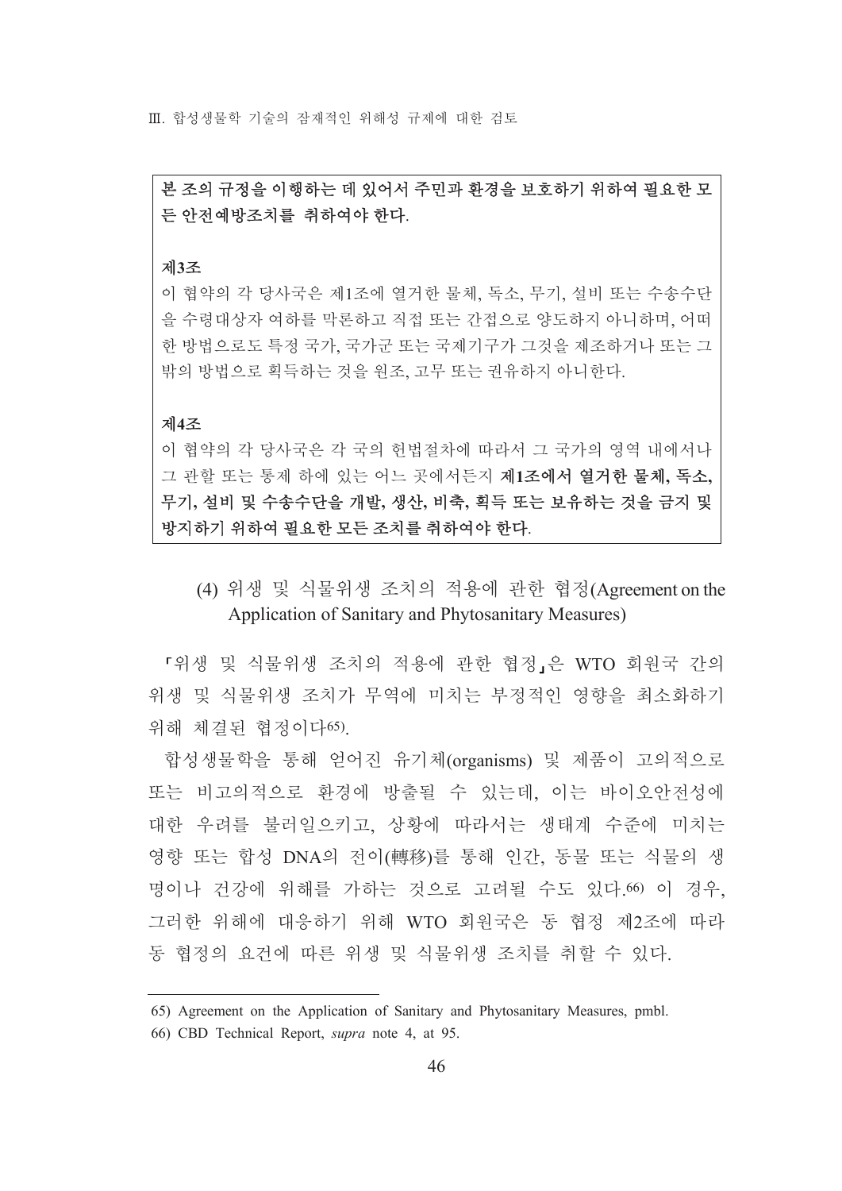**본 조의 규정을 이행하는 데 있어서 주민과 환경을 보호하기 위하여 필요한 모든 안전예방조치를 취하여야 한다.**

**제3조**

이 협약의 각 당사국은 제1조에 열거한 물체, 독소, 무기, 설비 또는 수송수단을 수령대상자 여하를 막론하고 직접 또는 간접으로 양도하지 아니하며, 어떠한 방법으로도 특정 국가, 국가군 또는 국제기구가 그것을 제조하거나 또는 그 밖의 방법으로 획득하는 것을 원조, 고무 또는 권유하지 아니한다.

**제4조**

이 협약의 각 당사국은 각 국의 헌법절차에 따라서 그 국가의 영역 내에서나 그 관할 또는 통제 하에 있는 어느 곳에서든지 **제1조에서 열거한 물체, 독소, 무기, 설비 및 수송수단을 개발, 생산, 비축, 획득 또는 보유하는 것을 금지 및 방지하기 위하여 필요한 모든 조치를 취하여야 한다.**

### (4) 위생 및 식물위생 조치의 적용에 관한 협정(Agreement on the Application of Sanitary and Phytosanitary Measures)

「위생 및 식물위생 조치의 적용에 관한 협정」은 WTO 회원국 간의 위생 및 식물위생 조치가 무역에 미치는 부정적인 영향을 최소화하기 위해 체결된 협정이다[65].

합성생물학을 통해 얻어진 유기체(organisms) 및 제품이 고의적으로 또는 비고의적으로 환경에 방출될 수 있는데, 이는 바이오안전성에 대한 우려를 불러일으키고, 상황에 따라서는 생태계 수준에 미치는 영향 또는 합성 DNA의 전이(轉移)를 통해 인간, 동물 또는 식물의 생명이나 건강에 위해를 가하는 것으로 고려될 수도 있다.[66] 이 경우, 그러한 위해에 대응하기 위해 WTO 회원국은 동 협정 제2조에 따라 동 협정의 요건에 따른 위생 및 식물위생 조치를 취할 수 있다.

---

65) Agreement on the Application of Sanitary and Phytosanitary Measures, pmbl.

66) CBD Technical Report, *supra* note 4, at 95.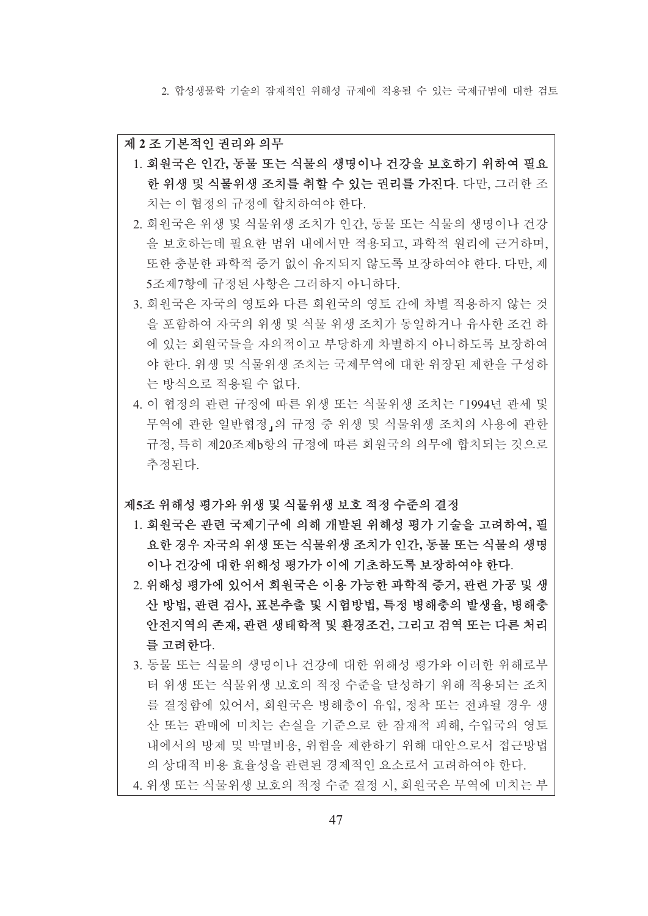**제 2 조 기본적인 권리와 의무**

1. **회원국은 인간, 동물 또는 식물의 생명이나 건강을 보호하기 위하여 필요한 위생 및 식물위생 조치를 취할 수 있는 권리를 가진다**. 다만, 그러한 조치는 이 협정의 규정에 합치하여야 한다.
2. 회원국은 위생 및 식물위생 조치가 인간, 동물 또는 식물의 생명이나 건강을 보호하는데 필요한 범위 내에서만 적용되고, 과학적 원리에 근거하며, 또한 충분한 과학적 증거 없이 유지되지 않도록 보장하여야 한다. 다만, 제5조제7항에 규정된 사항은 그러하지 아니하다.
3. 회원국은 자국의 영토와 다른 회원국의 영토 간에 차별 적용하지 않는 것을 포함하여 자국의 위생 및 식물 위생 조치가 동일하거나 유사한 조건 하에 있는 회원국들을 자의적이고 부당하게 차별하지 아니하도록 보장하여야 한다. 위생 및 식물위생 조치는 국제무역에 대한 위장된 제한을 구성하는 방식으로 적용될 수 없다.
4. 이 협정의 관련 규정에 따른 위생 또는 식물위생 조치는 「1994년 관세 및 무역에 관한 일반협정」의 규정 중 위생 및 식물위생 조치의 사용에 관한 규정, 특히 제20조제b항의 규정에 따른 회원국의 의무에 합치되는 것으로 추정된다.

**제5조 위해성 평가와 위생 및 식물위생 보호 적정 수준의 결정**

1. **회원국은 관련 국제기구에 의해 개발된 위해성 평가 기술을 고려하여, 필요한 경우 자국의 위생 또는 식물위생 조치가 인간, 동물 또는 식물의 생명이나 건강에 대한 위해성 평가가 이에 기초하도록 보장하여야 한다.**
2. **위해성 평가에 있어서 회원국은 이용 가능한 과학적 증거, 관련 가공 및 생산 방법, 관련 검사, 표본추출 및 시험방법, 특정 병해충의 발생율, 병해충 안전지역의 존재, 관련 생태학적 및 환경조건, 그리고 검역 또는 다른 처리를 고려한다.**
3. 동물 또는 식물의 생명이나 건강에 대한 위해성 평가와 이러한 위해로부터 위생 또는 식물위생 보호의 적정 수준을 달성하기 위해 적용되는 조치를 결정함에 있어서, 회원국은 병해충이 유입, 정착 또는 전파될 경우 생산 또는 판매에 미치는 손실을 기준으로 한 잠재적 피해, 수입국의 영토 내에서의 방제 및 박멸비용, 위험을 제한하기 위해 대안으로서 접근방법의 상대적 비용 효율성을 관련된 경제적인 요소로서 고려하여야 한다.
4. 위생 또는 식물위생 보호의 적정 수준 결정 시, 회원국은 무역에 미치는 부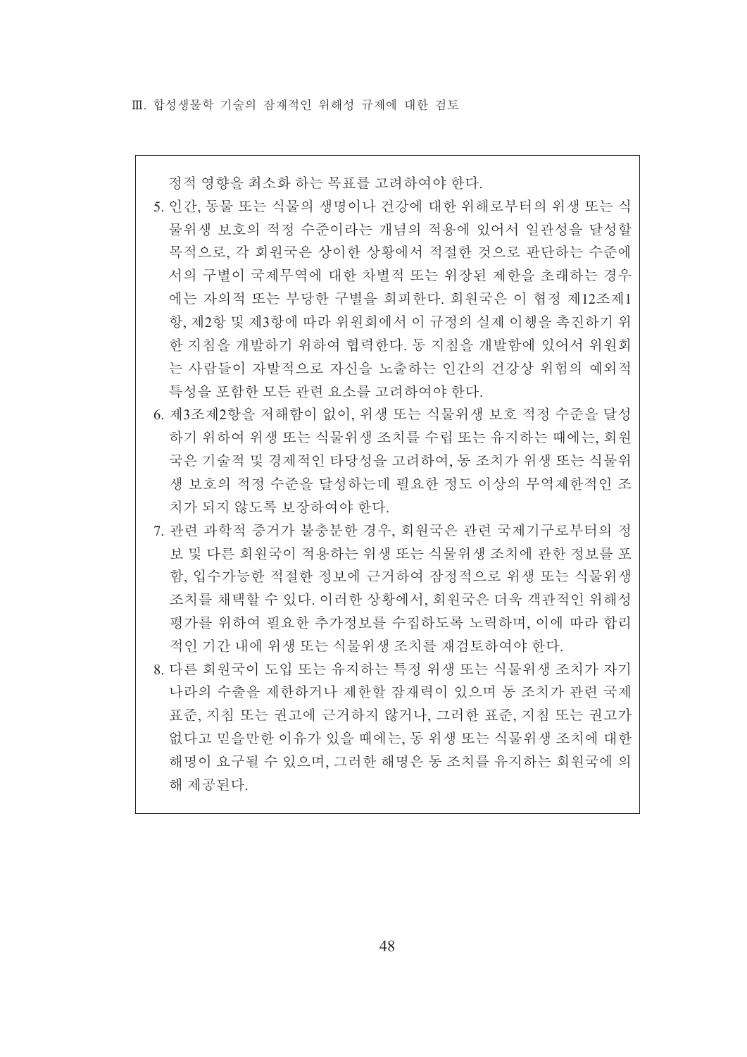정적 영향을 최소화 하는 목표를 고려하여야 한다.

5. 인간, 동물 또는 식물의 생명이나 건강에 대한 위해로부터의 위생 또는 식물위생 보호의 적정 수준이라는 개념의 적용에 있어서 일관성을 달성할 목적으로, 각 회원국은 상이한 상황에서 적절한 것으로 판단하는 수준에서의 구별이 국제무역에 대한 차별적 또는 위장된 제한을 초래하는 경우에는 자의적 또는 부당한 구별을 회피한다. 회원국은 이 협정 제12조제1항, 제2항 및 제3항에 따라 위원회에서 이 규정의 실제 이행을 촉진하기 위한 지침을 개발하기 위하여 협력한다. 동 지침을 개발함에 있어서 위원회는 사람들이 자발적으로 자신을 노출하는 인간의 건강상 위험의 예외적 특성을 포함한 모든 관련 요소를 고려하여야 한다.
6. 제3조제2항을 저해함이 없이, 위생 또는 식물위생 보호 적정 수준을 달성하기 위하여 위생 또는 식물위생 조치를 수립 또는 유지하는 때에는, 회원국은 기술적 및 경제적인 타당성을 고려하여, 동 조치가 위생 또는 식물위생 보호의 적정 수준을 달성하는데 필요한 정도 이상의 무역제한적인 조치가 되지 않도록 보장하여야 한다.
7. 관련 과학적 증거가 불충분한 경우, 회원국은 관련 국제기구로부터의 정보 및 다른 회원국이 적용하는 위생 또는 식물위생 조치에 관한 정보를 포함, 입수가능한 적절한 정보에 근거하여 잠정적으로 위생 또는 식물위생 조치를 채택할 수 있다. 이러한 상황에서, 회원국은 더욱 객관적인 위해성 평가를 위하여 필요한 추가정보를 수집하도록 노력하며, 이에 따라 합리적인 기간 내에 위생 또는 식물위생 조치를 재검토하여야 한다.
8. 다른 회원국이 도입 또는 유지하는 특정 위생 또는 식물위생 조치가 자기나라의 수출을 제한하거나 제한할 잠재력이 있으며 동 조치가 관련 국제표준, 지침 또는 권고에 근거하지 않거나, 그러한 표준, 지침 또는 권고가 없다고 믿을만한 이유가 있을 때에는, 동 위생 또는 식물위생 조치에 대한 해명이 요구될 수 있으며, 그러한 해명은 동 조치를 유지하는 회원국에 의해 제공된다.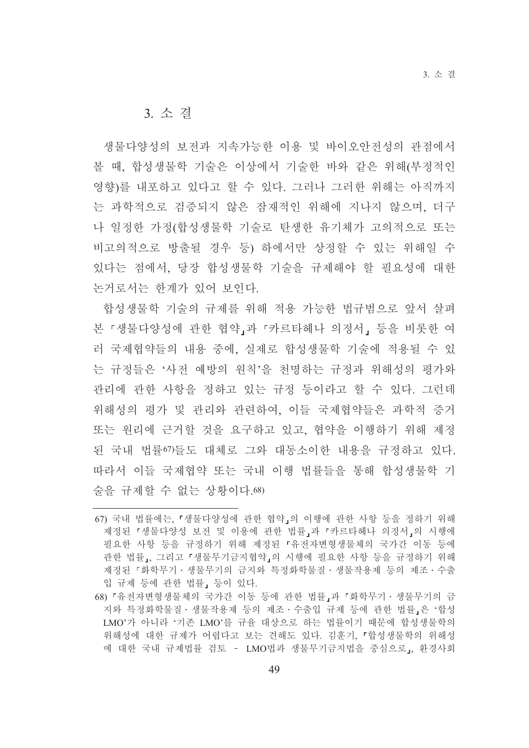## 3. 소 결

생물다양성의 보전과 지속가능한 이용 및 바이오안전성의 관점에서 볼 때, 합성생물학 기술은 이상에서 기술한 바와 같은 위해(부정적인 영향)를 내포하고 있다고 할 수 있다. 그러나 그러한 위해는 아직까지는 과학적으로 검증되지 않은 잠재적인 위해에 지나지 않으며, 더구나 일정한 가정(합성생물학 기술로 탄생한 유기체가 고의적으로 또는 비고의적으로 방출될 경우 등) 하에서만 상정할 수 있는 위해일 수 있다는 점에서, 당장 합성생물학 기술을 규제해야 할 필요성에 대한 논거로서는 한계가 있어 보인다.

합성생물학 기술의 규제를 위해 적용 가능한 법규범으로 앞서 살펴본 「생물다양성에 관한 협약」과 「카르타헤나 의정서」 등을 비롯한 여러 국제협약들의 내용 중에, 실제로 합성생물학 기술에 적용될 수 있는 규정들은 '사전 예방의 원칙'을 천명하는 규정과 위해성의 평가와 관리에 관한 사항을 정하고 있는 규정 등이라고 할 수 있다. 그런데 위해성의 평가 및 관리와 관련하여, 이들 국제협약들은 과학적 증거 또는 원리에 근거할 것을 요구하고 있고, 협약을 이행하기 위해 제정된 국내 법률[67]들도 대체로 그와 대동소이한 내용을 규정하고 있다. 따라서 이들 국제협약 또는 국내 이행 법률들을 통해 합성생물학 기술을 규제할 수 없는 상황이다.[68]

---

67) 국내 법률에는, 「생물다양성에 관한 협약」의 이행에 관한 사항 등을 정하기 위해 제정된 「생물다양성 보전 및 이용에 관한 법률」과 「카르타헤나 의정서」의 시행에 필요한 사항 등을 규정하기 위해 제정된 「유전자변형생물체의 국가간 이동 등에 관한 법률」, 그리고 「생물무기금지협약」의 시행에 필요한 사항 등을 규정하기 위해 제정된 「화학무기 · 생물무기의 금지와 특정화학물질 · 생물작용제 등의 제조 · 수출입 규제 등에 관한 법률」 등이 있다.

68) 「유전자변형생물체의 국가간 이동 등에 관한 법률」과 「화학무기 · 생물무기의 금지와 특정화학물질 · 생물작용제 등의 제조 · 수출입 규제 등에 관한 법률」은 '합성 LMO'가 아니라 '기존 LMO'를 규율 대상으로 하는 법률이기 때문에 합성생물학의 위해성에 대한 규제가 어렵다고 보는 견해도 있다. 김훈기, 「합성생물학의 위해성에 대한 국내 규제법률 검토 - LMO법과 생물무기금지법을 중심으로」, 환경사회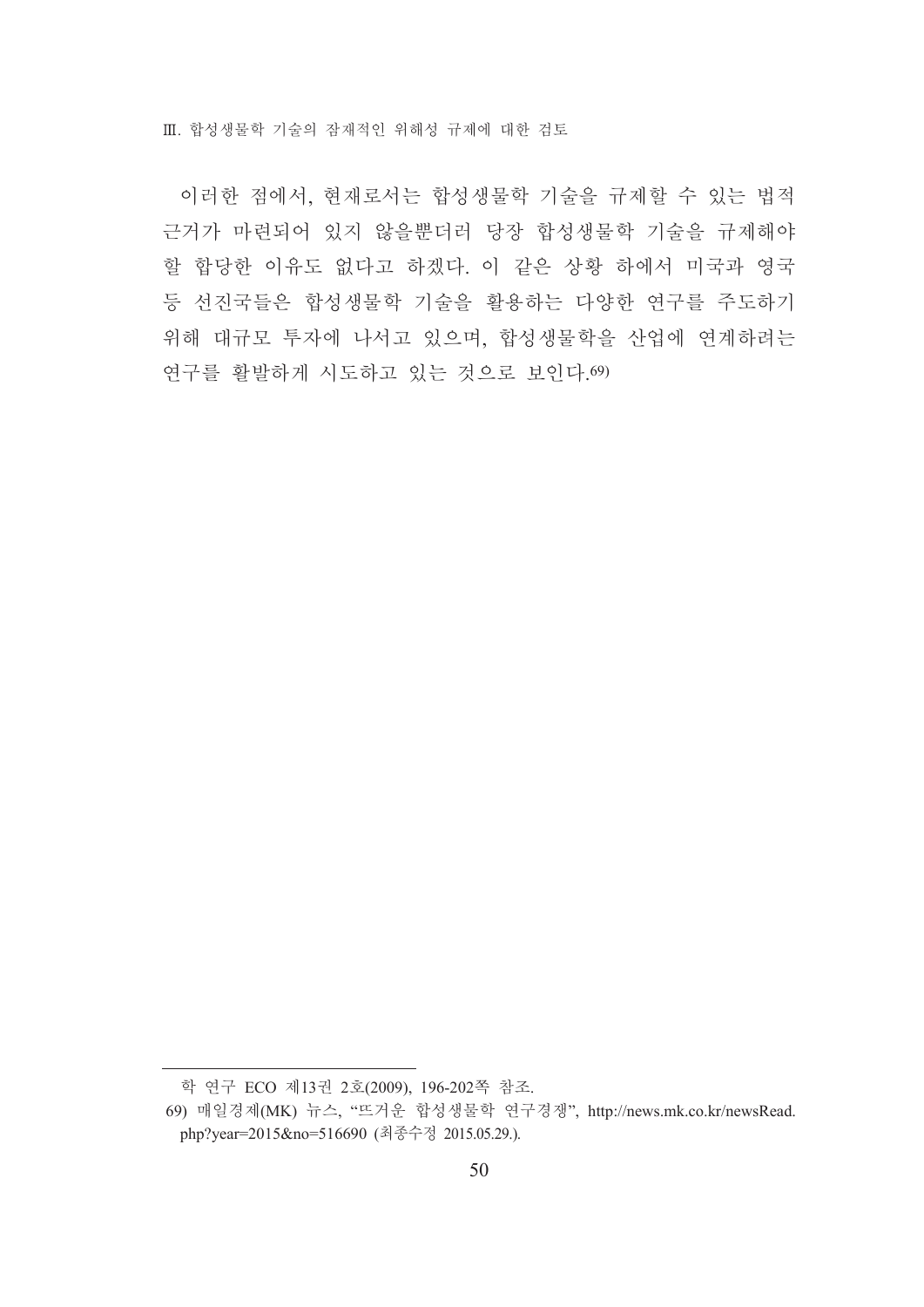이러한 점에서, 현재로서는 합성생물학 기술을 규제할 수 있는 법적 근거가 마련되어 있지 않을뿐더러 당장 합성생물학 기술을 규제해야 할 합당한 이유도 없다고 하겠다. 이 같은 상황 하에서 미국과 영국 등 선진국들은 합성생물학 기술을 활용하는 다양한 연구를 주도하기 위해 대규모 투자에 나서고 있으며, 합성생물학을 산업에 연계하려는 연구를 활발하게 시도하고 있는 것으로 보인다.[69]

---

학 연구 ECO 제13권 2호(2009), 196-202쪽 참조.

69) 매일경제(MK) 뉴스, "뜨거운 합성생물학 연구경쟁", http://news.mk.co.kr/newsRead.php?year=2015&no=516690 (최종수정 2015.05.29.).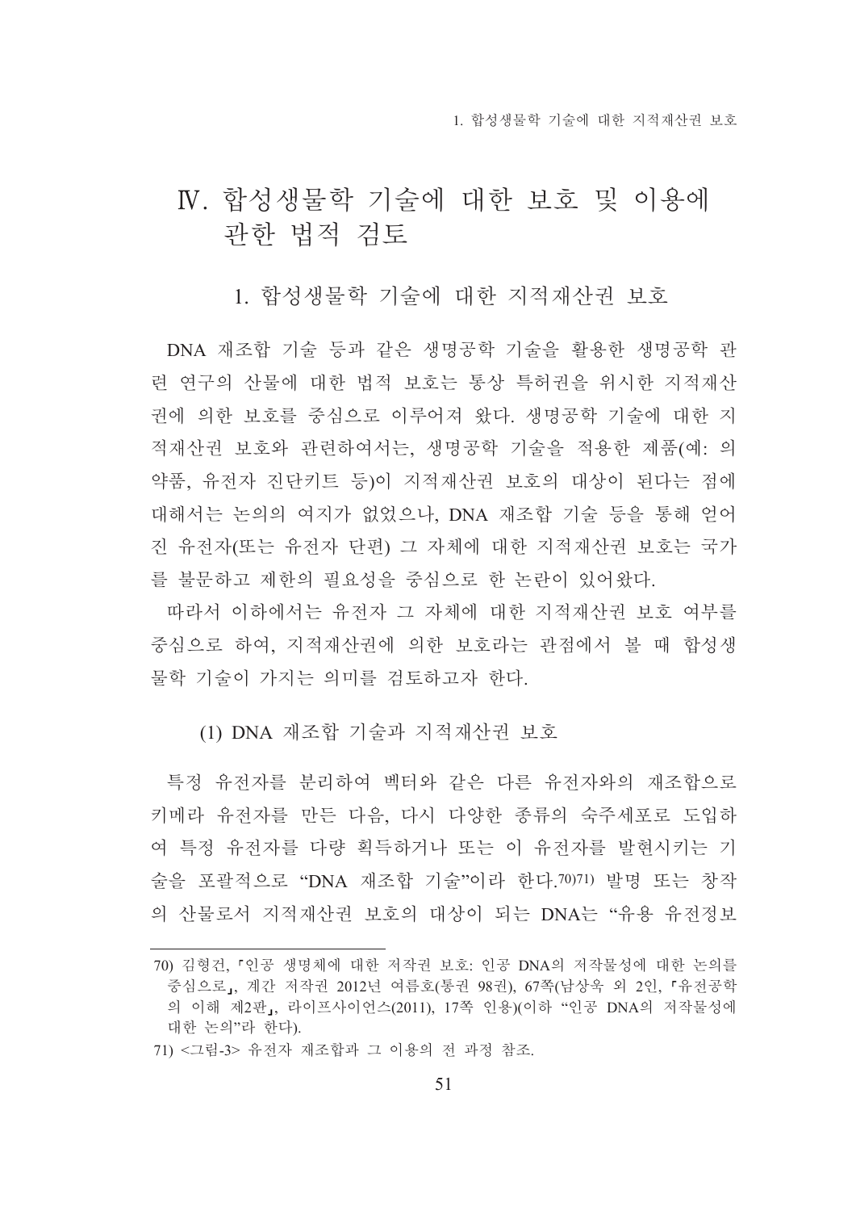# Ⅳ. 합성생물학 기술에 대한 보호 및 이용에 관한 법적 검토

## 1. 합성생물학 기술에 대한 지적재산권 보호

DNA 재조합 기술 등과 같은 생명공학 기술을 활용한 생명공학 관련 연구의 산물에 대한 법적 보호는 통상 특허권을 위시한 지적재산권에 의한 보호를 중심으로 이루어져 왔다. 생명공학 기술에 대한 지적재산권 보호와 관련하여서는, 생명공학 기술을 적용한 제품(예: 의약품, 유전자 진단키트 등)이 지적재산권 보호의 대상이 된다는 점에 대해서는 논의의 여지가 없었으나, DNA 재조합 기술 등을 통해 얻어진 유전자(또는 유전자 단편) 그 자체에 대한 지적재산권 보호는 국가를 불문하고 제한의 필요성을 중심으로 한 논란이 있어왔다.

따라서 이하에서는 유전자 그 자체에 대한 지적재산권 보호 여부를 중심으로 하여, 지적재산권에 의한 보호라는 관점에서 볼 때 합성생물학 기술이 가지는 의미를 검토하고자 한다.

### (1) DNA 재조합 기술과 지적재산권 보호

특정 유전자를 분리하여 벡터와 같은 다른 유전자와의 재조합으로 키메라 유전자를 만든 다음, 다시 다양한 종류의 숙주세포로 도입하여 특정 유전자를 다량 획득하거나 또는 이 유전자를 발현시키는 기술을 포괄적으로 "DNA 재조합 기술"이라 한다.[70][71] 발명 또는 창작의 산물로서 지적재산권 보호의 대상이 되는 DNA는 "유용 유전정보

---

70) 김형건, 「인공 생명체에 대한 저작권 보호: 인공 DNA의 저작물성에 대한 논의를 중심으로」, 계간 저작권 2012년 여름호(통권 98권), 67쪽(남상욱 외 2인, 「유전공학의 이해 제2판」, 라이프사이언스(2011), 17쪽 인용)(이하 "인공 DNA의 저작물성에 대한 논의"라 한다).

71) <그림-3> 유전자 재조합과 그 이용의 전 과정 참조.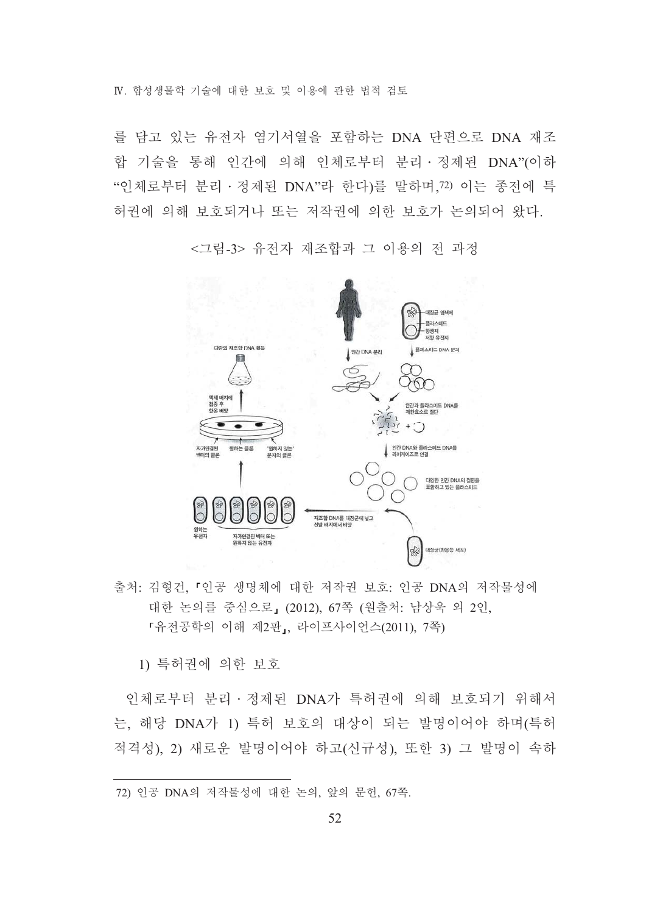를 담고 있는 유전자 염기서열을 포함하는 DNA 단편으로 DNA 재조합 기술을 통해 인간에 의해 인체로부터 분리·정제된 DNA"(이하 "인체로부터 분리·정제된 DNA"라 한다)를 말하며,72) 이는 종전에 특허권에 의해 보호되거나 또는 저작권에 의한 보호가 논의되어 왔다.

<그림-3> 유전자 재조합과 그 이용의 전 과정

출처: 김형건, 「인공 생명체에 대한 저작권 보호: 인공 DNA의 저작물성에 대한 논의를 중심으로」 (2012), 67쪽 (원출처: 남상욱 외 2인, 「유전공학의 이해 제2판」, 라이프사이언스(2011), 7쪽)

1) 특허권에 의한 보호

인체로부터 분리·정제된 DNA가 특허권에 의해 보호되기 위해서는, 해당 DNA가 1) 특허 보호의 대상이 되는 발명이어야 하며(특허 적격성), 2) 새로운 발명이어야 하고(신규성), 또한 3) 그 발명이 속하

---

72) 인공 DNA의 저작물성에 대한 논의, 앞의 문헌, 67쪽.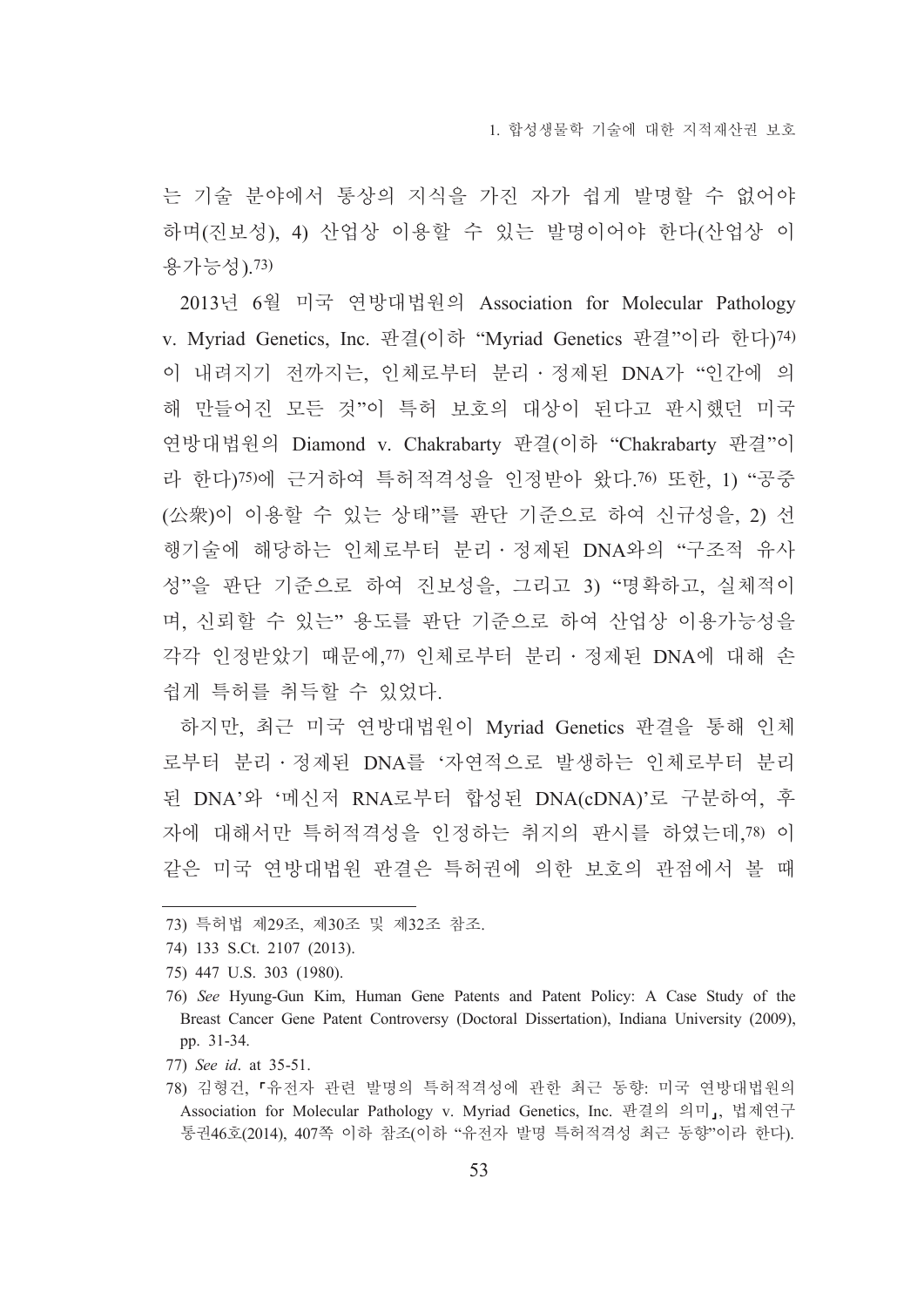는 기술 분야에서 통상의 지식을 가진 자가 쉽게 발명할 수 없어야 하며(진보성), 4) 산업상 이용할 수 있는 발명이어야 한다(산업상 이용가능성).[73]

2013년 6월 미국 연방대법원의 Association for Molecular Pathology v. Myriad Genetics, Inc. 판결(이하 "Myriad Genetics 판결"이라 한다)[74] 이 내려지기 전까지는, 인체로부터 분리·정제된 DNA가 "인간에 의해 만들어진 모든 것"이 특허 보호의 대상이 된다고 판시했던 미국 연방대법원의 Diamond v. Chakrabarty 판결(이하 "Chakrabarty 판결"이라 한다)[75]에 근거하여 특허적격성을 인정받아 왔다.[76] 또한, 1) "공중(公衆)이 이용할 수 있는 상태"를 판단 기준으로 하여 신규성을, 2) 선행기술에 해당하는 인체로부터 분리·정제된 DNA와의 "구조적 유사성"을 판단 기준으로 하여 진보성을, 그리고 3) "명확하고, 실체적이며, 신뢰할 수 있는" 용도를 판단 기준으로 하여 산업상 이용가능성을 각각 인정받았기 때문에,[77] 인체로부터 분리·정제된 DNA에 대해 손쉽게 특허를 취득할 수 있었다.

하지만, 최근 미국 연방대법원이 Myriad Genetics 판결을 통해 인체로부터 분리·정제된 DNA를 '자연적으로 발생하는 인체로부터 분리된 DNA'와 '메신저 RNA로부터 합성된 DNA(cDNA)'로 구분하여, 후자에 대해서만 특허적격성을 인정하는 취지의 판시를 하였는데,[78] 이 같은 미국 연방대법원 판결은 특허권에 의한 보호의 관점에서 볼 때

---

73) 특허법 제29조, 제30조 및 제32조 참조.

74) 133 S.Ct. 2107 (2013).

75) 447 U.S. 303 (1980).

76) *See* Hyung-Gun Kim, Human Gene Patents and Patent Policy: A Case Study of the Breast Cancer Gene Patent Controversy (Doctoral Dissertation), Indiana University (2009), pp. 31-34.

77) *See id*. at 35-51.

78) 김형건, 「유전자 관련 발명의 특허적격성에 관한 최근 동향: 미국 연방대법원의 Association for Molecular Pathology v. Myriad Genetics, Inc. 판결의 의미」, 법제연구 통권46호(2014), 407쪽 이하 참조(이하 "유전자 발명 특허적격성 최근 동향"이라 한다).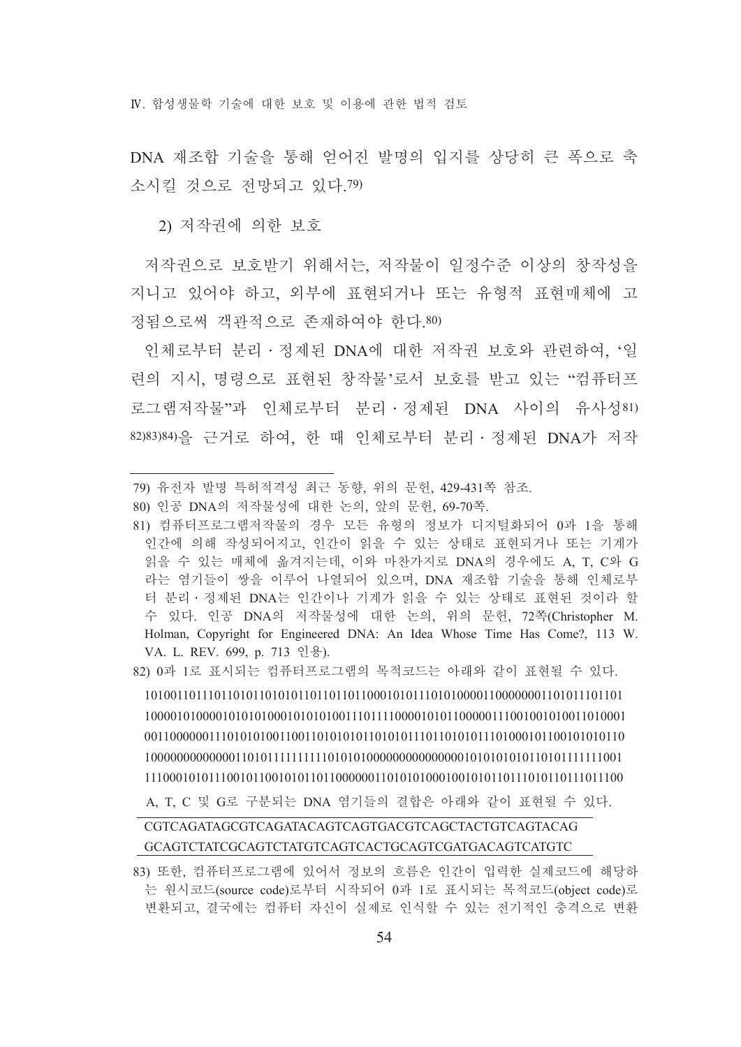DNA 재조합 기술을 통해 얻어진 발명의 입지를 상당히 큰 폭으로 축소시킬 것으로 전망되고 있다.[79]

2) 저작권에 의한 보호

저작권으로 보호받기 위해서는, 저작물이 일정수준 이상의 창작성을 지니고 있어야 하고, 외부에 표현되거나 또는 유형적 표현매체에 고정됨으로써 객관적으로 존재하여야 한다.[80]

인체로부터 분리·정제된 DNA에 대한 저작권 보호와 관련하여, '일련의 지시, 명령으로 표현된 창작물'로서 보호를 받고 있는 "컴퓨터프로그램저작물"과 인체로부터 분리·정제된 DNA 사이의 유사성[81][82][83][84]을 근거로 하여, 한 때 인체로부터 분리·정제된 DNA가 저작

---

79) 유전자 발명 특허적격성 최근 동향, 위의 문헌, 429-431쪽 참조.

80) 인공 DNA의 저작물성에 대한 논의, 앞의 문헌, 69-70쪽.

81) 컴퓨터프로그램저작물의 경우 모든 유형의 정보가 디지털화되어 0과 1을 통해 인간에 의해 작성되어지고, 인간이 읽을 수 있는 상태로 표현되거나 또는 기계가 읽을 수 있는 매체에 옮겨지는데, 이와 마찬가지로 DNA의 경우에도 A, T, C와 G라는 염기들이 쌍을 이루어 나열되어 있으며, DNA 재조합 기술을 통해 인체로부터 분리·정제된 DNA는 인간이나 기계가 읽을 수 있는 상태로 표현된 것이라 할 수 있다. 인공 DNA의 저작물성에 대한 논의, 위의 문헌, 72쪽(Christopher M. Holman, Copyright for Engineered DNA: An Idea Whose Time Has Come?, 113 W. VA. L. REV. 699, p. 713 인용).

82) 0과 1로 표시되는 컴퓨터프로그램의 목적코드는 아래와 같이 표현될 수 있다.

101001101110110101101010110110110110001010111010100001100000001101011101101
100001010000101010100010101010011101111000010101100000111001001010011010001
001100000001110101010011001101010101101010111011010101110100010110010101011​0
100000000000001101011111111110101010000000000000001010101010110101111111001
111000101011100101100101011011000000110101010001001010110111010110111011100

A, T, C 및 G로 구분되는 DNA 염기들의 결합은 아래와 같이 표현될 수 있다.

CGTCAGATAGCGTCAGATACAGTCAGTGACGTCAGCTACTGTCAGTACAG
GCAGTCTATCGCAGTCTATGTCAGTCACTGCAGTCGATGACAGTCATGTC

83) 또한, 컴퓨터프로그램에 있어서 정보의 흐름은 인간이 입력한 실제코드에 해당하는 원시코드(source code)로부터 시작되어 0과 1로 표시되는 목적코드(object code)로 변환되고, 결국에는 컴퓨터 자신이 실제로 인식할 수 있는 전기적인 충격으로 변환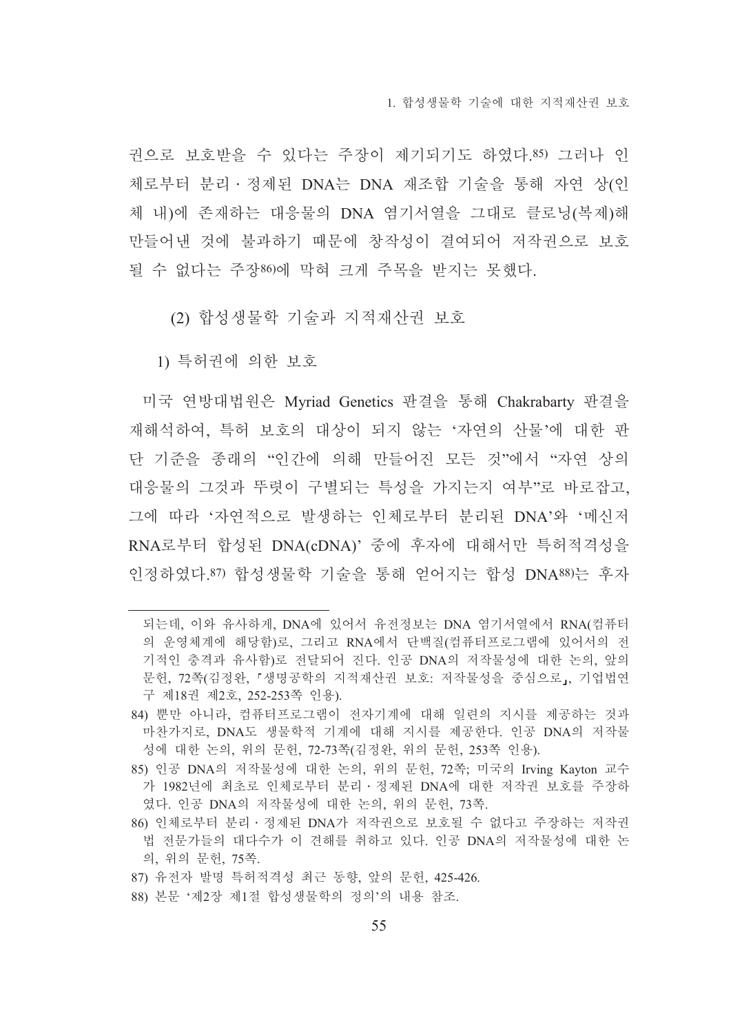권으로 보호받을 수 있다는 주장이 제기되기도 하였다.[85] 그러나 인체로부터 분리·정제된 DNA는 DNA 재조합 기술을 통해 자연 상(인체 내)에 존재하는 대응물의 DNA 염기서열을 그대로 클로닝(복제)해 만들어낸 것에 불과하기 때문에 창작성이 결여되어 저작권으로 보호될 수 없다는 주장[86]에 막혀 크게 주목을 받지는 못했다.

#### (2) 합성생물학 기술과 지적재산권 보호

##### 1) 특허권에 의한 보호

미국 연방대법원은 Myriad Genetics 판결을 통해 Chakrabarty 판결을 재해석하여, 특허 보호의 대상이 되지 않는 '자연의 산물'에 대한 판단 기준을 종래의 "인간에 의해 만들어진 모든 것"에서 "자연 상의 대응물의 그것과 뚜렷이 구별되는 특성을 가지는지 여부"로 바로잡고, 그에 따라 '자연적으로 발생하는 인체로부터 분리된 DNA'와 '메신저 RNA로부터 합성된 DNA(cDNA)' 중에 후자에 대해서만 특허적격성을 인정하였다.[87] 합성생물학 기술을 통해 얻어지는 합성 DNA[88]는 후자

---

되는데, 이와 유사하게, DNA에 있어서 유전정보는 DNA 염기서열에서 RNA(컴퓨터의 운영체계에 해당함)로, 그리고 RNA에서 단백질(컴퓨터프로그램에 있어서의 전기적인 충격과 유사함)로 전달되어 진다. 인공 DNA의 저작물성에 대한 논의, 앞의 문헌, 72쪽(김정완, 「생명공학의 지적재산권 보호: 저작물성을 중심으로」, 기업법연구 제18권 제2호, 252-253쪽 인용).

84) 뿐만 아니라, 컴퓨터프로그램이 전자기계에 대해 일련의 지시를 제공하는 것과 마찬가지로, DNA도 생물학적 기계에 대해 지시를 제공한다. 인공 DNA의 저작물성에 대한 논의, 위의 문헌, 72-73쪽(김정완, 위의 문헌, 253쪽 인용).

85) 인공 DNA의 저작물성에 대한 논의, 위의 문헌, 72쪽; 미국의 Irving Kayton 교수가 1982년에 최초로 인체로부터 분리·정제된 DNA에 대한 저작권 보호를 주장하였다. 인공 DNA의 저작물성에 대한 논의, 위의 문헌, 73쪽.

86) 인체로부터 분리·정제된 DNA가 저작권으로 보호될 수 없다고 주장하는 저작권법 전문가들의 대다수가 이 견해를 취하고 있다. 인공 DNA의 저작물성에 대한 논의, 위의 문헌, 75쪽.

87) 유전자 발명 특허적격성 최근 동향, 앞의 문헌, 425-426.

88) 본문 '제2장 제1절 합성생물학의 정의'의 내용 참조.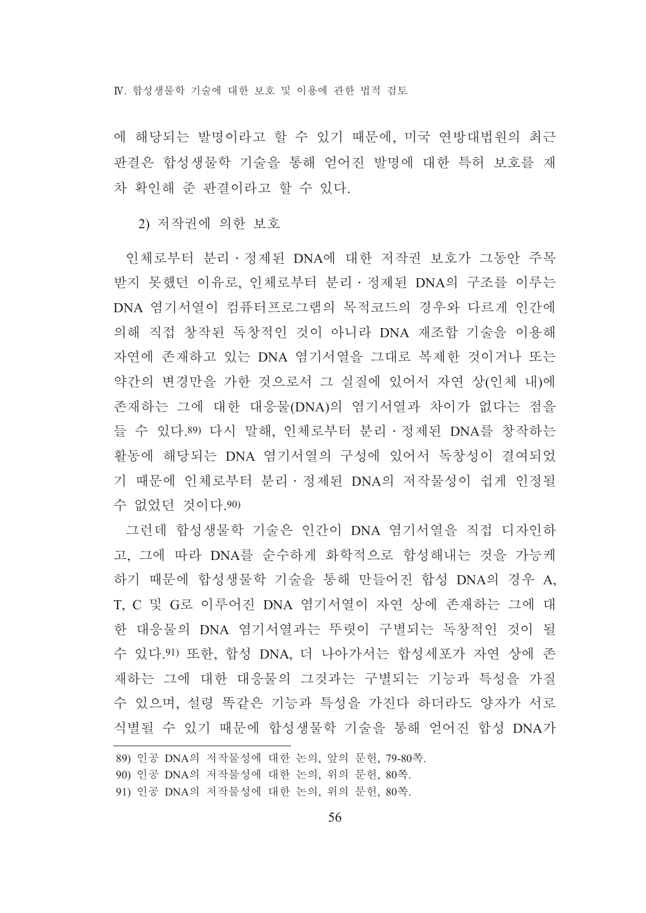에 해당되는 발명이라고 할 수 있기 때문에, 미국 연방대법원의 최근 판결은 합성생물학 기술을 통해 얻어진 발명에 대한 특허 보호를 재차 확인해 준 판결이라고 할 수 있다.

#### 2) 저작권에 의한 보호

인체로부터 분리·정제된 DNA에 대한 저작권 보호가 그동안 주목 받지 못했던 이유로, 인체로부터 분리·정제된 DNA의 구조를 이루는 DNA 염기서열이 컴퓨터프로그램의 목적코드의 경우와 다르게 인간에 의해 직접 창작된 독창적인 것이 아니라 DNA 재조합 기술을 이용해 자연에 존재하고 있는 DNA 염기서열을 그대로 복제한 것이거나 또는 약간의 변경만을 가한 것으로서 그 실질에 있어서 자연 상(인체 내)에 존재하는 그에 대한 대응물(DNA)의 염기서열과 차이가 없다는 점을 들 수 있다.[89] 다시 말해, 인체로부터 분리·정제된 DNA를 창작하는 활동에 해당되는 DNA 염기서열의 구성에 있어서 독창성이 결여되었기 때문에 인체로부터 분리·정제된 DNA의 저작물성이 쉽게 인정될 수 없었던 것이다.[90]

그런데 합성생물학 기술은 인간이 DNA 염기서열을 직접 디자인하고, 그에 따라 DNA를 순수하게 화학적으로 합성해내는 것을 가능케 하기 때문에 합성생물학 기술을 통해 만들어진 합성 DNA의 경우 A, T, C 및 G로 이루어진 DNA 염기서열이 자연 상에 존재하는 그에 대한 대응물의 DNA 염기서열과는 뚜렷이 구별되는 독창적인 것이 될 수 있다.[91] 또한, 합성 DNA, 더 나아가서는 합성세포가 자연 상에 존재하는 그에 대한 대응물의 그것과는 구별되는 기능과 특성을 가질 수 있으며, 설령 똑같은 기능과 특성을 가진다 하더라도 양자가 서로 식별될 수 있기 때문에 합성생물학 기술을 통해 얻어진 합성 DNA가

---

89) 인공 DNA의 저작물성에 대한 논의, 앞의 문헌, 79-80쪽.

90) 인공 DNA의 저작물성에 대한 논의, 위의 문헌, 80쪽.

91) 인공 DNA의 저작물성에 대한 논의, 위의 문헌, 80쪽.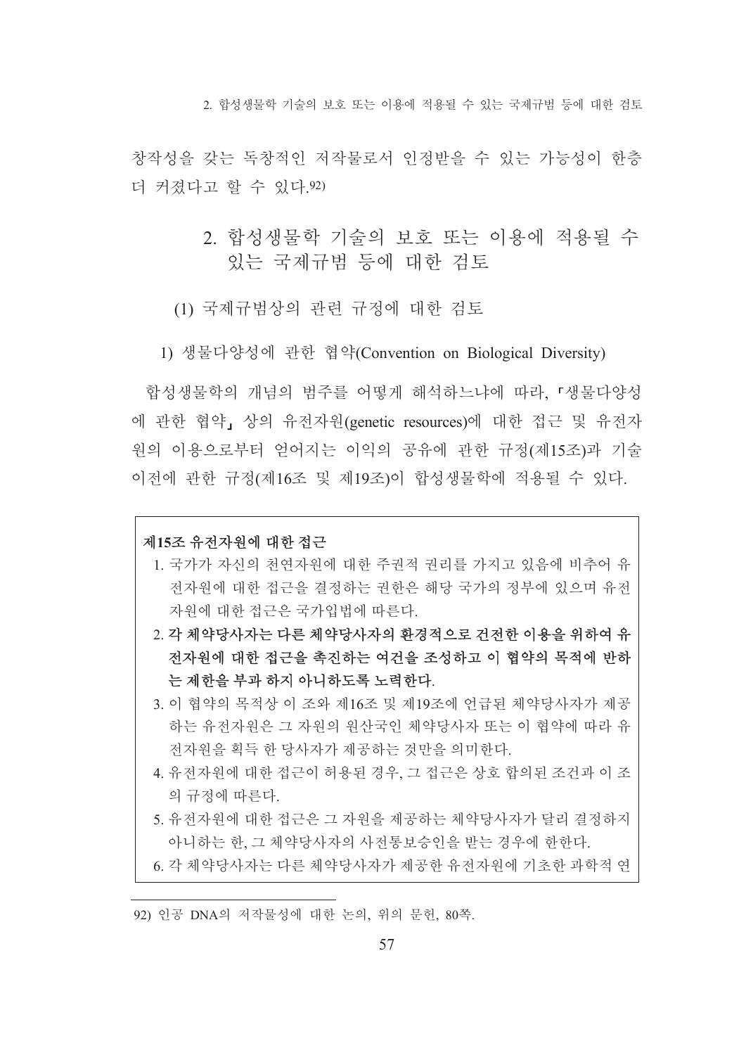창작성을 갖는 독창적인 저작물로서 인정받을 수 있는 가능성이 한층 더 커졌다고 할 수 있다.[92)]

## 2. 합성생물학 기술의 보호 또는 이용에 적용될 수 있는 국제규범 등에 대한 검토

### (1) 국제규범상의 관련 규정에 대한 검토

#### 1) 생물다양성에 관한 협약(Convention on Biological Diversity)

합성생물학의 개념의 범주를 어떻게 해석하느냐에 따라, 「생물다양성에 관한 협약」 상의 유전자원(genetic resources)에 대한 접근 및 유전자원의 이용으로부터 얻어지는 이익의 공유에 관한 규정(제15조)과 기술이전에 관한 규정(제16조 및 제19조)이 합성생물학에 적용될 수 있다.

> **제15조 유전자원에 대한 접근**
>
> 1. 국가가 자신의 천연자원에 대한 주권적 권리를 가지고 있음에 비추어 유전자원에 대한 접근을 결정하는 권한은 해당 국가의 정부에 있으며 유전자원에 대한 접근은 국가입법에 따른다.
> 2. **각 체약당사자는 다른 체약당사자의 환경적으로 건전한 이용을 위하여 유전자원에 대한 접근을 촉진하는 여건을 조성하고 이 협약의 목적에 반하는 제한을 부과 하지 아니하도록 노력한다.**
> 3. 이 협약의 목적상 이 조와 제16조 및 제19조에 언급된 체약당사자가 제공하는 유전자원은 그 자원의 원산국인 체약당사자 또는 이 협약에 따라 유전자원을 획득 한 당사자가 제공하는 것만을 의미한다.
> 4. 유전자원에 대한 접근이 허용된 경우, 그 접근은 상호 합의된 조건과 이 조의 규정에 따른다.
> 5. 유전자원에 대한 접근은 그 자원을 제공하는 체약당사자가 달리 결정하지 아니하는 한, 그 체약당사자의 사전통보승인을 받는 경우에 한한다.
> 6. 각 체약당사자는 다른 체약당사자가 제공한 유전자원에 기초한 과학적 연

---

92) 인공 DNA의 저작물성에 대한 논의, 위의 문헌, 80쪽.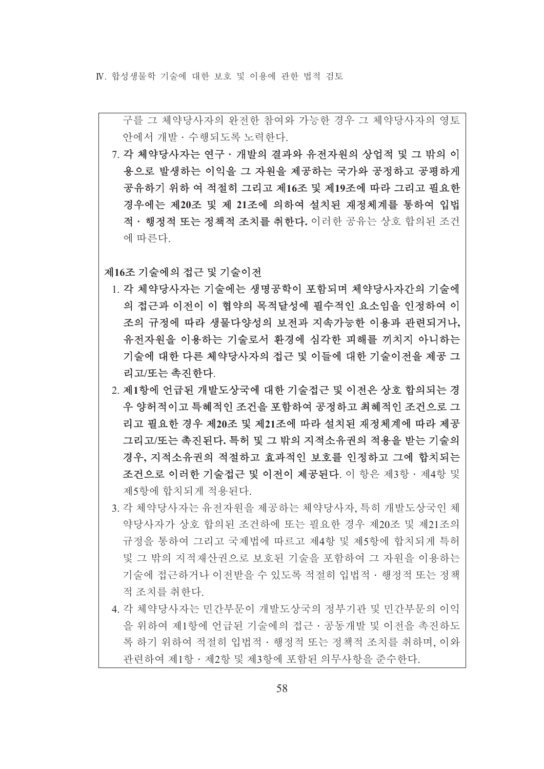구를 그 체약당사자의 완전한 참여와 가능한 경우 그 체약당사자의 영토 안에서 개발・수행되도록 노력한다.

7. **각 체약당사자는 연구・개발의 결과와 유전자원의 상업적 및 그 밖의 이용으로 발생하는 이익을 그 자원을 제공하는 국가와 공정하고 공평하게 공유하기 위하 여 적절히 그리고 제16조 및 제19조에 따라 그리고 필요한 경우에는 제20조 및 제 21조에 의하여 설치된 재정체계를 통하여 입법적・행정적 또는 정책적 조치를 취한다.** 이러한 공유는 상호 합의된 조건에 따른다.

**제16조 기술에의 접근 및 기술이전**

1. **각 체약당사자는 기술에는 생명공학이 포함되며 체약당사자간의 기술에의 접근과 이전이 이 협약의 목적달성에 필수적인 요소임을 인정하여 이 조의 규정에 따라 생물다양성의 보전과 지속가능한 이용과 관련되거나, 유전자원을 이용하는 기술로서 환경에 심각한 피해를 끼치지 아니하는 기술에 대한 다른 체약당사자의 접근 및 이들에 대한 기술이전을 제공 그리고/또는 촉진한다.**
2. **제1항에 언급된 개발도상국에 대한 기술접근 및 이전은 상호 합의되는 경우 양허적이고 특혜적인 조건을 포함하여 공정하고 최혜적인 조건으로 그리고 필요한 경우 제20조 및 제21조에 따라 설치된 재정체계에 따라 제공 그리고/또는 촉진된다. 특허 및 그 밖의 지적소유권의 적용을 받는 기술의 경우, 지적소유권의 적절하고 효과적인 보호를 인정하고 그에 합치되는 조건으로 이러한 기술접근 및 이전이 제공된다.** 이 항은 제3항・제4항 및 제5항에 합치되게 적용된다.
3. 각 체약당사자는 유전자원을 제공하는 체약당사자, 특히 개발도상국인 체약당사자가 상호 합의된 조건하에 또는 필요한 경우 제20조 및 제21조의 규정을 통하여 그리고 국제법에 따르고 제4항 및 제5항에 합치되게 특허 및 그 밖의 지적재산권으로 보호된 기술을 포함하여 그 자원을 이용하는 기술에 접근하거나 이전받을 수 있도록 적절히 입법적・행정적 또는 정책적 조치를 취한다.
4. 각 체약당사자는 민간부문이 개발도상국의 정부기관 및 민간부문의 이익을 위하여 제1항에 언급된 기술에의 접근・공동개발 및 이전을 촉진하도록 하기 위하여 적절히 입법적・행정적 또는 정책적 조치를 취하며, 이와 관련하여 제1항・제2항 및 제3항에 포함된 의무사항을 준수한다.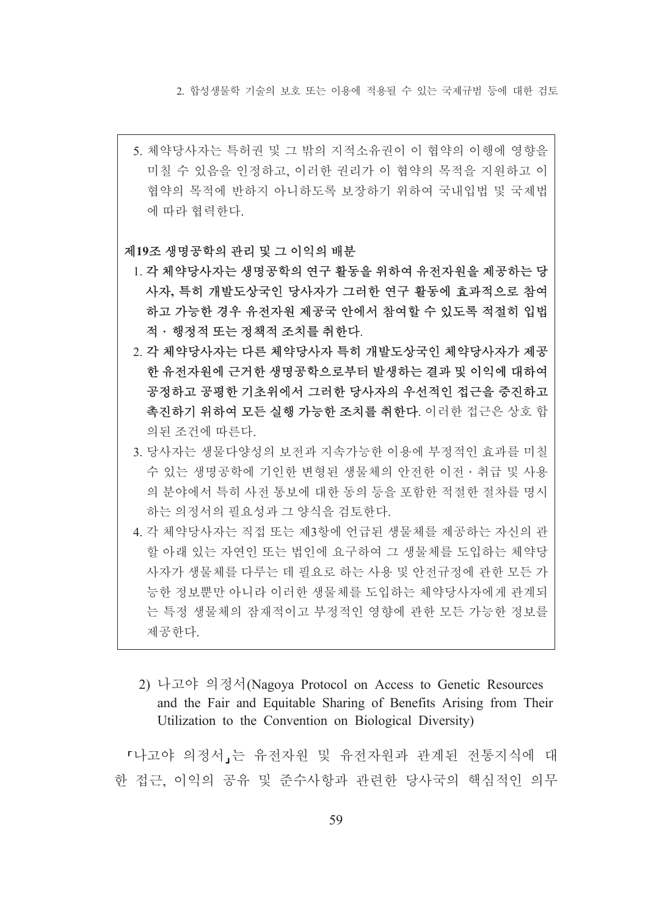5. 체약당사자는 특허권 및 그 밖의 지적소유권이 이 협약의 이행에 영향을 미칠 수 있음을 인정하고, 이러한 권리가 이 협약의 목적을 지원하고 이 협약의 목적에 반하지 아니하도록 보장하기 위하여 국내입법 및 국제법에 따라 협력한다.

**제19조 생명공학의 관리 및 그 이익의 배분**

1. **각 체약당사자는 생명공학의 연구 활동을 위하여 유전자원을 제공하는 당사자, 특히 개발도상국인 당사자가 그러한 연구 활동에 효과적으로 참여하고 가능한 경우 유전자원 제공국 안에서 참여할 수 있도록 적절히 입법적 · 행정적 또는 정책적 조치를 취한다.**
2. **각 체약당사자는 다른 체약당사자 특히 개발도상국인 체약당사자가 제공한 유전자원에 근거한 생명공학으로부터 발생하는 결과 및 이익에 대하여 공정하고 공평한 기초위에서 그러한 당사자의 우선적인 접근을 증진하고 촉진하기 위하여 모든 실행 가능한 조치를 취한다.** 이러한 접근은 상호 합의된 조건에 따른다.
3. 당사자는 생물다양성의 보전과 지속가능한 이용에 부정적인 효과를 미칠 수 있는 생명공학에 기인한 변형된 생물체의 안전한 이전 · 취급 및 사용의 분야에서 특히 사전 통보에 대한 동의 등을 포함한 적절한 절차를 명시하는 의정서의 필요성과 그 양식을 검토한다.
4. 각 체약당사자는 직접 또는 제3항에 언급된 생물체를 제공하는 자신의 관할 아래 있는 자연인 또는 법인에 요구하여 그 생물체를 도입하는 체약당사자가 생물체를 다루는 데 필요로 하는 사용 및 안전규정에 관한 모든 가능한 정보뿐만 아니라 이러한 생물체를 도입하는 체약당사자에게 관계되는 특정 생물체의 잠재적이고 부정적인 영향에 관한 모든 가능한 정보를 제공한다.

2) 나고야 의정서(Nagoya Protocol on Access to Genetic Resources and the Fair and Equitable Sharing of Benefits Arising from Their Utilization to the Convention on Biological Diversity)

「나고야 의정서」는 유전자원 및 유전자원과 관계된 전통지식에 대한 접근, 이익의 공유 및 준수사항과 관련한 당사국의 핵심적인 의무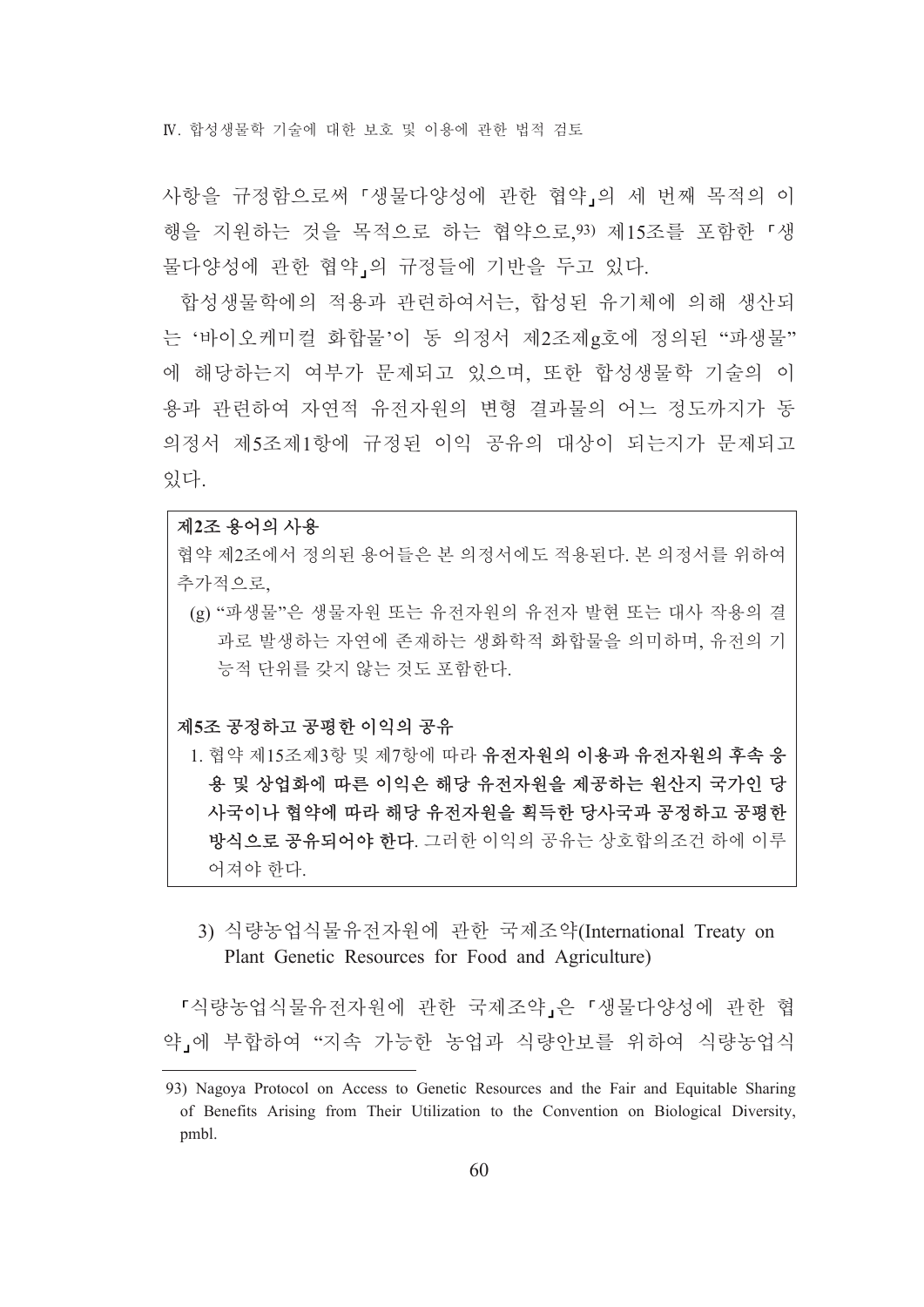사항을 규정함으로써 「생물다양성에 관한 협약」의 세 번째 목적의 이행을 지원하는 것을 목적으로 하는 협약으로,[93] 제15조를 포함한 「생물다양성에 관한 협약」의 규정들에 기반을 두고 있다.

합성생물학에의 적용과 관련하여서는, 합성된 유기체에 의해 생산되는 '바이오케미컬 화합물'이 동 의정서 제2조제g호에 정의된 "파생물"에 해당하는지 여부가 문제되고 있으며, 또한 합성생물학 기술의 이용과 관련하여 자연적 유전자원의 변형 결과물의 어느 정도까지가 동 의정서 제5조제1항에 규정된 이익 공유의 대상이 되는지가 문제되고 있다.

> **제2조 용어의 사용**
>
> 협약 제2조에서 정의된 용어들은 본 의정서에도 적용된다. 본 의정서를 위하여 추가적으로,
>
> (g) "파생물"은 생물자원 또는 유전자원의 유전자 발현 또는 대사 작용의 결과로 발생하는 자연에 존재하는 생화학적 화합물을 의미하며, 유전의 기능적 단위를 갖지 않는 것도 포함한다.
>
> **제5조 공정하고 공평한 이익의 공유**
>
> 1. 협약 제15조제3항 및 제7항에 따라 **유전자원의 이용과 유전자원의 후속 응용 및 상업화에 따른 이익은 해당 유전자원을 제공하는 원산지 국가인 당사국이나 협약에 따라 해당 유전자원을 획득한 당사국과 공정하고 공평한 방식으로 공유되어야 한다**. 그러한 이익의 공유는 상호합의조건 하에 이루어져야 한다.

### 3) 식량농업식물유전자원에 관한 국제조약(International Treaty on Plant Genetic Resources for Food and Agriculture)

「식량농업식물유전자원에 관한 국제조약」은 「생물다양성에 관한 협약」에 부합하여 "지속 가능한 농업과 식량안보를 위하여 식량농업식

---

93) Nagoya Protocol on Access to Genetic Resources and the Fair and Equitable Sharing of Benefits Arising from Their Utilization to the Convention on Biological Diversity, pmbl.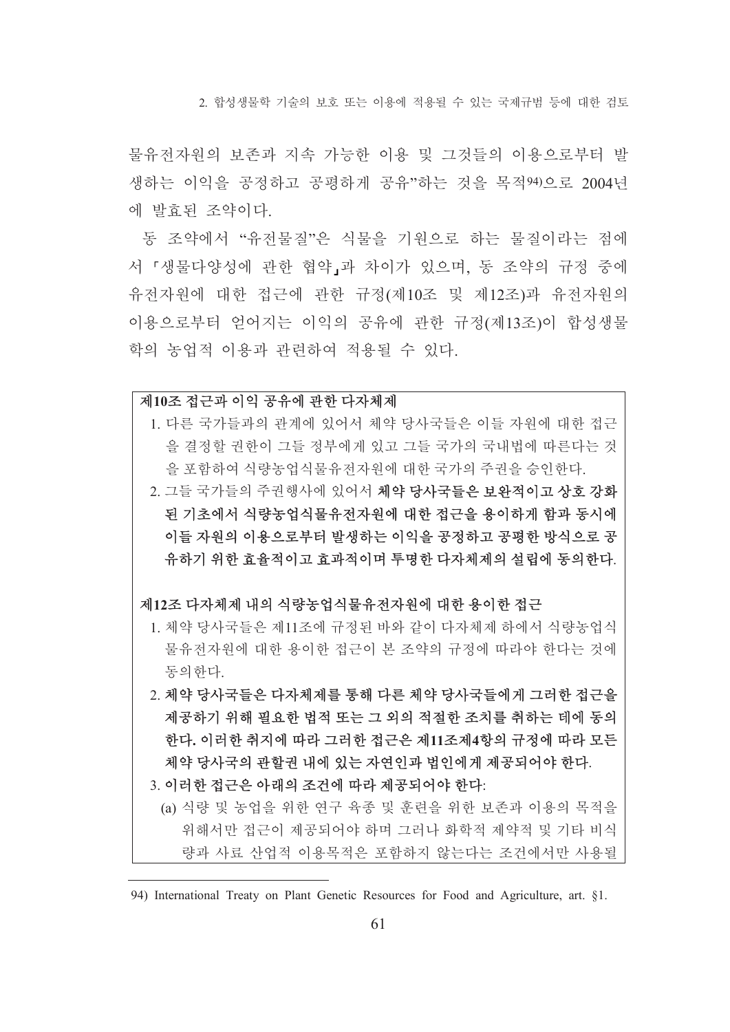물유전자원의 보존과 지속 가능한 이용 및 그것들의 이용으로부터 발생하는 이익을 공정하고 공평하게 공유"하는 것을 목적[94]으로 2004년에 발효된 조약이다.

동 조약에서 "유전물질"은 식물을 기원으로 하는 물질이라는 점에서 「생물다양성에 관한 협약」과 차이가 있으며, 동 조약의 규정 중에 유전자원에 대한 접근에 관한 규정(제10조 및 제12조)과 유전자원의 이용으로부터 얻어지는 이익의 공유에 관한 규정(제13조)이 합성생물학의 농업적 이용과 관련하여 적용될 수 있다.

**제10조 접근과 이익 공유에 관한 다자체제**

1. 다른 국가들과의 관계에 있어서 체약 당사국들은 이들 자원에 대한 접근을 결정할 권한이 그들 정부에게 있고 그들 국가의 국내법에 따른다는 것을 포함하여 식량농업식물유전자원에 대한 국가의 주권을 승인한다.
2. 그들 국가들의 주권행사에 있어서 **체약 당사국들은 보완적이고 상호 강화된 기초에서 식량농업식물유전자원에 대한 접근을 용이하게 함과 동시에 이들 자원의 이용으로부터 발생하는 이익을 공정하고 공평한 방식으로 공유하기 위한 효율적이고 효과적이며 투명한 다자체제의 설립에 동의한다.**

**제12조 다자체제 내의 식량농업식물유전자원에 대한 용이한 접근**

1. 체약 당사국들은 제11조에 규정된 바와 같이 다자체제 하에서 식량농업식물유전자원에 대한 용이한 접근이 본 조약의 규정에 따라야 한다는 것에 동의한다.
2. **체약 당사국들은 다자체제를 통해 다른 체약 당사국들에게 그러한 접근을 제공하기 위해 필요한 법적 또는 그 외의 적절한 조치를 취하는 데에 동의한다. 이러한 취지에 따라 그러한 접근은 제11조제4항의 규정에 따라 모든 체약 당사국의 관할권 내에 있는 자연인과 법인에게 제공되어야 한다.**
3. **이러한 접근은 아래의 조건에 따라 제공되어야 한다:**
   (a) 식량 및 농업을 위한 연구 육종 및 훈련을 위한 보존과 이용의 목적을 위해서만 접근이 제공되어야 하며 그러나 화학적 제약적 및 기타 비식량과 사료 산업적 이용목적은 포함하지 않는다는 조건에서만 사용될

---

94) International Treaty on Plant Genetic Resources for Food and Agriculture, art. §1.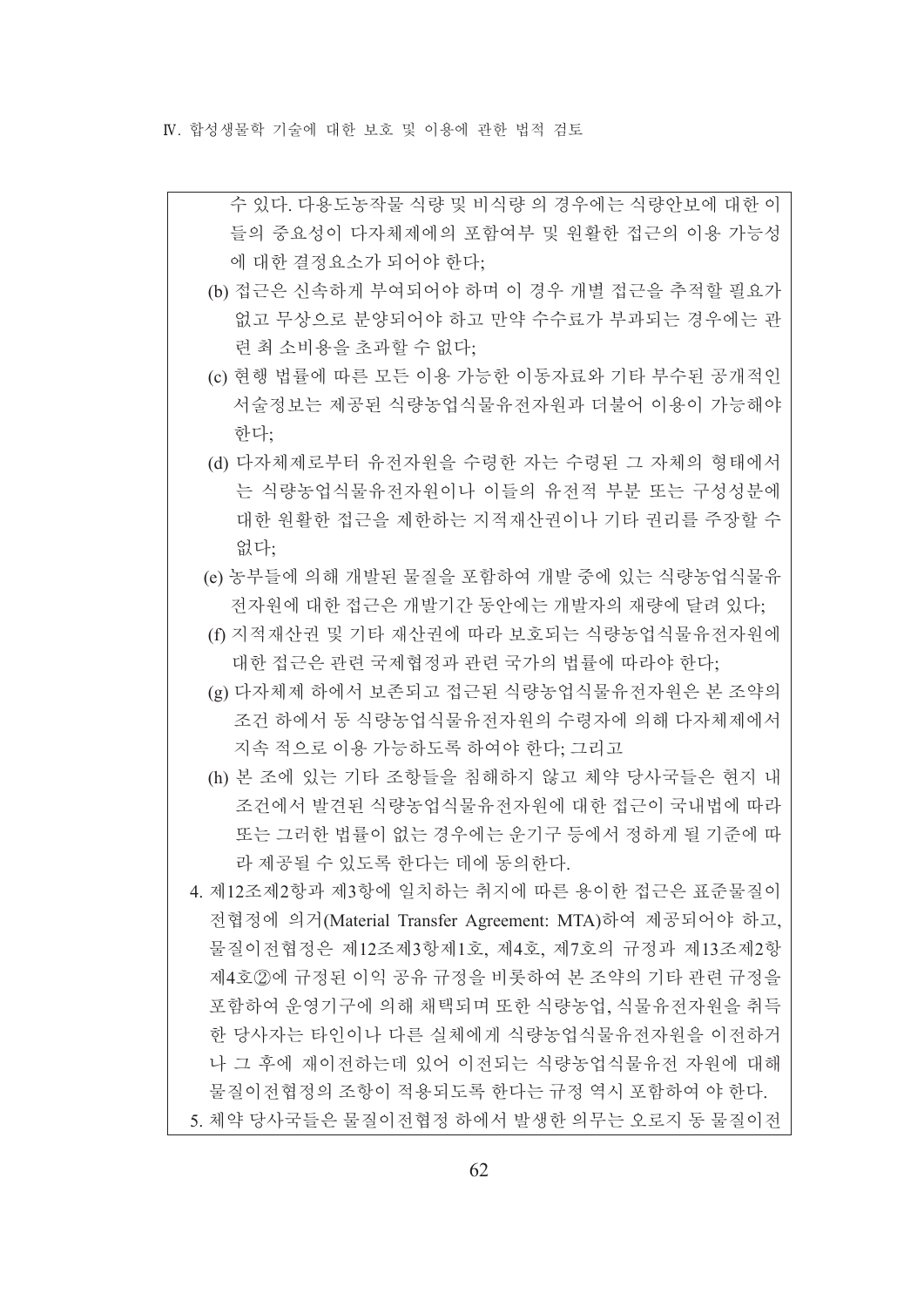수 있다. 다용도농작물 식량 및 비식량 의 경우에는 식량안보에 대한 이들의 중요성이 다자체제에의 포함여부 및 원활한 접근의 이용 가능성에 대한 결정요소가 되어야 한다;

(b) 접근은 신속하게 부여되어야 하며 이 경우 개별 접근을 추적할 필요가 없고 무상으로 분양되어야 하고 만약 수수료가 부과되는 경우에는 관련 최 소비용을 초과할 수 없다;

(c) 현행 법률에 따른 모든 이용 가능한 이동자료와 기타 부수된 공개적인 서술정보는 제공된 식량농업식물유전자원과 더불어 이용이 가능해야 한다;

(d) 다자체제로부터 유전자원을 수령한 자는 수령된 그 자체의 형태에서는 식량농업식물유전자원이나 이들의 유전적 부분 또는 구성성분에 대한 원활한 접근을 제한하는 지적재산권이나 기타 권리를 주장할 수 없다;

(e) 농부들에 의해 개발된 물질을 포함하여 개발 중에 있는 식량농업식물유전자원에 대한 접근은 개발기간 동안에는 개발자의 재량에 달려 있다;

(f) 지적재산권 및 기타 재산권에 따라 보호되는 식량농업식물유전자원에 대한 접근은 관련 국제협정과 관련 국가의 법률에 따라야 한다;

(g) 다자체제 하에서 보존되고 접근된 식량농업식물유전자원은 본 조약의 조건 하에서 동 식량농업식물유전자원의 수령자에 의해 다자체제에서 지속 적으로 이용 가능하도록 하여야 한다; 그리고

(h) 본 조에 있는 기타 조항들을 침해하지 않고 체약 당사국들은 현지 내 조건에서 발견된 식량농업식물유전자원에 대한 접근이 국내법에 따라 또는 그러한 법률이 없는 경우에는 운기구 등에서 정하게 될 기준에 따라 제공될 수 있도록 한다는 데에 동의한다.

4. 제12조제2항과 제3항에 일치하는 취지에 따른 용이한 접근은 표준물질이전협정에 의거(Material Transfer Agreement: MTA)하여 제공되어야 하고, 물질이전협정은 제12조제3항제1호, 제4호, 제7호의 규정과 제13조제2항제4호②에 규정된 이익 공유 규정을 비롯하여 본 조약의 기타 관련 규정을 포함하여 운영기구에 의해 채택되며 또한 식량농업, 식물유전자원을 취득한 당사자는 타인이나 다른 실체에게 식량농업식물유전자원을 이전하거나 그 후에 재이전하는데 있어 이전되는 식량농업식물유전 자원에 대해 물질이전협정의 조항이 적용되도록 한다는 규정 역시 포함하여 야 한다.

5. 체약 당사국들은 물질이전협정 하에서 발생한 의무는 오로지 동 물질이전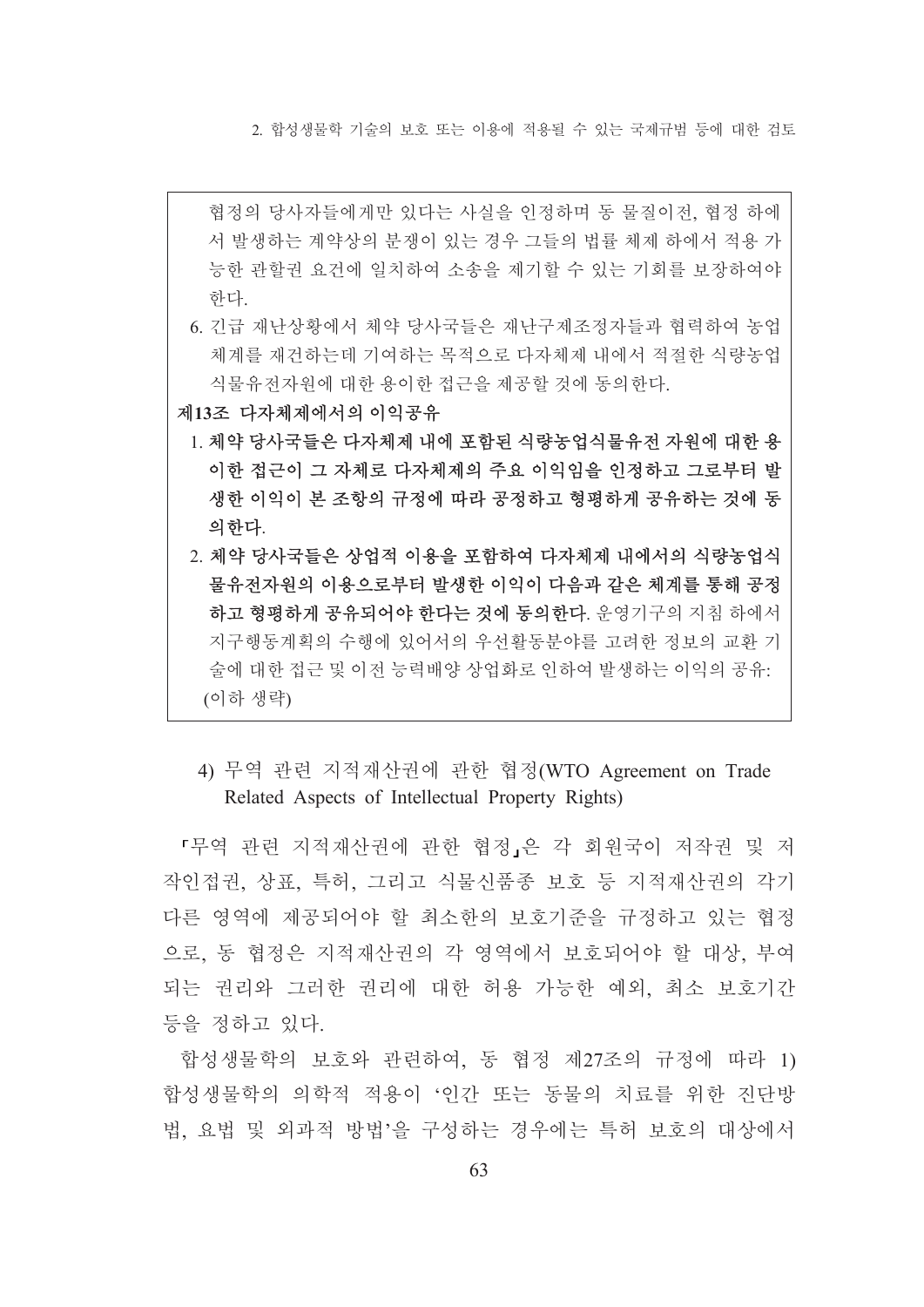협정의 당사자들에게만 있다는 사실을 인정하며 동 물질이전, 협정 하에서 발생하는 계약상의 분쟁이 있는 경우 그들의 법률 체제 하에서 적용 가능한 관할권 요건에 일치하여 소송을 제기할 수 있는 기회를 보장하여야 한다.

6. 긴급 재난상황에서 체약 당사국들은 재난구제조정자들과 협력하여 농업 체계를 재건하는데 기여하는 목적으로 다자체제 내에서 적절한 식량농업식물유전자원에 대한 용이한 접근을 제공할 것에 동의한다.

**제13조 다자체제에서의 이익공유**

1. **체약 당사국들은 다자체제 내에 포함된 식량농업식물유전 자원에 대한 용이한 접근이 그 자체로 다자체제의 주요 이익임을 인정하고 그로부터 발생한 이익이 본 조항의 규정에 따라 공정하고 형평하게 공유하는 것에 동의한다.**
2. **체약 당사국들은 상업적 이용을 포함하여 다자체제 내에서의 식량농업식물유전자원의 이용으로부터 발생한 이익이 다음과 같은 체계를 통해 공정하고 형평하게 공유되어야 한다는 것에 동의한다.** 운영기구의 지침 하에서 지구행동계획의 수행에 있어서의 우선활동분야를 고려한 정보의 교환 기술에 대한 접근 및 이전 능력배양 상업화로 인하여 발생하는 이익의 공유: (이하 생략)

### 4) 무역 관련 지적재산권에 관한 협정(WTO Agreement on Trade Related Aspects of Intellectual Property Rights)

「무역 관련 지적재산권에 관한 협정」은 각 회원국이 저작권 및 저작인접권, 상표, 특허, 그리고 식물신품종 보호 등 지적재산권의 각기 다른 영역에 제공되어야 할 최소한의 보호기준을 규정하고 있는 협정으로, 동 협정은 지적재산권의 각 영역에서 보호되어야 할 대상, 부여되는 권리와 그러한 권리에 대한 허용 가능한 예외, 최소 보호기간 등을 정하고 있다.

합성생물학의 보호와 관련하여, 동 협정 제27조의 규정에 따라 1) 합성생물학의 의학적 적용이 '인간 또는 동물의 치료를 위한 진단방법, 요법 및 외과적 방법'을 구성하는 경우에는 특허 보호의 대상에서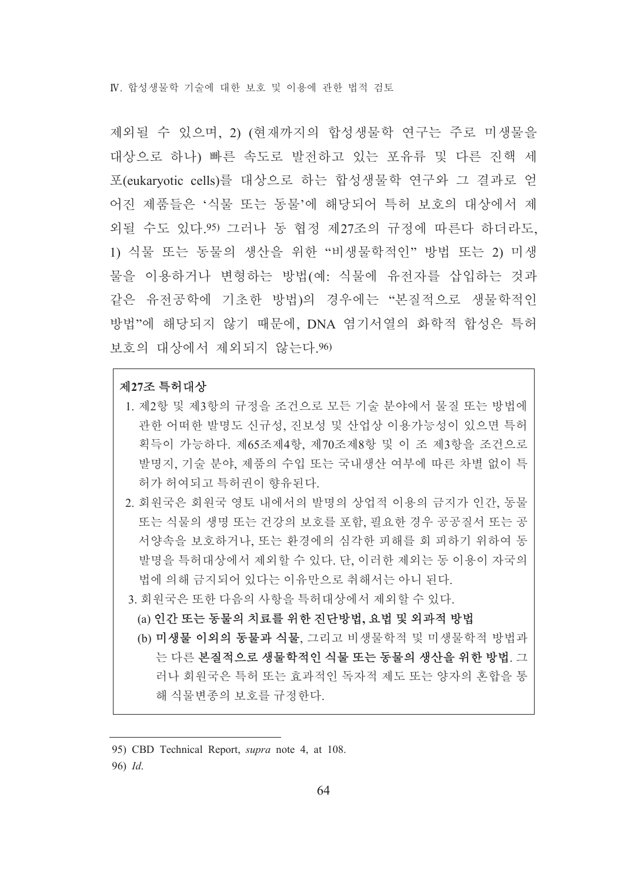제외될 수 있으며, 2) (현재까지의 합성생물학 연구는 주로 미생물을 대상으로 하나) 빠른 속도로 발전하고 있는 포유류 및 다른 진핵 세포(eukaryotic cells)를 대상으로 하는 합성생물학 연구와 그 결과로 얻어진 제품들은 '식물 또는 동물'에 해당되어 특허 보호의 대상에서 제외될 수도 있다.[95] 그러나 동 협정 제27조의 규정에 따른다 하더라도, 1) 식물 또는 동물의 생산을 위한 "비생물학적인" 방법 또는 2) 미생물을 이용하거나 변형하는 방법(예: 식물에 유전자를 삽입하는 것과 같은 유전공학에 기초한 방법)의 경우에는 "본질적으로 생물학적인 방법"에 해당되지 않기 때문에, DNA 염기서열의 화학적 합성은 특허 보호의 대상에서 제외되지 않는다.[96]

**제27조 특허대상**

1. 제2항 및 제3항의 규정을 조건으로 모든 기술 분야에서 물질 또는 방법에 관한 어떠한 발명도 신규성, 진보성 및 산업상 이용가능성이 있으면 특허 획득이 가능하다. 제65조제4항, 제70조제8항 및 이 조 제3항을 조건으로 발명지, 기술 분야, 제품의 수입 또는 국내생산 여부에 따른 차별 없이 특허가 허여되고 특허권이 향유된다.
2. 회원국은 회원국 영토 내에서의 발명의 상업적 이용의 금지가 인간, 동물 또는 식물의 생명 또는 건강의 보호를 포함, 필요한 경우 공공질서 또는 공서양속을 보호하거나, 또는 환경에의 심각한 피해를 회 피하기 위하여 동 발명을 특허대상에서 제외할 수 있다. 단, 이러한 제외는 동 이용이 자국의 법에 의해 금지되어 있다는 이유만으로 취해서는 아니 된다.
3. 회원국은 또한 다음의 사항을 특허대상에서 제외할 수 있다.
   (a) **인간 또는 동물의 치료를 위한 진단방법, 요법 및 외과적 방법**
   (b) **미생물 이외의 동물과 식물**, 그리고 비생물학적 및 미생물학적 방법과는 다른 **본질적으로 생물학적인 식물 또는 동물의 생산을 위한 방법**. 그러나 회원국은 특허 또는 효과적인 독자적 제도 또는 양자의 혼합을 통해 식물변종의 보호를 규정한다.

---

95) CBD Technical Report, *supra* note 4, at 108.

96) *Id*.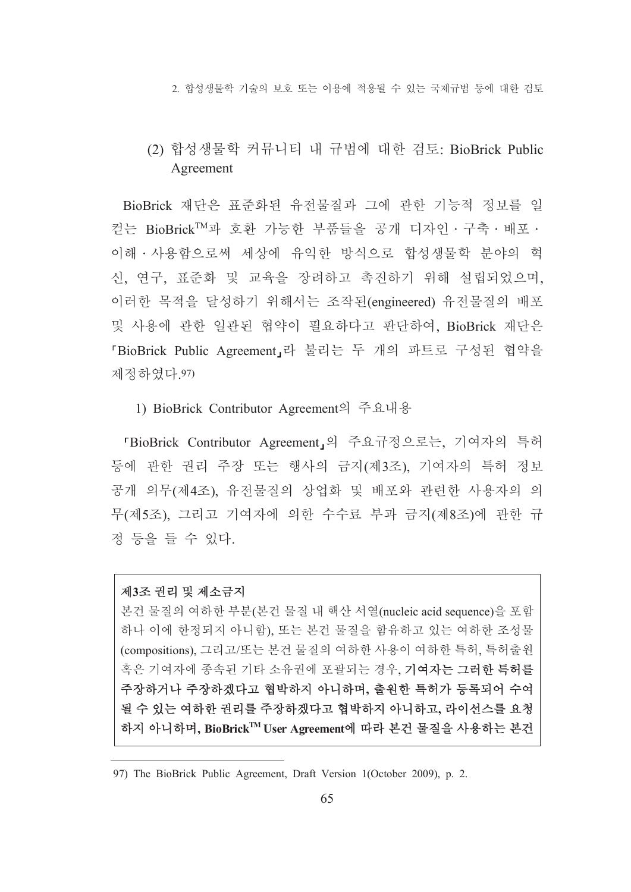### (2) 합성생물학 커뮤니티 내 규범에 대한 검토: BioBrick Public Agreement

BioBrick 재단은 표준화된 유전물질과 그에 관한 기능적 정보를 일컫는 BioBrick™과 호환 가능한 부품들을 공개 디자인·구축·배포·이해·사용함으로써 세상에 유익한 방식으로 합성생물학 분야의 혁신, 연구, 표준화 및 교육을 장려하고 촉진하기 위해 설립되었으며, 이러한 목적을 달성하기 위해서는 조작된(engineered) 유전물질의 배포 및 사용에 관한 일관된 협약이 필요하다고 판단하여, BioBrick 재단은 「BioBrick Public Agreement」라 불리는 두 개의 파트로 구성된 협약을 제정하였다.[97]

#### 1) BioBrick Contributor Agreement의 주요내용

「BioBrick Contributor Agreement」의 주요규정으로는, 기여자의 특허 등에 관한 권리 주장 또는 행사의 금지(제3조), 기여자의 특허 정보 공개 의무(제4조), 유전물질의 상업화 및 배포와 관련한 사용자의 의무(제5조), 그리고 기여자에 의한 수수료 부과 금지(제8조)에 관한 규정 등을 들 수 있다.

> **제3조 권리 및 제소금지**
>
> 본건 물질의 여하한 부분(본건 물질 내 핵산 서열(nucleic acid sequence)을 포함하나 이에 한정되지 아니함), 또는 본건 물질을 함유하고 있는 여하한 조성물(compositions), 그리고/또는 본건 물질의 여하한 사용이 여하한 특허, 특허출원 혹은 기여자에 종속된 기타 소유권에 포괄되는 경우, **기여자는 그러한 특허를 주장하거나 주장하겠다고 협박하지 아니하며, 출원한 특허가 등록되어 수여될 수 있는 여하한 권리를 주장하겠다고 협박하지 아니하고, 라이선스를 요청하지 아니하며, BioBrick™ User Agreement에 따라 본건 물질을 사용하는 본건**

[97] The BioBrick Public Agreement, Draft Version 1(October 2009), p. 2.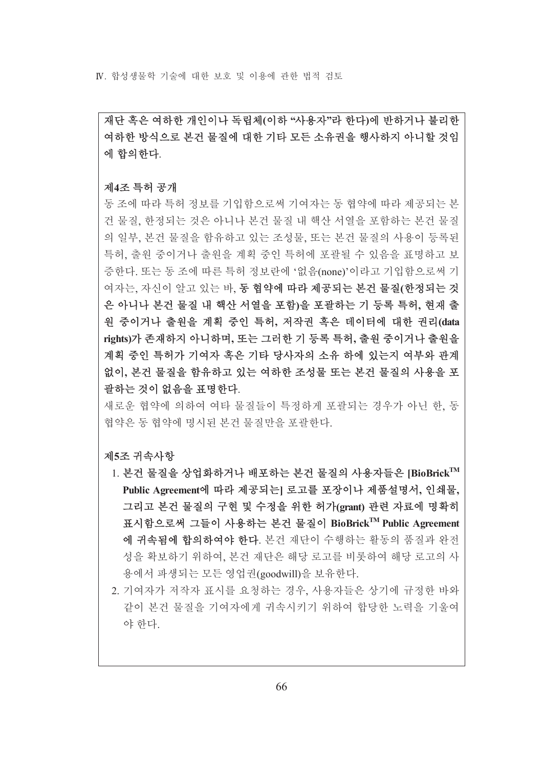**재단 혹은 여하한 개인이나 독립체(이하 "사용자"라 한다)에 반하거나 불리한 여하한 방식으로 본건 물질에 대한 기타 모든 소유권을 행사하지 아니할 것임에 합의한다.**

**제4조 특허 공개**

동 조에 따라 특허 정보를 기입함으로써 기여자는 동 협약에 따라 제공되는 본건 물질, 한정되는 것은 아니나 본건 물질 내 핵산 서열을 포함하는 본건 물질의 일부, 본건 물질을 함유하고 있는 조성물, 또는 본건 물질의 사용이 등록된 특허, 출원 중이거나 출원을 계획 중인 특허에 포괄될 수 있음을 표명하고 보증한다. 또는 동 조에 따른 특허 정보란에 '없음(none)'이라고 기입함으로써 기여자는, 자신이 알고 있는 바, **동 협약에 따라 제공되는 본건 물질(한정되는 것은 아니나 본건 물질 내 핵산 서열을 포함)을 포괄하는 기 등록 특허, 현재 출원 중이거나 출원을 계획 중인 특허, 저작권 혹은 데이터에 대한 권리(data rights)가 존재하지 아니하며, 또는 그러한 기 등록 특허, 출원 중이거나 출원을 계획 중인 특허가 기여자 혹은 기타 당사자의 소유 하에 있는지 여부와 관계없이, 본건 물질을 함유하고 있는 여하한 조성물 또는 본건 물질의 사용을 포괄하는 것이 없음을 표명한다.**

새로운 협약에 의하여 여타 물질들이 특정하게 포괄되는 경우가 아닌 한, 동 협약은 동 협약에 명시된 본건 물질만을 포괄한다.

**제5조 귀속사항**

1. **본건 물질을 상업화하거나 배포하는 본건 물질의 사용자들은 [BioBrick™ Public Agreement에 따라 제공되는] 로고를 포장이나 제품설명서, 인쇄물, 그리고 본건 물질의 구현 및 수정을 위한 허가(grant) 관련 자료에 명확히 표시함으로써 그들이 사용하는 본건 물질이 BioBrick™ Public Agreement에 귀속됨에 합의하여야 한다.** 본건 재단이 수행하는 활동의 품질과 완전성을 확보하기 위하여, 본건 재단은 해당 로고를 비롯하여 해당 로고의 사용에서 파생되는 모든 영업권(goodwill)을 보유한다.
2. 기여자가 저작자 표시를 요청하는 경우, 사용자들은 상기에 규정한 바와 같이 본건 물질을 기여자에게 귀속시키기 위하여 합당한 노력을 기울여야 한다.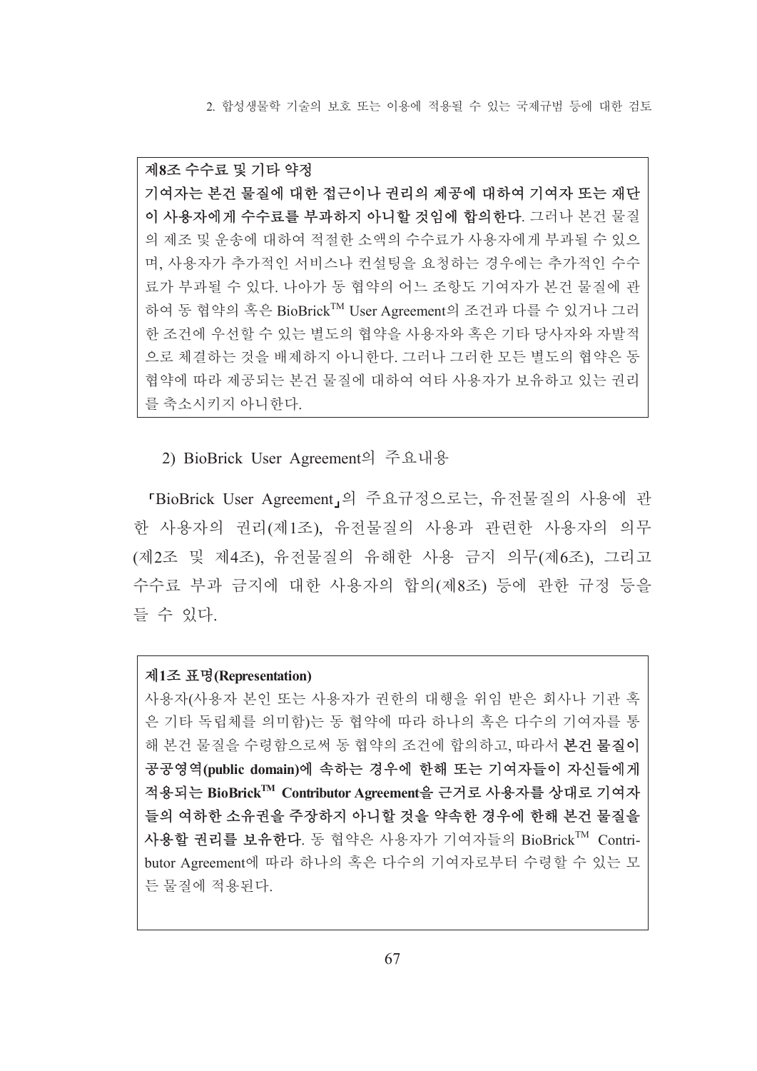**제8조 수수료 및 기타 약정**

**기여자는 본건 물질에 대한 접근이나 권리의 제공에 대하여 기여자 또는 재단이 사용자에게 수수료를 부과하지 아니할 것임에 합의한다**. 그러나 본건 물질의 제조 및 운송에 대하여 적절한 소액의 수수료가 사용자에게 부과될 수 있으며, 사용자가 추가적인 서비스나 컨설팅을 요청하는 경우에는 추가적인 수수료가 부과될 수 있다. 나아가 동 협약의 어느 조항도 기여자가 본건 물질에 관하여 동 협약의 혹은 BioBrick™ User Agreement의 조건과 다를 수 있거나 그러한 조건에 우선할 수 있는 별도의 협약을 사용자와 혹은 기타 당사자와 자발적으로 체결하는 것을 배제하지 아니한다. 그러나 그러한 모든 별도의 협약은 동 협약에 따라 제공되는 본건 물질에 대하여 여타 사용자가 보유하고 있는 권리를 축소시키지 아니한다.

2) BioBrick User Agreement의 주요내용

「BioBrick User Agreement」의 주요규정으로는, 유전물질의 사용에 관한 사용자의 권리(제1조), 유전물질의 사용과 관련한 사용자의 의무(제2조 및 제4조), 유전물질의 유해한 사용 금지 의무(제6조), 그리고 수수료 부과 금지에 대한 사용자의 합의(제8조) 등에 관한 규정 등을 들 수 있다.

**제1조 표명(Representation)**

사용자(사용자 본인 또는 사용자가 권한의 대행을 위임 받은 회사나 기관 혹은 기타 독립체를 의미함)는 동 협약에 따라 하나의 혹은 다수의 기여자를 통해 본건 물질을 수령함으로써 동 협약의 조건에 합의하고, 따라서 **본건 물질이 공공영역(public domain)에 속하는 경우에 한해 또는 기여자들이 자신들에게 적용되는 BioBrick™ Contributor Agreement을 근거로 사용자를 상대로 기여자들의 여하한 소유권을 주장하지 아니할 것을 약속한 경우에 한해 본건 물질을 사용할 권리를 보유한다**. 동 협약은 사용자가 기여자들의 BioBrick™ Contributor Agreement에 따라 하나의 혹은 다수의 기여자로부터 수령할 수 있는 모든 물질에 적용된다.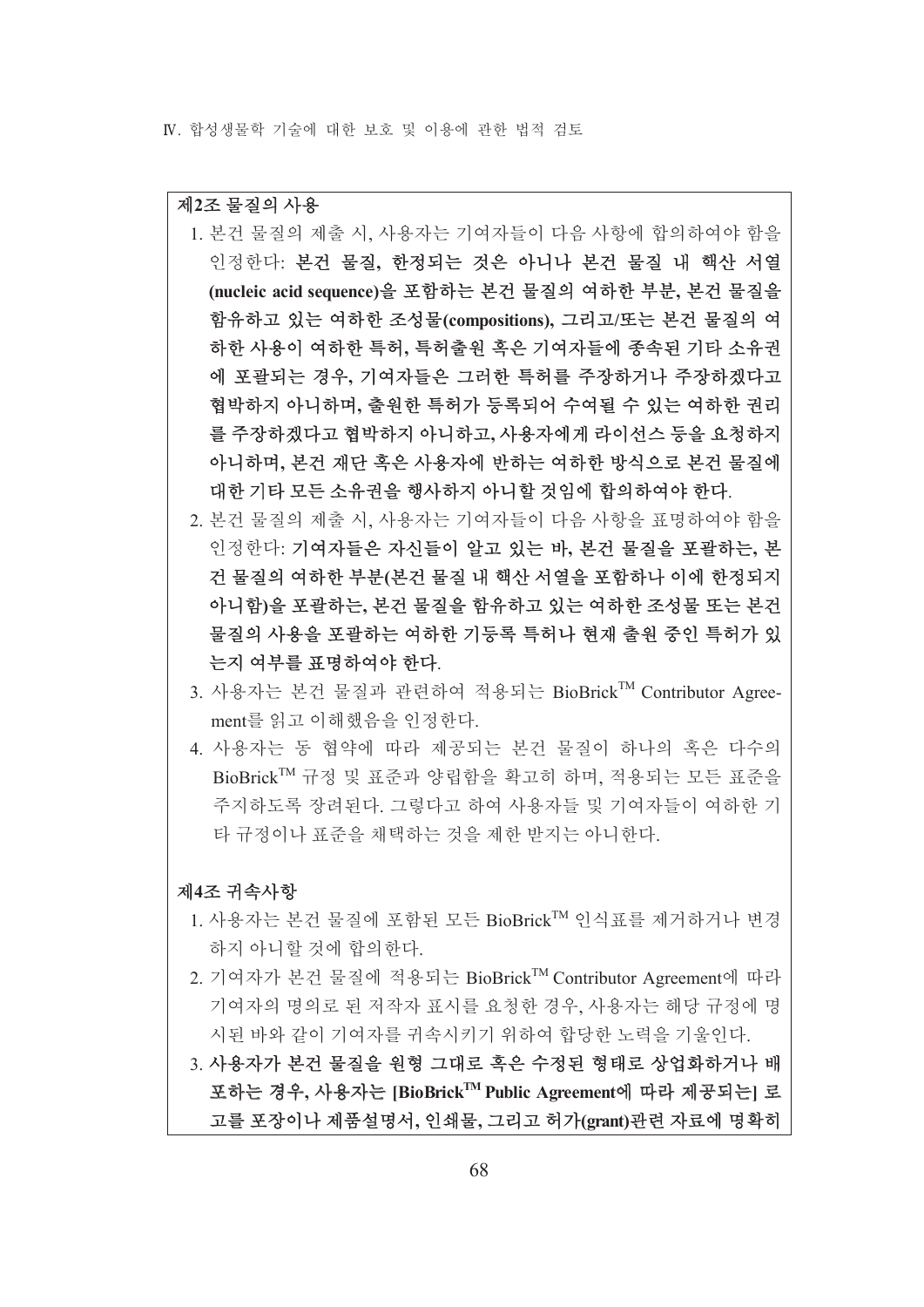**제2조 물질의 사용**

1. 본건 물질의 제출 시, 사용자는 기여자들이 다음 사항에 합의하여야 함을 인정한다: **본건 물질, 한정되는 것은 아니나 본건 물질 내 핵산 서열 (nucleic acid sequence)을 포함하는 본건 물질의 여하한 부분, 본건 물질을 함유하고 있는 여하한 조성물(compositions), 그리고/또는 본건 물질의 여하한 사용이 여하한 특허, 특허출원 혹은 기여자들에 종속된 기타 소유권에 포괄되는 경우, 기여자들은 그러한 특허를 주장하거나 주장하겠다고 협박하지 아니하며, 출원한 특허가 등록되어 수여될 수 있는 여하한 권리를 주장하겠다고 협박하지 아니하고, 사용자에게 라이선스 등을 요청하지 아니하며, 본건 재단 혹은 사용자에 반하는 여하한 방식으로 본건 물질에 대한 기타 모든 소유권을 행사하지 아니할 것임에 합의하여야 한다.**
2. 본건 물질의 제출 시, 사용자는 기여자들이 다음 사항을 표명하여야 함을 인정한다: **기여자들은 자신들이 알고 있는 바, 본건 물질을 포괄하는, 본건 물질의 여하한 부분(본건 물질 내 핵산 서열을 포함하나 이에 한정되지 아니함)을 포괄하는, 본건 물질을 함유하고 있는 여하한 조성물 또는 본건 물질의 사용을 포괄하는 여하한 기등록 특허나 현재 출원 중인 특허가 있는지 여부를 표명하여야 한다.**
3. 사용자는 본건 물질과 관련하여 적용되는 BioBrick™ Contributor Agreement를 읽고 이해했음을 인정한다.
4. 사용자는 동 협약에 따라 제공되는 본건 물질이 하나의 혹은 다수의 BioBrick™ 규정 및 표준과 양립함을 확고히 하며, 적용되는 모든 표준을 주지하도록 장려된다. 그렇다고 하여 사용자들 및 기여자들이 여하한 기타 규정이나 표준을 채택하는 것을 제한 받지는 아니한다.

**제4조 귀속사항**

1. 사용자는 본건 물질에 포함된 모든 BioBrick™ 인식표를 제거하거나 변경하지 아니할 것에 합의한다.
2. 기여자가 본건 물질에 적용되는 BioBrick™ Contributor Agreement에 따라 기여자의 명의로 된 저작자 표시를 요청한 경우, 사용자는 해당 규정에 명시된 바와 같이 기여자를 귀속시키기 위하여 합당한 노력을 기울인다.
3. **사용자가 본건 물질을 원형 그대로 혹은 수정된 형태로 상업화하거나 배포하는 경우, 사용자는 [BioBrick™ Public Agreement에 따라 제공되는] 로고를 포장이나 제품설명서, 인쇄물, 그리고 허가(grant)관련 자료에 명확히**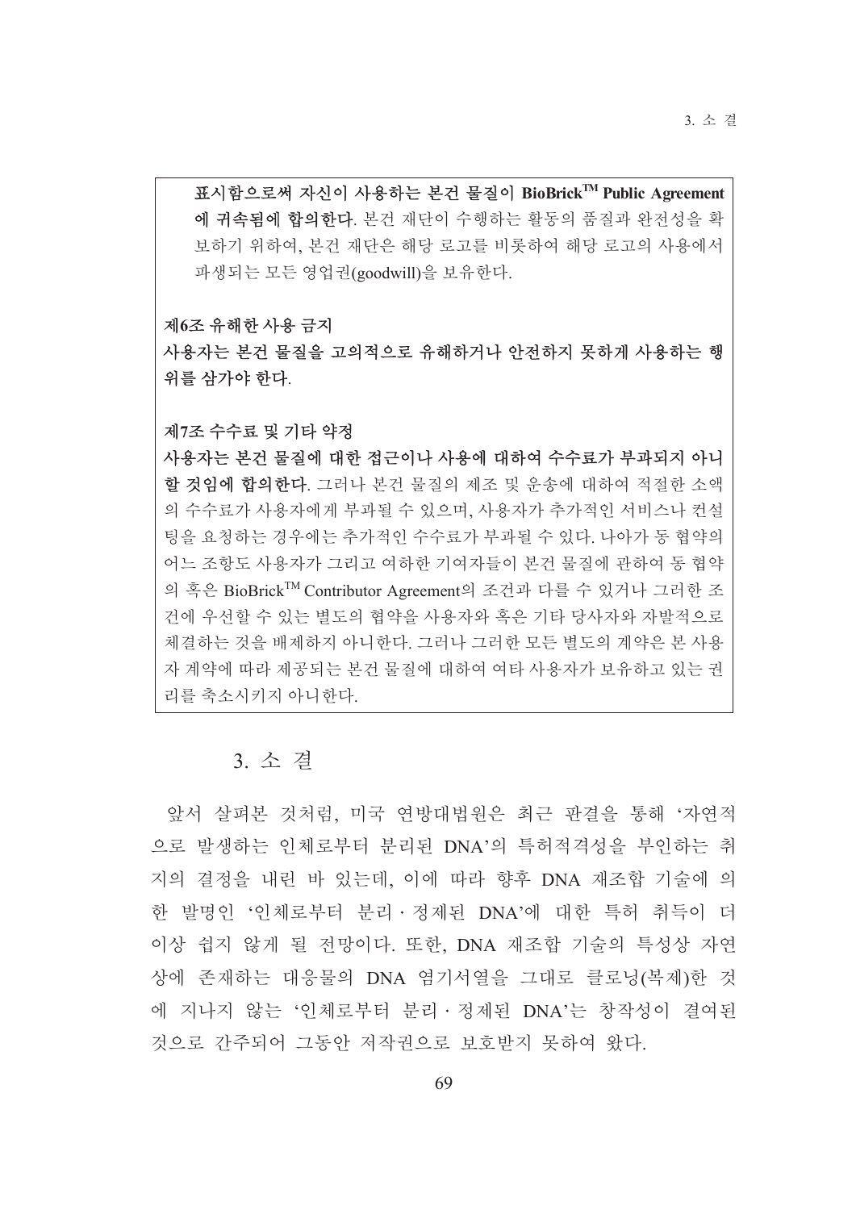**표시함으로써 자신이 사용하는 본건 물질이 BioBrick™ Public Agreement에 귀속됨에 합의한다**. 본건 재단이 수행하는 활동의 품질과 완전성을 확보하기 위하여, 본건 재단은 해당 로고를 비롯하여 해당 로고의 사용에서 파생되는 모든 영업권(goodwill)을 보유한다.

**제6조 유해한 사용 금지**

**사용자는 본건 물질을 고의적으로 유해하거나 안전하지 못하게 사용하는 행위를 삼가야 한다.**

**제7조 수수료 및 기타 약정**

**사용자는 본건 물질에 대한 접근이나 사용에 대하여 수수료가 부과되지 아니할 것임에 합의한다**. 그러나 본건 물질의 제조 및 운송에 대하여 적절한 소액의 수수료가 사용자에게 부과될 수 있으며, 사용자가 추가적인 서비스나 컨설팅을 요청하는 경우에는 추가적인 수수료가 부과될 수 있다. 나아가 동 협약의 어느 조항도 사용자가 그리고 여하한 기여자들이 본건 물질에 관하여 동 협약의 혹은 BioBrick™ Contributor Agreement의 조건과 다를 수 있거나 그러한 조건에 우선할 수 있는 별도의 협약을 사용자와 혹은 기타 당사자와 자발적으로 체결하는 것을 배제하지 아니한다. 그러나 그러한 모든 별도의 계약은 본 사용자 계약에 따라 제공되는 본건 물질에 대하여 여타 사용자가 보유하고 있는 권리를 축소시키지 아니한다.

## 3. 소 결

앞서 살펴본 것처럼, 미국 연방대법원은 최근 판결을 통해 '자연적으로 발생하는 인체로부터 분리된 DNA'의 특허적격성을 부인하는 취지의 결정을 내린 바 있는데, 이에 따라 향후 DNA 재조합 기술에 의한 발명인 '인체로부터 분리 · 정제된 DNA'에 대한 특허 취득이 더 이상 쉽지 않게 될 전망이다. 또한, DNA 재조합 기술의 특성상 자연상에 존재하는 대응물의 DNA 염기서열을 그대로 클로닝(복제)한 것에 지나지 않는 '인체로부터 분리 · 정제된 DNA'는 창작성이 결여된 것으로 간주되어 그동안 저작권으로 보호받지 못하여 왔다.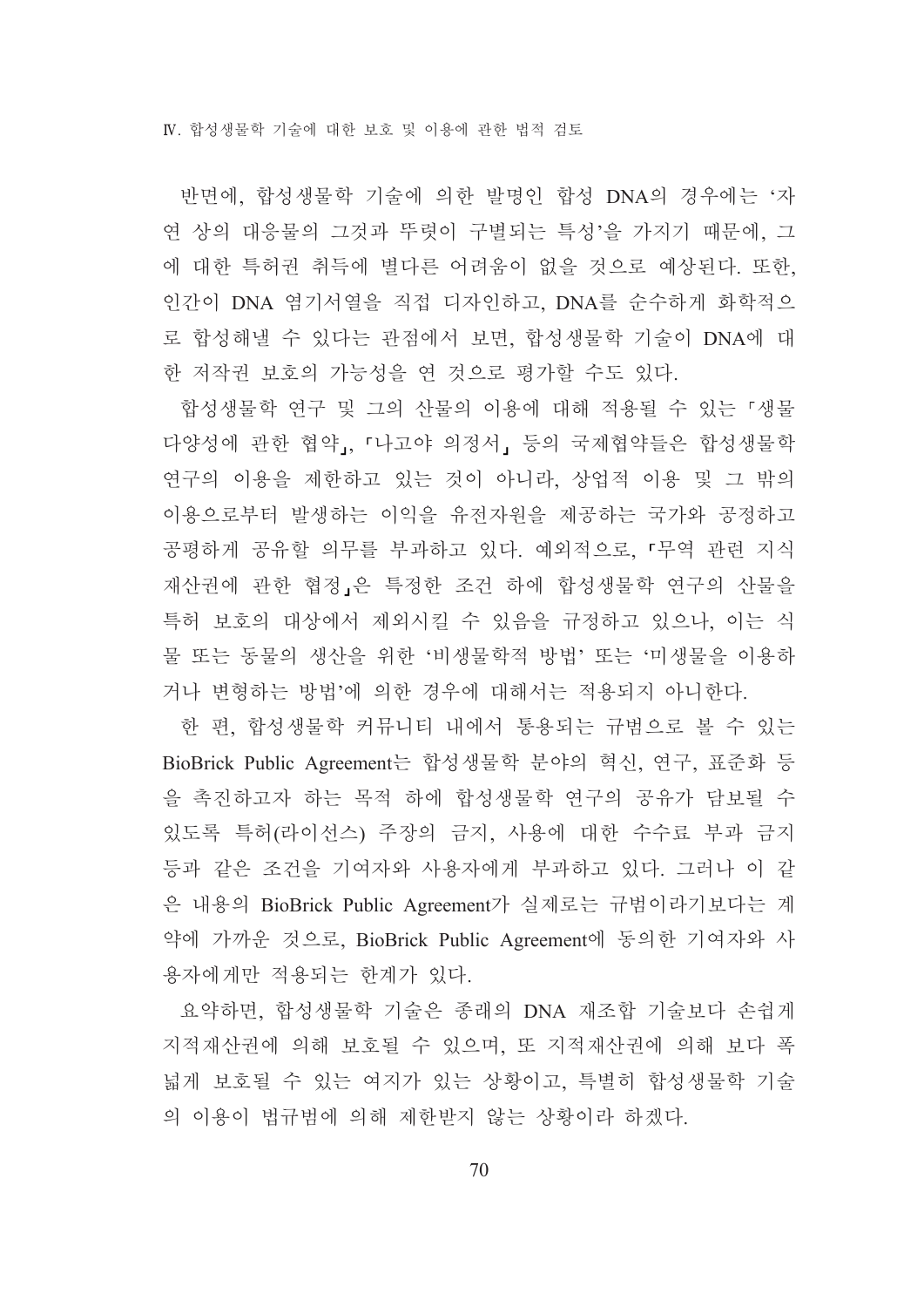반면에, 합성생물학 기술에 의한 발명인 합성 DNA의 경우에는 '자연 상의 대응물의 그것과 뚜렷이 구별되는 특성'을 가지기 때문에, 그에 대한 특허권 취득에 별다른 어려움이 없을 것으로 예상된다. 또한, 인간이 DNA 염기서열을 직접 디자인하고, DNA를 순수하게 화학적으로 합성해낼 수 있다는 관점에서 보면, 합성생물학 기술이 DNA에 대한 저작권 보호의 가능성을 연 것으로 평가할 수도 있다.

합성생물학 연구 및 그의 산물의 이용에 대해 적용될 수 있는 「생물다양성에 관한 협약」, 「나고야 의정서」 등의 국제협약들은 합성생물학 연구의 이용을 제한하고 있는 것이 아니라, 상업적 이용 및 그 밖의 이용으로부터 발생하는 이익을 유전자원을 제공하는 국가와 공정하고 공평하게 공유할 의무를 부과하고 있다. 예외적으로, 「무역 관련 지식재산권에 관한 협정」은 특정한 조건 하에 합성생물학 연구의 산물을 특허 보호의 대상에서 제외시킬 수 있음을 규정하고 있으나, 이는 식물 또는 동물의 생산을 위한 '비생물학적 방법' 또는 '미생물을 이용하거나 변형하는 방법'에 의한 경우에 대해서는 적용되지 아니한다.

한 편, 합성생물학 커뮤니티 내에서 통용되는 규범으로 볼 수 있는 BioBrick Public Agreement는 합성생물학 분야의 혁신, 연구, 표준화 등을 촉진하고자 하는 목적 하에 합성생물학 연구의 공유가 담보될 수 있도록 특허(라이선스) 주장의 금지, 사용에 대한 수수료 부과 금지 등과 같은 조건을 기여자와 사용자에게 부과하고 있다. 그러나 이 같은 내용의 BioBrick Public Agreement가 실제로는 규범이라기보다는 계약에 가까운 것으로, BioBrick Public Agreement에 동의한 기여자와 사용자에게만 적용되는 한계가 있다.

요약하면, 합성생물학 기술은 종래의 DNA 재조합 기술보다 손쉽게 지적재산권에 의해 보호될 수 있으며, 또 지적재산권에 의해 보다 폭넓게 보호될 수 있는 여지가 있는 상황이고, 특별히 합성생물학 기술의 이용이 법규범에 의해 제한받지 않는 상황이라 하겠다.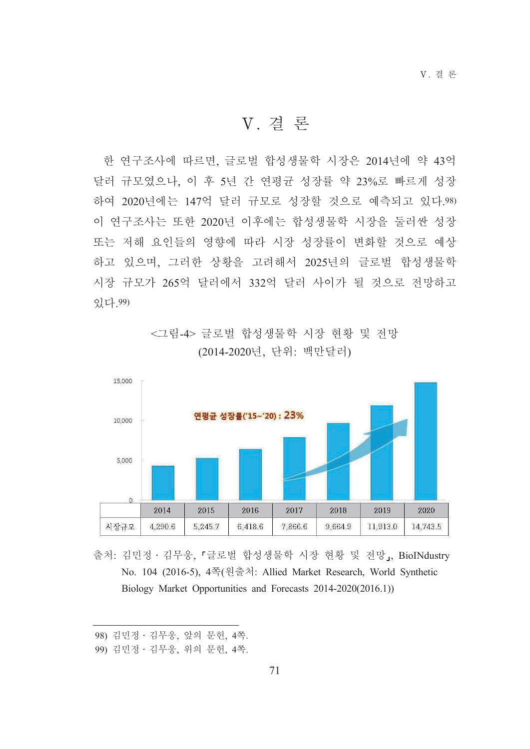# V. 결 론

한 연구조사에 따르면, 글로벌 합성생물학 시장은 2014년에 약 43억 달러 규모였으나, 이 후 5년 간 연평균 성장률 약 23%로 빠르게 성장하여 2020년에는 147억 달러 규모로 성장할 것으로 예측되고 있다.[98] 이 연구조사는 또한 2020년 이후에는 합성생물학 시장을 둘러싼 성장 또는 저해 요인들의 영향에 따라 시장 성장률이 변화할 것으로 예상하고 있으며, 그러한 상황을 고려해서 2025년의 글로벌 합성생물학 시장 규모가 265억 달러에서 332억 달러 사이가 될 것으로 전망하고 있다.[99]

<그림-4> 글로벌 합성생물학 시장 현황 및 전망
(2014-2020년, 단위: 백만달러)

연평균 성장률('15~'20) : 23%

|  | 2014 | 2015 | 2016 | 2017 | 2018 | 2019 | 2020 |
|---|---|---|---|---|---|---|---|
| 시장규모 | 4,290.6 | 5,245.7 | 6,418.6 | 7,866.6 | 9,664.9 | 11,913.0 | 14,743.5 |

출처: 김민정 · 김무웅, 「글로벌 합성생물학 시장 현황 및 전망」, BioINdustry No. 104 (2016-5), 4쪽(원출처: Allied Market Research, World Synthetic Biology Market Opportunities and Forecasts 2014-2020(2016.1))

---

98) 김민정 · 김무웅, 앞의 문헌, 4쪽.

99) 김민정 · 김무웅, 위의 문헌, 4쪽.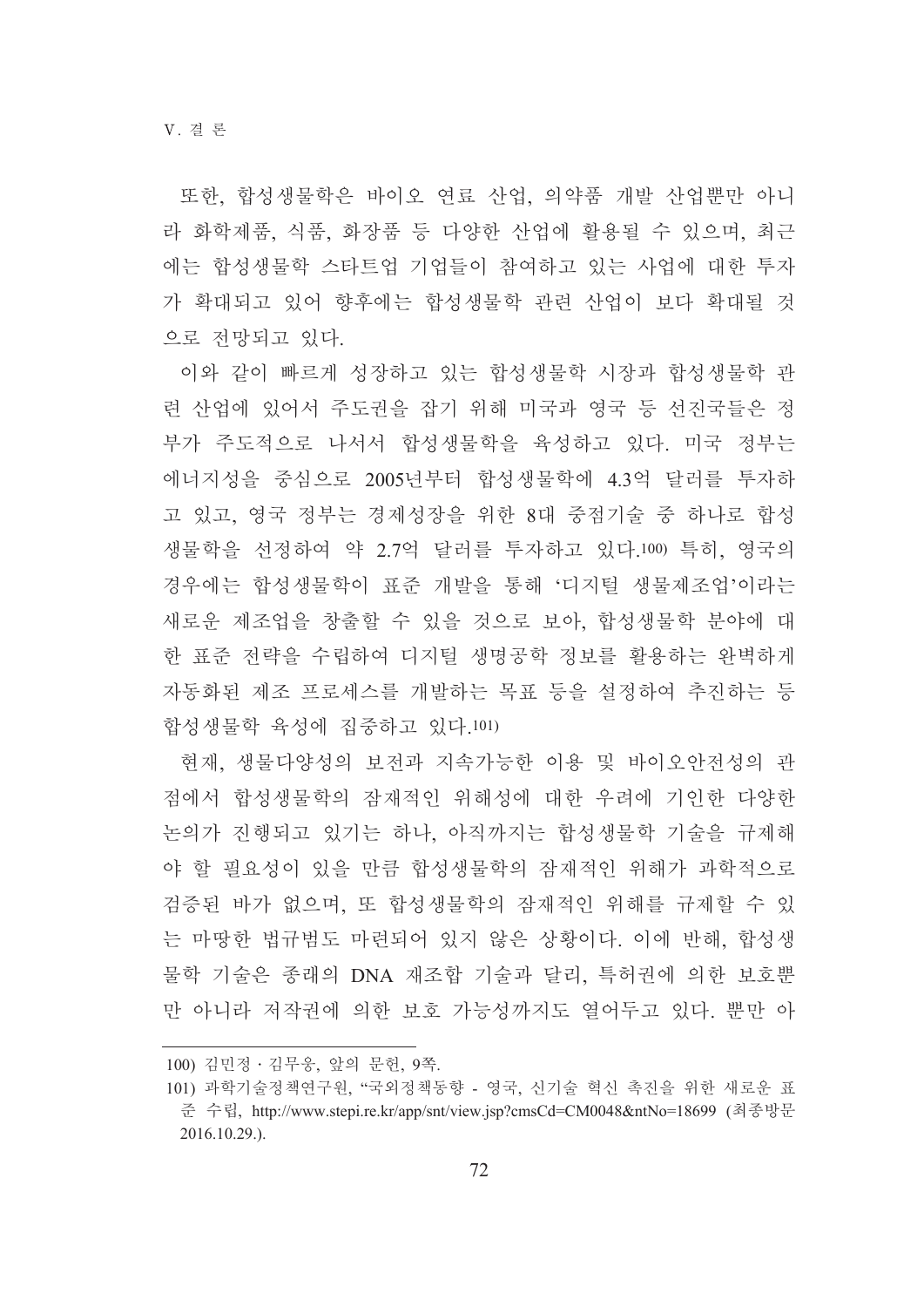또한, 합성생물학은 바이오 연료 산업, 의약품 개발 산업뿐만 아니라 화학제품, 식품, 화장품 등 다양한 산업에 활용될 수 있으며, 최근에는 합성생물학 스타트업 기업들이 참여하고 있는 사업에 대한 투자가 확대되고 있어 향후에는 합성생물학 관련 산업이 보다 확대될 것으로 전망되고 있다.

이와 같이 빠르게 성장하고 있는 합성생물학 시장과 합성생물학 관련 산업에 있어서 주도권을 잡기 위해 미국과 영국 등 선진국들은 정부가 주도적으로 나서서 합성생물학을 육성하고 있다. 미국 정부는 에너지성을 중심으로 2005년부터 합성생물학에 4.3억 달러를 투자하고 있고, 영국 정부는 경제성장을 위한 8대 중점기술 중 하나로 합성생물학을 선정하여 약 2.7억 달러를 투자하고 있다.[100] 특히, 영국의 경우에는 합성생물학이 표준 개발을 통해 '디지털 생물제조업'이라는 새로운 제조업을 창출할 수 있을 것으로 보아, 합성생물학 분야에 대한 표준 전략을 수립하여 디지털 생명공학 정보를 활용하는 완벽하게 자동화된 제조 프로세스를 개발하는 목표 등을 설정하여 추진하는 등 합성생물학 육성에 집중하고 있다.[101]

현재, 생물다양성의 보전과 지속가능한 이용 및 바이오안전성의 관점에서 합성생물학의 잠재적인 위해성에 대한 우려에 기인한 다양한 논의가 진행되고 있기는 하나, 아직까지는 합성생물학 기술을 규제해야 할 필요성이 있을 만큼 합성생물학의 잠재적인 위해가 과학적으로 검증된 바가 없으며, 또 합성생물학의 잠재적인 위해를 규제할 수 있는 마땅한 법규범도 마련되어 있지 않은 상황이다. 이에 반해, 합성생물학 기술은 종래의 DNA 재조합 기술과 달리, 특허권에 의한 보호뿐만 아니라 저작권에 의한 보호 가능성까지도 열어두고 있다. 뿐만 아

---

100) 김민정 · 김무웅, 앞의 문헌, 9쪽.

101) 과학기술정책연구원, "국외정책동향 - 영국, 신기술 혁신 촉진을 위한 새로운 표준 수립, http://www.stepi.re.kr/app/snt/view.jsp?cmsCd=CM0048&ntNo=18699 (최종방문 2016.10.29.).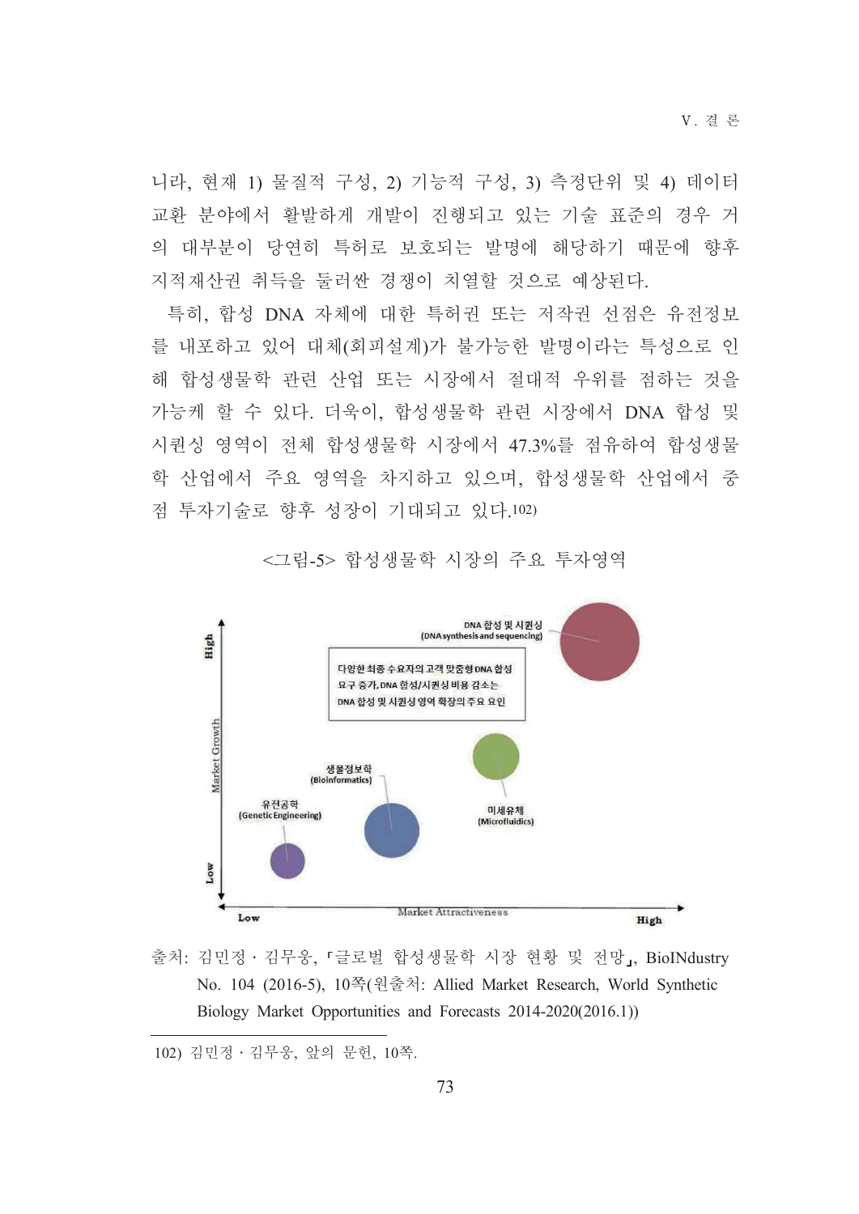니라, 현재 1) 물질적 구성, 2) 기능적 구성, 3) 측정단위 및 4) 데이터 교환 분야에서 활발하게 개발이 진행되고 있는 기술 표준의 경우 거의 대부분이 당연히 특허로 보호되는 발명에 해당하기 때문에 향후 지적재산권 취득을 둘러싼 경쟁이 치열할 것으로 예상된다.

특히, 합성 DNA 자체에 대한 특허권 또는 저작권 선점은 유전정보를 내포하고 있어 대체(회피설계)가 불가능한 발명이라는 특성으로 인해 합성생물학 관련 산업 또는 시장에서 절대적 우위를 점하는 것을 가능케 할 수 있다. 더욱이, 합성생물학 관련 시장에서 DNA 합성 및 시퀀싱 영역이 전체 합성생물학 시장에서 47.3%를 점유하여 합성생물학 산업에서 주요 영역을 차지하고 있으며, 합성생물학 산업에서 중점 투자기술로 향후 성장이 기대되고 있다.[102)]

<그림-5> 합성생물학 시장의 주요 투자영역

출처: 김민정 · 김무웅, 「글로벌 합성생물학 시장 현황 및 전망」, BioINdustry No. 104 (2016-5), 10쪽(원출처: Allied Market Research, World Synthetic Biology Market Opportunities and Forecasts 2014-2020(2016.1))

---

102) 김민정 · 김무웅, 앞의 문헌, 10쪽.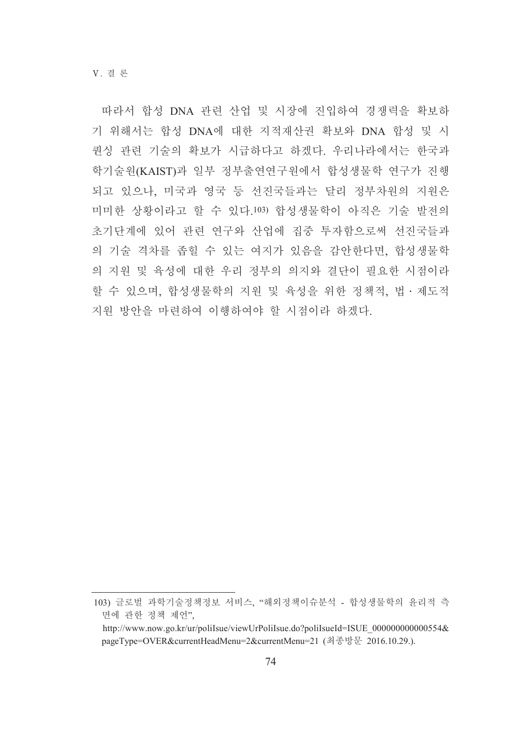따라서 합성 DNA 관련 산업 및 시장에 진입하여 경쟁력을 확보하기 위해서는 합성 DNA에 대한 지적재산권 확보와 DNA 합성 및 시퀀싱 관련 기술의 확보가 시급하다고 하겠다. 우리나라에서는 한국과학기술원(KAIST)과 일부 정부출연연구원에서 합성생물학 연구가 진행되고 있으나, 미국과 영국 등 선진국들과는 달리 정부차원의 지원은 미미한 상황이라고 할 수 있다.[103] 합성생물학이 아직은 기술 발전의 초기단계에 있어 관련 연구와 산업에 집중 투자함으로써 선진국들과의 기술 격차를 좁힐 수 있는 여지가 있음을 감안한다면, 합성생물학의 지원 및 육성에 대한 우리 정부의 의지와 결단이 필요한 시점이라 할 수 있으며, 합성생물학의 지원 및 육성을 위한 정책적, 법・제도적 지원 방안을 마련하여 이행하여야 할 시점이라 하겠다.

---

103) 글로벌 과학기술정책정보 서비스, "해외정책이슈분석 - 합성생물학의 윤리적 측면에 관한 정책 제언", http://www.now.go.kr/ur/poliIsue/viewUrPoliIsue.do?poliIsueId=ISUE_000000000000554&pageType=OVER&currentHeadMenu=2&currentMenu=21 (최종방문 2016.10.29.).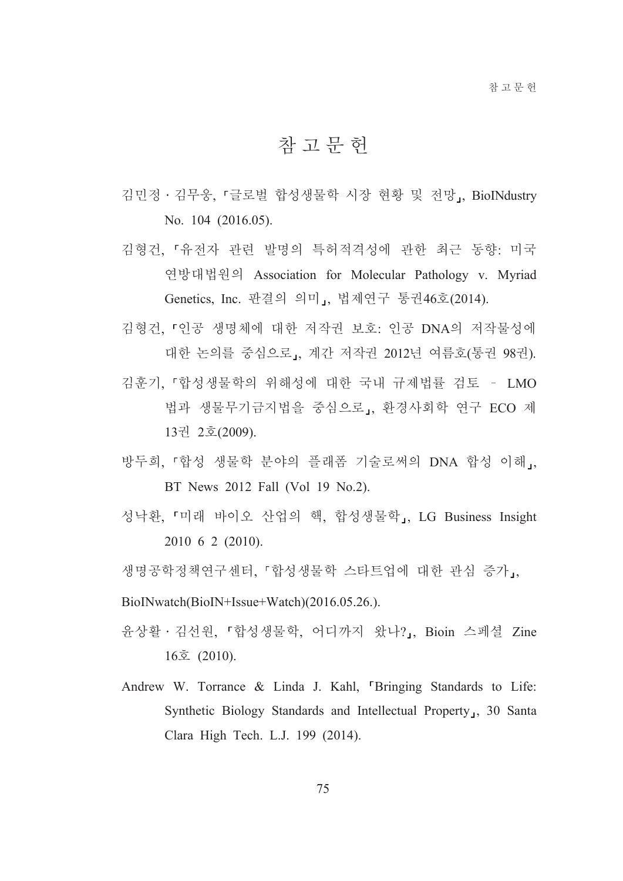# 참 고 문 헌

김민정 · 김무웅, 「글로벌 합성생물학 시장 현황 및 전망」, BioINdustry No. 104 (2016.05).

김형건, 「유전자 관련 발명의 특허적격성에 관한 최근 동향: 미국 연방대법원의 Association for Molecular Pathology v. Myriad Genetics, Inc. 판결의 의미」, 법제연구 통권46호(2014).

김형건, 「인공 생명체에 대한 저작권 보호: 인공 DNA의 저작물성에 대한 논의를 중심으로」, 계간 저작권 2012년 여름호(통권 98권).

김훈기, 「합성생물학의 위해성에 대한 국내 규제법률 검토 – LMO 법과 생물무기금지법을 중심으로」, 환경사회학 연구 ECO 제 13권 2호(2009).

방두희, 「합성 생물학 분야의 플래폼 기술로써의 DNA 합성 이해」, BT News 2012 Fall (Vol 19 No.2).

성낙환, 「미래 바이오 산업의 핵, 합성생물학」, LG Business Insight 2010 6 2 (2010).

생명공학정책연구센터, 「합성생물학 스타트업에 대한 관심 증가」, BioINwatch(BioIN+Issue+Watch)(2016.05.26.).

윤상활 · 김선원, 「합성생물학, 어디까지 왔나?」, Bioin 스페셜 Zine 16호 (2010).

Andrew W. Torrance & Linda J. Kahl, 「Bringing Standards to Life: Synthetic Biology Standards and Intellectual Property」, 30 Santa Clara High Tech. L.J. 199 (2014).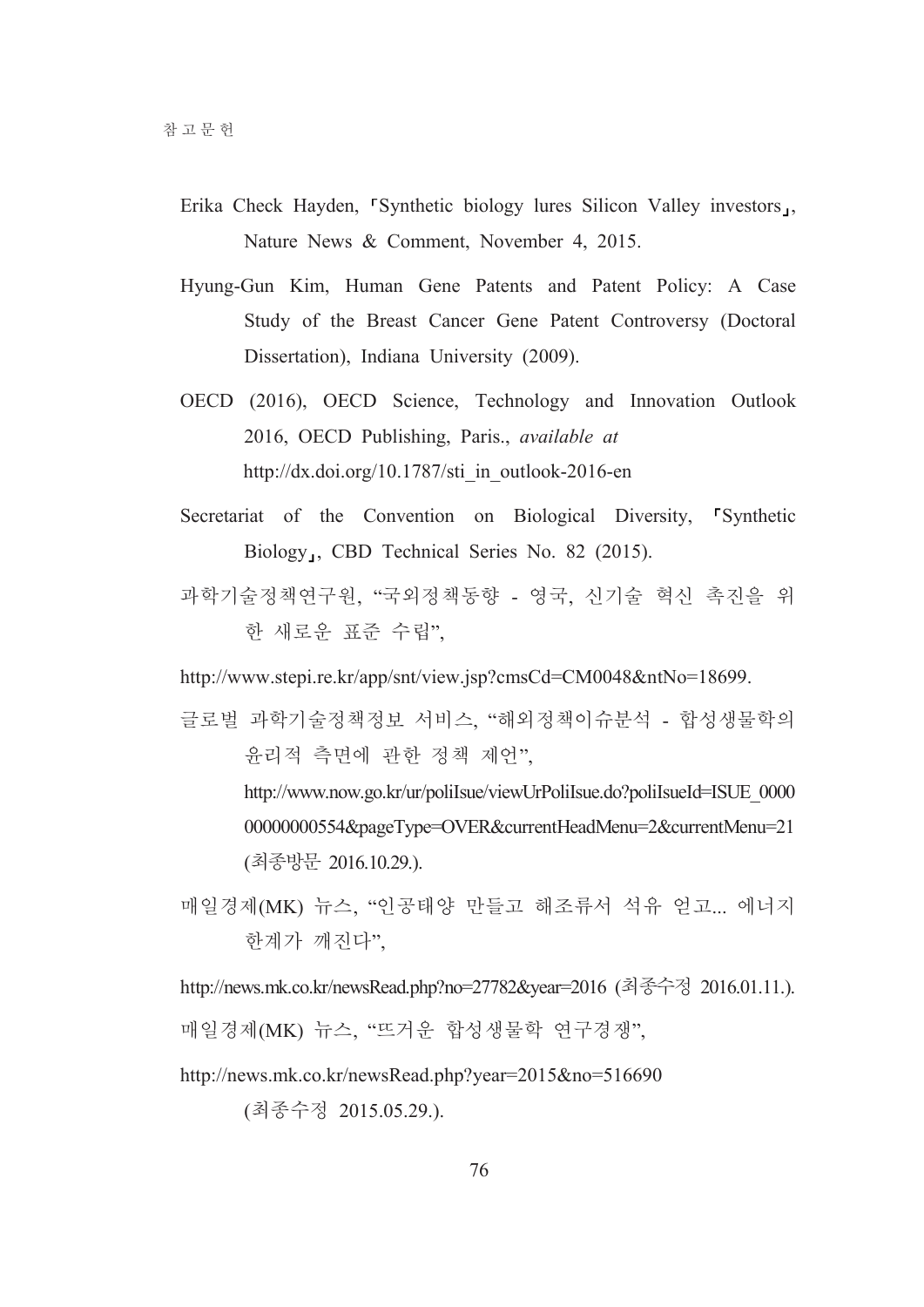Erika Check Hayden, 「Synthetic biology lures Silicon Valley investors」, Nature News & Comment, November 4, 2015.

Hyung-Gun Kim, Human Gene Patents and Patent Policy: A Case Study of the Breast Cancer Gene Patent Controversy (Doctoral Dissertation), Indiana University (2009).

OECD (2016), OECD Science, Technology and Innovation Outlook 2016, OECD Publishing, Paris., *available at* http://dx.doi.org/10.1787/sti_in_outlook-2016-en

Secretariat of the Convention on Biological Diversity, 「Synthetic Biology」, CBD Technical Series No. 82 (2015).

과학기술정책연구원, "국외정책동향 - 영국, 신기술 혁신 촉진을 위한 새로운 표준 수립",

http://www.stepi.re.kr/app/snt/view.jsp?cmsCd=CM0048&ntNo=18699.

글로벌 과학기술정책정보 서비스, "해외정책이슈분석 - 합성생물학의 윤리적 측면에 관한 정책 제언",
http://www.now.go.kr/ur/poliIsue/viewUrPoliIsue.do?poliIsueId=ISUE_000000000000554&pageType=OVER&currentHeadMenu=2&currentMenu=21 (최종방문 2016.10.29.).

매일경제(MK) 뉴스, "인공태양 만들고 해조류서 석유 얻고... 에너지 한계가 깨진다",

http://news.mk.co.kr/newsRead.php?no=27782&year=2016 (최종수정 2016.01.11.).

매일경제(MK) 뉴스, "뜨거운 합성생물학 연구경쟁",

http://news.mk.co.kr/newsRead.php?year=2015&no=516690 (최종수정 2015.05.29.).